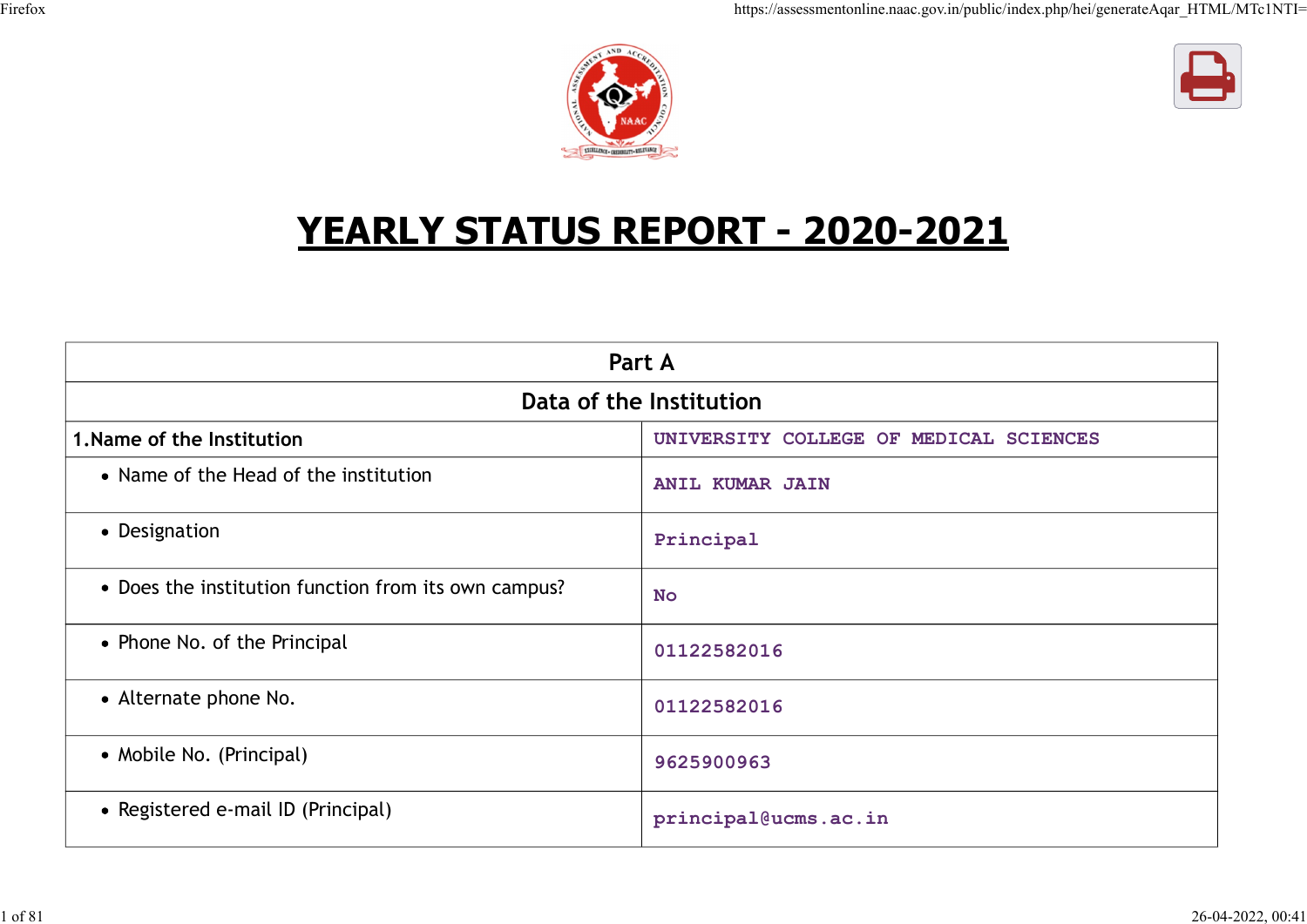# YEARLY STATUS REPORT - 2020-2021

| Part A | |
|---|---|
| **Data of the Institution** | |
| **1.Name of the Institution** | UNIVERSITY COLLEGE OF MEDICAL SCIENCES |
| • Name of the Head of the institution | ANIL KUMAR JAIN |
| • Designation | Principal |
| • Does the institution function from its own campus? | No |
| • Phone No. of the Principal | 01122582016 |
| • Alternate phone No. | 01122582016 |
| • Mobile No. (Principal) | 9625900963 |
| • Registered e-mail ID (Principal) | principal@ucms.ac.in |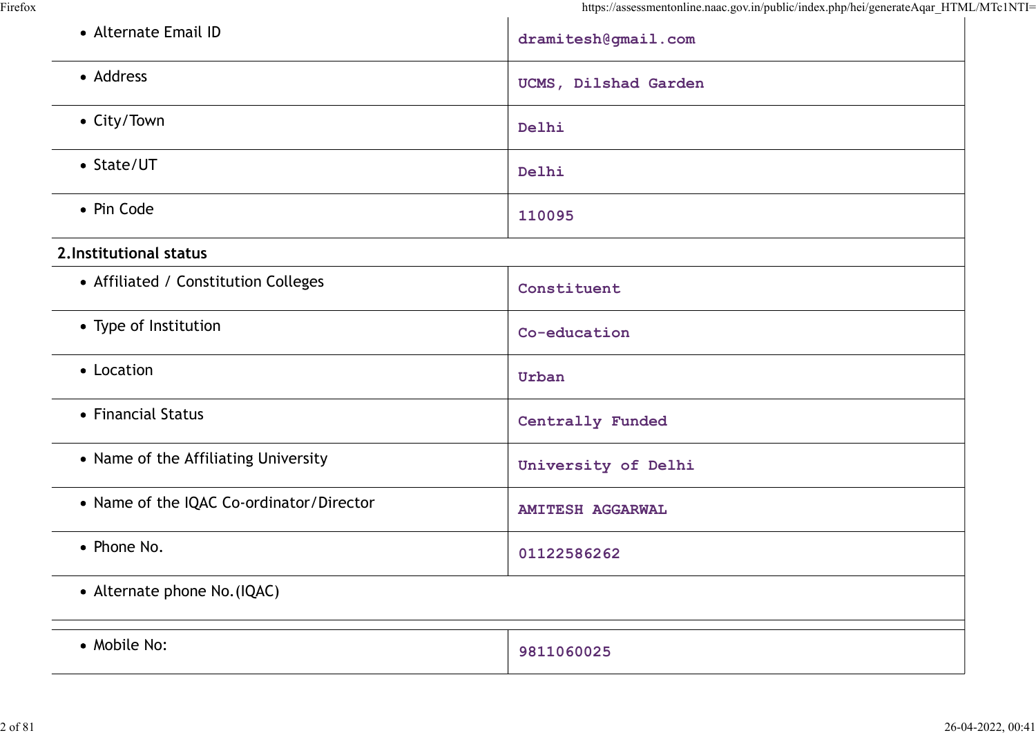| | |
|---|---|
| • Alternate Email ID | dramitesh@gmail.com |
| • Address | UCMS, Dilshad Garden |
| • City/Town | Delhi |
| • State/UT | Delhi |
| • Pin Code | 110095 |

**2.Institutional status**

| | |
|---|---|
| • Affiliated / Constitution Colleges | Constituent |
| • Type of Institution | Co-education |
| • Location | Urban |
| • Financial Status | Centrally Funded |
| • Name of the Affiliating University | University of Delhi |
| • Name of the IQAC Co-ordinator/Director | AMITESH AGGARWAL |
| • Phone No. | 01122586262 |
| • Alternate phone No.(IQAC) | |
| • Mobile No: | 9811060025 |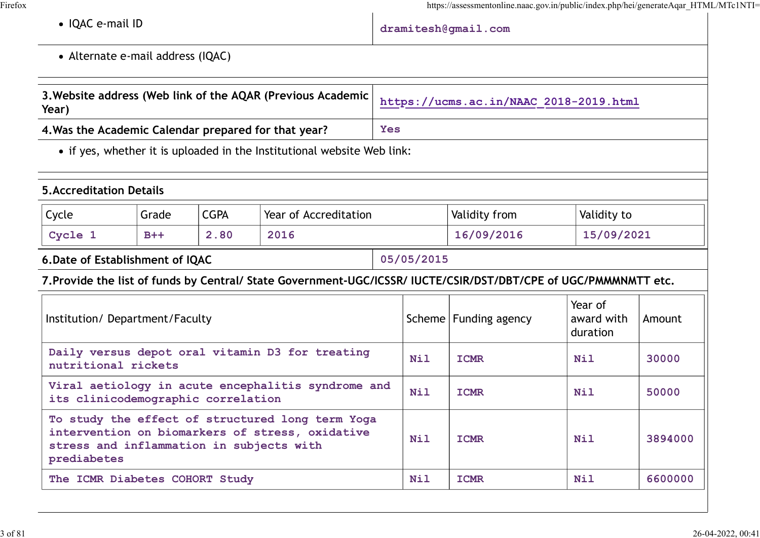- IQAC e-mail ID | dramitesh@gmail.com

- Alternate e-mail address (IQAC)

| | |
|---|---|
| **3.Website address (Web link of the AQAR (Previous Academic Year)** | https://ucms.ac.in/NAAC_2018-2019.html |
| **4.Was the Academic Calendar prepared for that year?** | Yes |

- if yes, whether it is uploaded in the Institutional website Web link:

**5.Accreditation Details**

| Cycle | Grade | CGPA | Year of Accreditation | Validity from | Validity to |
|---|---|---|---|---|---|
| Cycle 1 | B++ | 2.80 | 2016 | 16/09/2016 | 15/09/2021 |

| | |
|---|---|
| **6.Date of Establishment of IQAC** | 05/05/2015 |

**7.Provide the list of funds by Central/ State Government-UGC/ICSSR/ IUCTE/CSIR/DST/DBT/CPE of UGC/PMMMNMTT etc.**

| Institution/ Department/Faculty | Scheme | Funding agency | Year of award with duration | Amount |
|---|---|---|---|---|
| Daily versus depot oral vitamin D3 for treating nutritional rickets | Nil | ICMR | Nil | 30000 |
| Viral aetiology in acute encephalitis syndrome and its clinicodemographic correlation | Nil | ICMR | Nil | 50000 |
| To study the effect of structured long term Yoga intervention on biomarkers of stress, oxidative stress and inflammation in subjects with prediabetes | Nil | ICMR | Nil | 3894000 |
| The ICMR Diabetes COHORT Study | Nil | ICMR | Nil | 6600000 |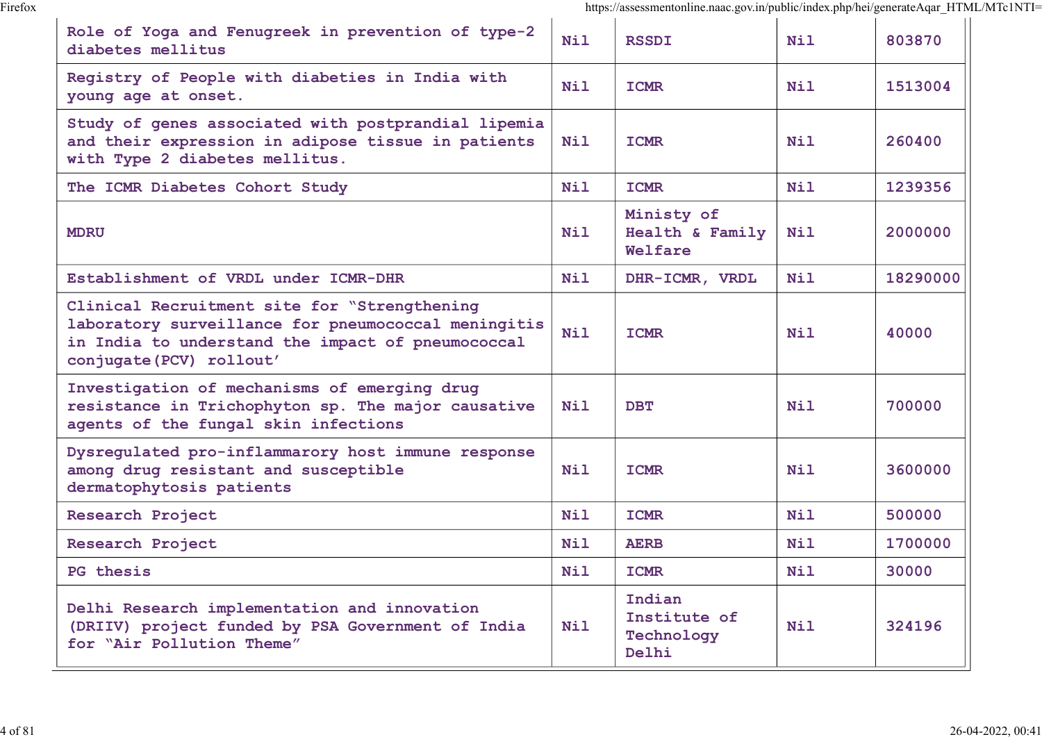| | | | | |
|---|---|---|---|---|
| Role of Yoga and Fenugreek in prevention of type-2 diabetes mellitus | Nil | RSSDI | Nil | 803870 |
| Registry of People with diabeties in India with young age at onset. | Nil | ICMR | Nil | 1513004 |
| Study of genes associated with postprandial lipemia and their expression in adipose tissue in patients with Type 2 diabetes mellitus. | Nil | ICMR | Nil | 260400 |
| The ICMR Diabetes Cohort Study | Nil | ICMR | Nil | 1239356 |
| MDRU | Nil | Ministy of Health & Family Welfare | Nil | 2000000 |
| Establishment of VRDL under ICMR-DHR | Nil | DHR-ICMR, VRDL | Nil | 18290000 |
| Clinical Recruitment site for "Strengthening laboratory surveillance for pneumococcal meningitis in India to understand the impact of pneumococcal conjugate(PCV) rollout' | Nil | ICMR | Nil | 40000 |
| Investigation of mechanisms of emerging drug resistance in Trichophyton sp. The major causative agents of the fungal skin infections | Nil | DBT | Nil | 700000 |
| Dysregulated pro-inflammarory host immune response among drug resistant and susceptible dermatophytosis patients | Nil | ICMR | Nil | 3600000 |
| Research Project | Nil | ICMR | Nil | 500000 |
| Research Project | Nil | AERB | Nil | 1700000 |
| PG thesis | Nil | ICMR | Nil | 30000 |
| Delhi Research implementation and innovation (DRIIV) project funded by PSA Government of India for "Air Pollution Theme" | Nil | Indian Institute of Technology Delhi | Nil | 324196 |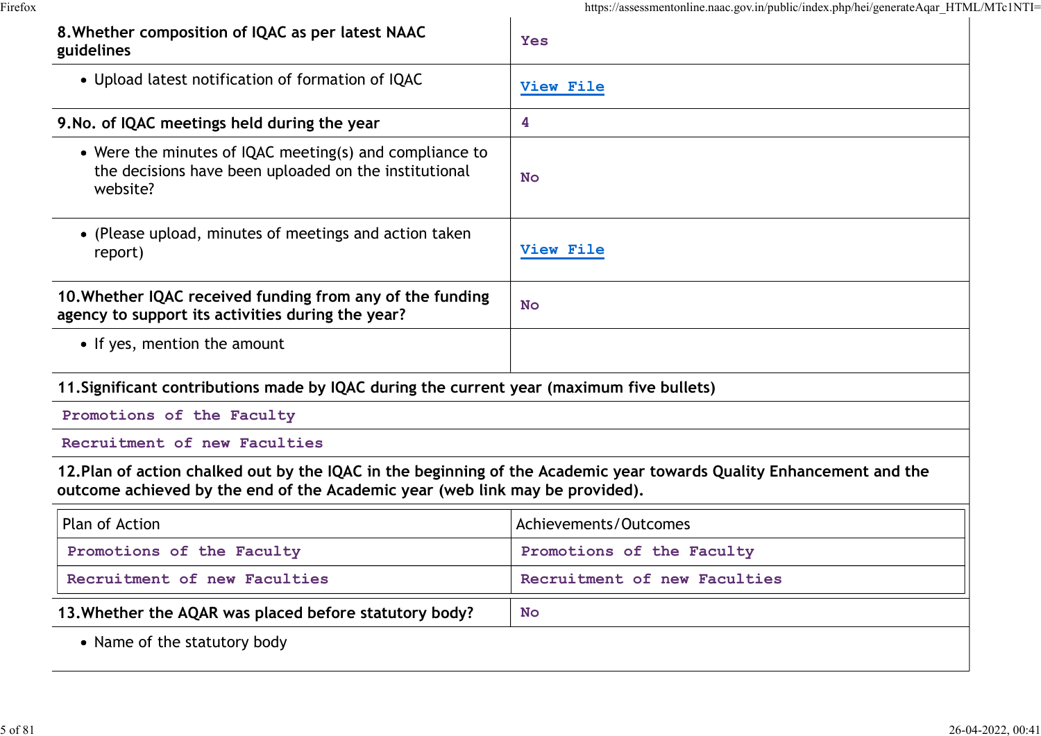| | |
|---|---|
| **8.Whether composition of IQAC as per latest NAAC guidelines** | Yes |
| • Upload latest notification of formation of IQAC | View File |
| **9.No. of IQAC meetings held during the year** | 4 |
| • Were the minutes of IQAC meeting(s) and compliance to the decisions have been uploaded on the institutional website? | No |
| • (Please upload, minutes of meetings and action taken report) | View File |
| **10.Whether IQAC received funding from any of the funding agency to support its activities during the year?** | No |
| • If yes, mention the amount | |

**11.Significant contributions made by IQAC during the current year (maximum five bullets)**

Promotions of the Faculty

Recruitment of new Faculties

**12.Plan of action chalked out by the IQAC in the beginning of the Academic year towards Quality Enhancement and the outcome achieved by the end of the Academic year (web link may be provided).**

| Plan of Action | Achievements/Outcomes |
|---|---|
| Promotions of the Faculty | Promotions of the Faculty |
| Recruitment of new Faculties | Recruitment of new Faculties |

| | |
|---|---|
| **13.Whether the AQAR was placed before statutory body?** | No |
| • Name of the statutory body | |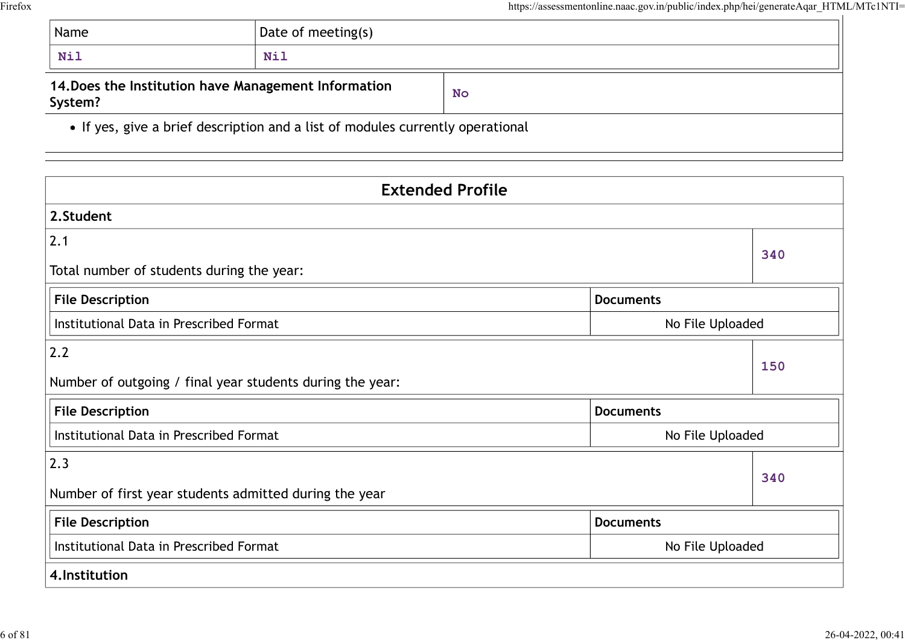| Name | Date of meeting(s) |
|---|---|
| Nil | Nil |

| 14.Does the Institution have Management Information System? | No |
|---|---|

- If yes, give a brief description and a list of modules currently operational

## Extended Profile

### 2.Student

| 2.1 Total number of students during the year: | 340 |
|---|---|

| File Description | Documents |
|---|---|
| Institutional Data in Prescribed Format | No File Uploaded |

| 2.2 Number of outgoing / final year students during the year: | 150 |
|---|---|

| File Description | Documents |
|---|---|
| Institutional Data in Prescribed Format | No File Uploaded |

| 2.3 Number of first year students admitted during the year | 340 |
|---|---|

| File Description | Documents |
|---|---|
| Institutional Data in Prescribed Format | No File Uploaded |

### 4.Institution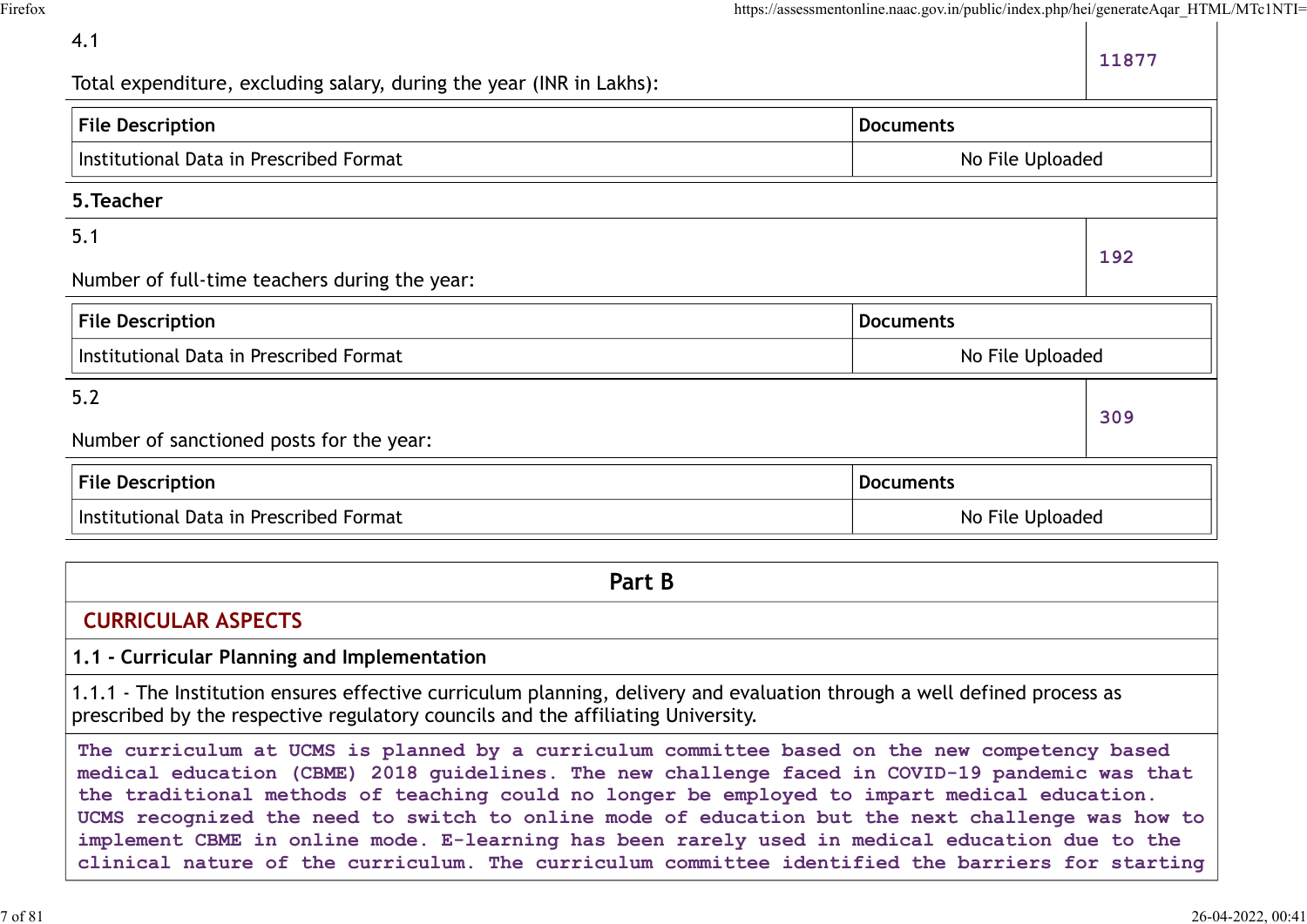| 4.1 Total expenditure, excluding salary, during the year (INR in Lakhs): | 11877 |
|---|---|

| File Description | Documents |
|---|---|
| Institutional Data in Prescribed Format | No File Uploaded |

**5.Teacher**

| 5.1 Number of full-time teachers during the year: | 192 |
|---|---|

| File Description | Documents |
|---|---|
| Institutional Data in Prescribed Format | No File Uploaded |

| 5.2 Number of sanctioned posts for the year: | 309 |
|---|---|

| File Description | Documents |
|---|---|
| Institutional Data in Prescribed Format | No File Uploaded |

## Part B

### CURRICULAR ASPECTS

**1.1 - Curricular Planning and Implementation**

1.1.1 - The Institution ensures effective curriculum planning, delivery and evaluation through a well defined process as prescribed by the respective regulatory councils and the affiliating University.

The curriculum at UCMS is planned by a curriculum committee based on the new competency based medical education (CBME) 2018 guidelines. The new challenge faced in COVID-19 pandemic was that the traditional methods of teaching could no longer be employed to impart medical education. UCMS recognized the need to switch to online mode of education but the next challenge was how to implement CBME in online mode. E-learning has been rarely used in medical education due to the clinical nature of the curriculum. The curriculum committee identified the barriers for starting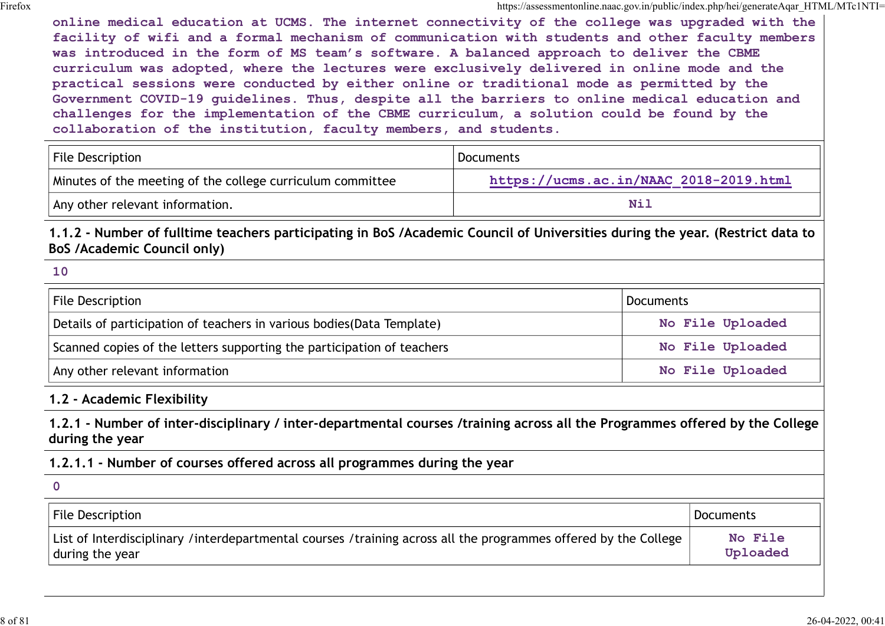online medical education at UCMS. The internet connectivity of the college was upgraded with the facility of wifi and a formal mechanism of communication with students and other faculty members was introduced in the form of MS team's software. A balanced approach to deliver the CBME curriculum was adopted, where the lectures were exclusively delivered in online mode and the practical sessions were conducted by either online or traditional mode as permitted by the Government COVID-19 guidelines. Thus, despite all the barriers to online medical education and challenges for the implementation of the CBME curriculum, a solution could be found by the collaboration of the institution, faculty members, and students.

| File Description | Documents |
|---|---|
| Minutes of the meeting of the college curriculum committee | https://ucms.ac.in/NAAC_2018-2019.html |
| Any other relevant information. | Nil |

**1.1.2 - Number of fulltime teachers participating in BoS /Academic Council of Universities during the year. (Restrict data to BoS /Academic Council only)**

10

| File Description | Documents |
|---|---|
| Details of participation of teachers in various bodies(Data Template) | No File Uploaded |
| Scanned copies of the letters supporting the participation of teachers | No File Uploaded |
| Any other relevant information | No File Uploaded |

**1.2 - Academic Flexibility**

**1.2.1 - Number of inter-disciplinary / inter-departmental courses /training across all the Programmes offered by the College during the year**

**1.2.1.1 - Number of courses offered across all programmes during the year**

0

| File Description | Documents |
|---|---|
| List of Interdisciplinary /interdepartmental courses /training across all the programmes offered by the College during the year | No File Uploaded |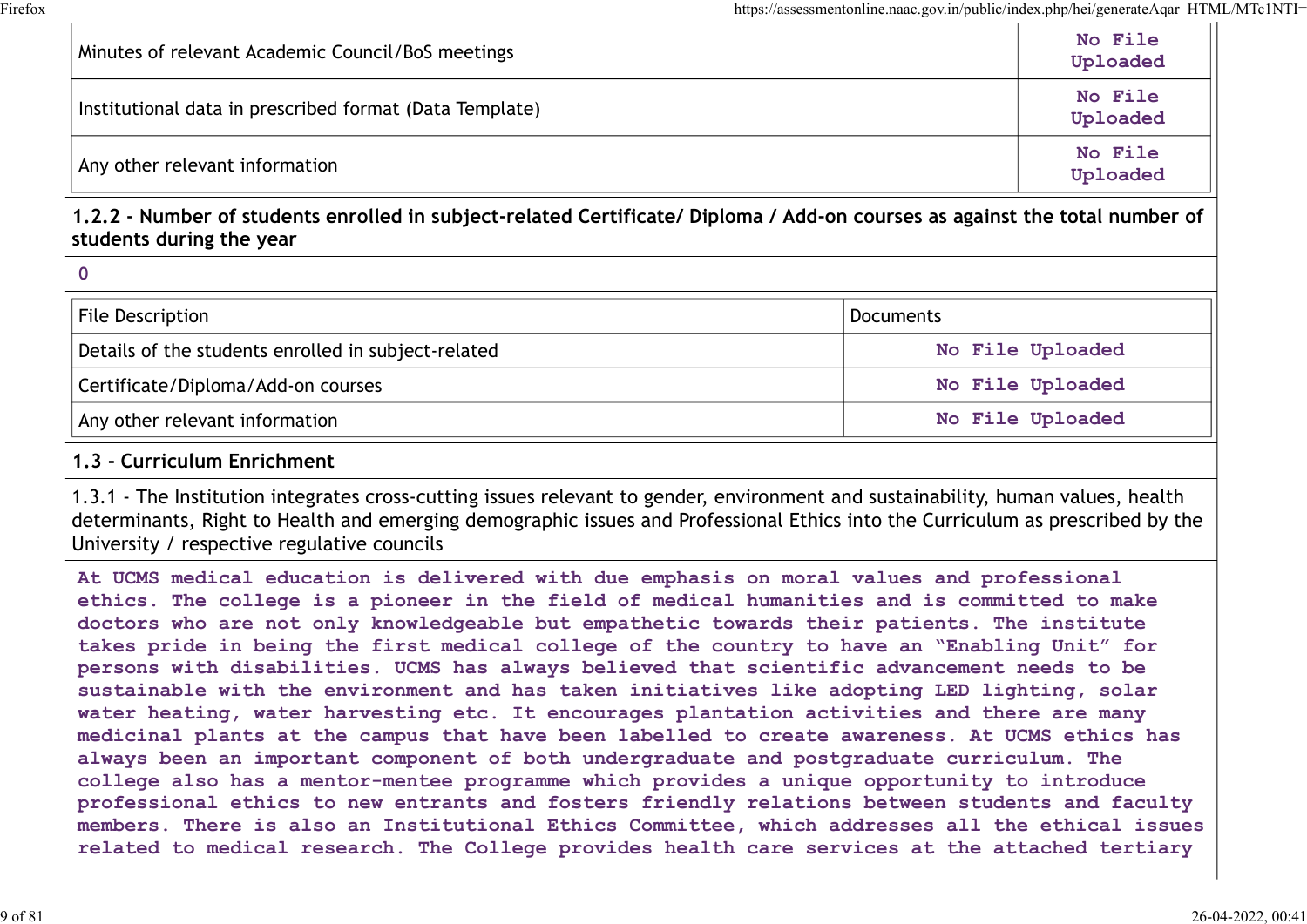| | |
|---|---|
| Minutes of relevant Academic Council/BoS meetings | No File Uploaded |
| Institutional data in prescribed format (Data Template) | No File Uploaded |
| Any other relevant information | No File Uploaded |

**1.2.2 - Number of students enrolled in subject-related Certificate/ Diploma / Add-on courses as against the total number of students during the year**

0

| File Description | Documents |
|---|---|
| Details of the students enrolled in subject-related | No File Uploaded |
| Certificate/Diploma/Add-on courses | No File Uploaded |
| Any other relevant information | No File Uploaded |

**1.3 - Curriculum Enrichment**

1.3.1 - The Institution integrates cross-cutting issues relevant to gender, environment and sustainability, human values, health determinants, Right to Health and emerging demographic issues and Professional Ethics into the Curriculum as prescribed by the University / respective regulative councils

At UCMS medical education is delivered with due emphasis on moral values and professional ethics. The college is a pioneer in the field of medical humanities and is committed to make doctors who are not only knowledgeable but empathetic towards their patients. The institute takes pride in being the first medical college of the country to have an "Enabling Unit" for persons with disabilities. UCMS has always believed that scientific advancement needs to be sustainable with the environment and has taken initiatives like adopting LED lighting, solar water heating, water harvesting etc. It encourages plantation activities and there are many medicinal plants at the campus that have been labelled to create awareness. At UCMS ethics has always been an important component of both undergraduate and postgraduate curriculum. The college also has a mentor-mentee programme which provides a unique opportunity to introduce professional ethics to new entrants and fosters friendly relations between students and faculty members. There is also an Institutional Ethics Committee, which addresses all the ethical issues related to medical research. The College provides health care services at the attached tertiary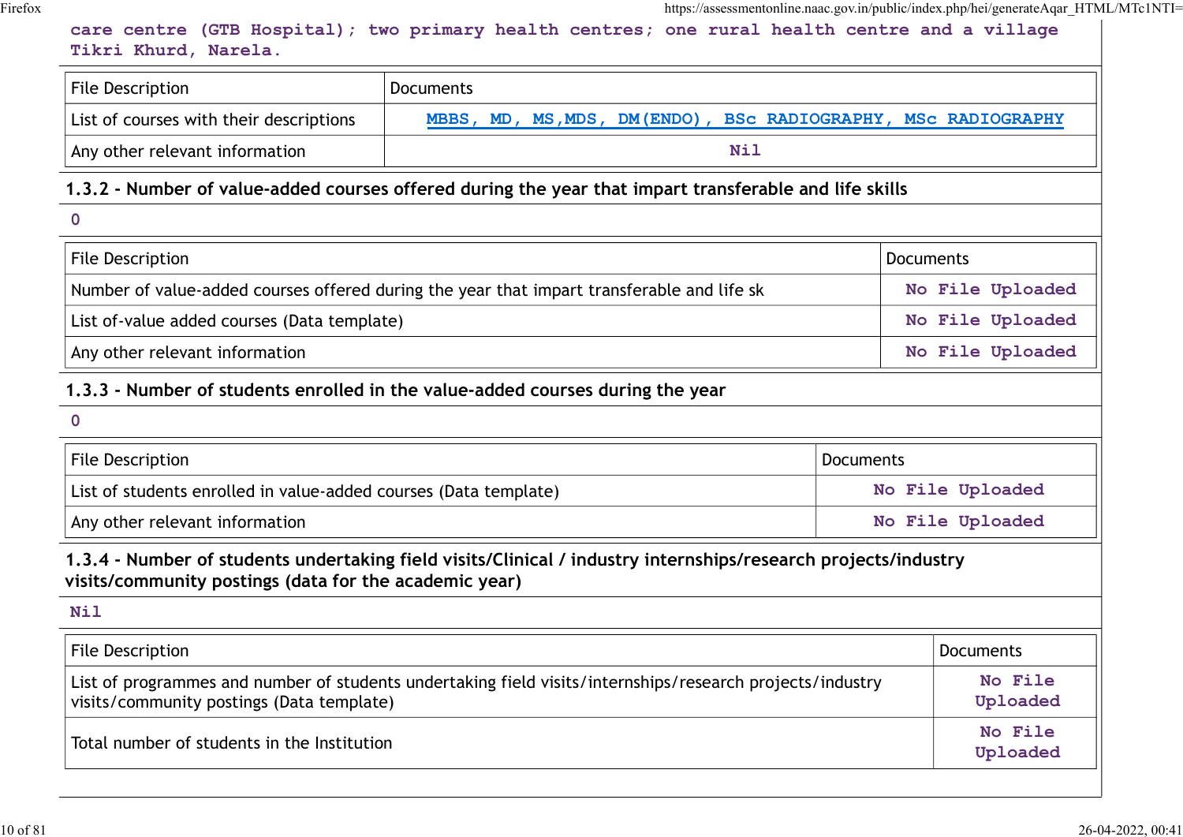care centre (GTB Hospital); two primary health centres; one rural health centre and a village Tikri Khurd, Narela.

| File Description | Documents |
| --- | --- |
| List of courses with their descriptions | MBBS, MD, MS,MDS, DM(ENDO), BSc RADIOGRAPHY, MSc RADIOGRAPHY |
| Any other relevant information | Nil |

**1.3.2 - Number of value-added courses offered during the year that impart transferable and life skills**

0

| File Description | Documents |
| --- | --- |
| Number of value-added courses offered during the year that impart transferable and life sk | No File Uploaded |
| List of-value added courses (Data template) | No File Uploaded |
| Any other relevant information | No File Uploaded |

**1.3.3 - Number of students enrolled in the value-added courses during the year**

0

| File Description | Documents |
| --- | --- |
| List of students enrolled in value-added courses (Data template) | No File Uploaded |
| Any other relevant information | No File Uploaded |

**1.3.4 - Number of students undertaking field visits/Clinical / industry internships/research projects/industry visits/community postings (data for the academic year)**

Nil

| File Description | Documents |
| --- | --- |
| List of programmes and number of students undertaking field visits/internships/research projects/industry visits/community postings (Data template) | No File Uploaded |
| Total number of students in the Institution | No File Uploaded |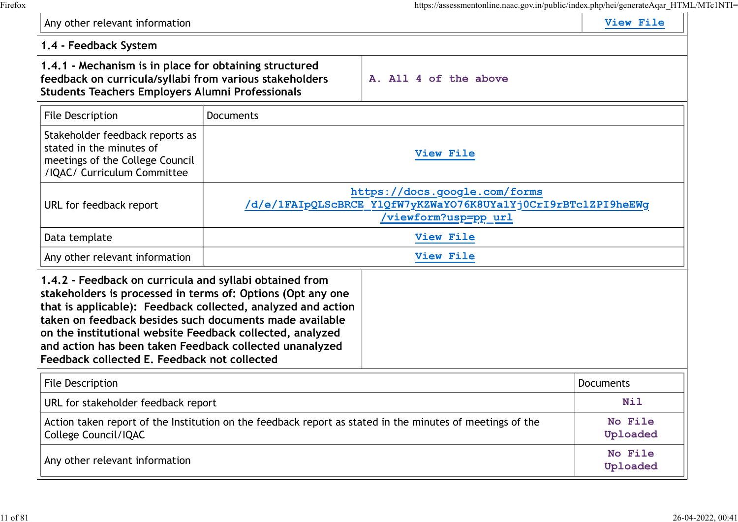| Any other relevant information | View File |
|---|---|

## 1.4 - Feedback System

| 1.4.1 - Mechanism is in place for obtaining structured feedback on curricula/syllabi from various stakeholders Students Teachers Employers Alumni Professionals | A. All 4 of the above |
|---|---|

| File Description | Documents |
|---|---|
| Stakeholder feedback reports as stated in the minutes of meetings of the College Council /IQAC/ Curriculum Committee | View File |
| URL for feedback report | https://docs.google.com/forms/d/e/1FAIpQLScBRCE_YlQfW7yKZWaYO76K8UYa1Yj0CrI9rBTclZPI9heEWg/viewform?usp=pp_url |
| Data template | View File |
| Any other relevant information | View File |

| 1.4.2 - Feedback on curricula and syllabi obtained from stakeholders is processed in terms of: Options (Opt any one that is applicable): Feedback collected, analyzed and action taken on feedback besides such documents made available on the institutional website Feedback collected, analyzed and action has been taken Feedback collected unanalyzed Feedback collected E. Feedback not collected | |
|---|---|

| File Description | Documents |
|---|---|
| URL for stakeholder feedback report | Nil |
| Action taken report of the Institution on the feedback report as stated in the minutes of meetings of the College Council/IQAC | No File Uploaded |
| Any other relevant information | No File Uploaded |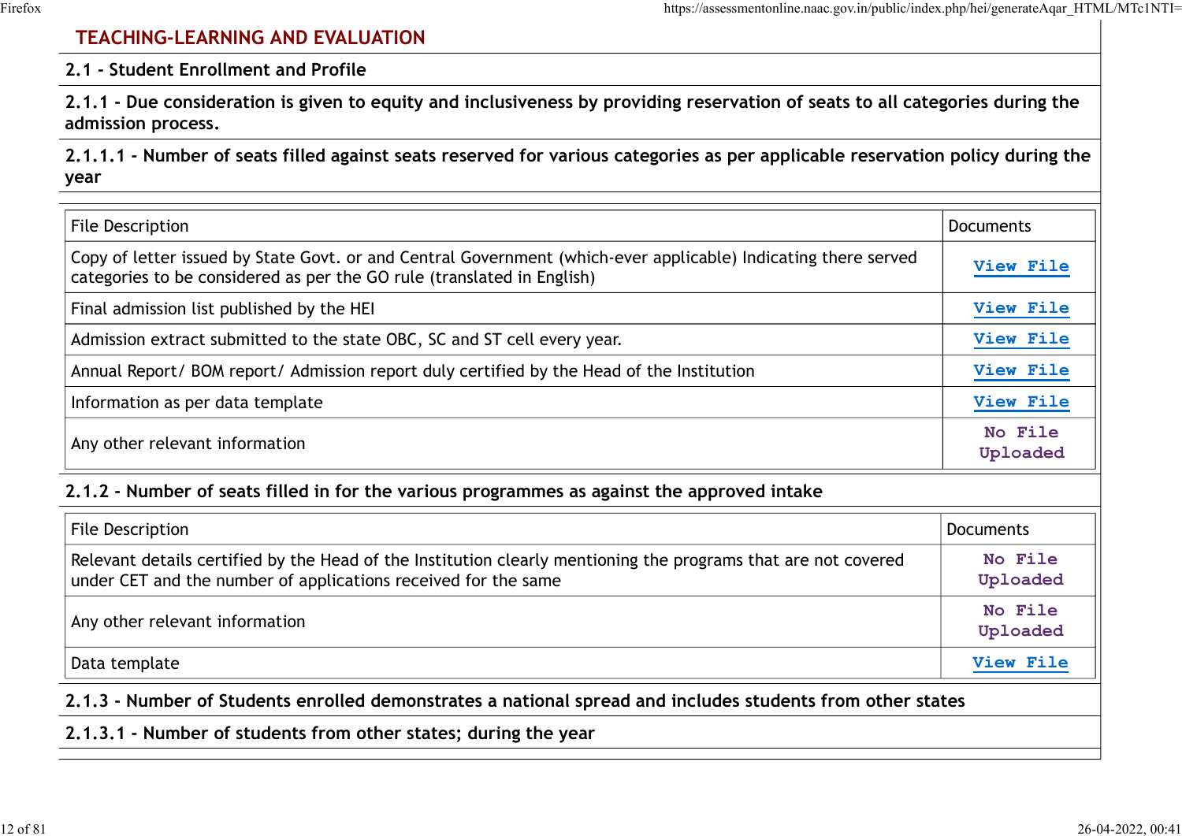## TEACHING-LEARNING AND EVALUATION

### 2.1 - Student Enrollment and Profile

**2.1.1 - Due consideration is given to equity and inclusiveness by providing reservation of seats to all categories during the admission process.**

**2.1.1.1 - Number of seats filled against seats reserved for various categories as per applicable reservation policy during the year**

| File Description | Documents |
|---|---|
| Copy of letter issued by State Govt. or and Central Government (which-ever applicable) Indicating there served categories to be considered as per the GO rule (translated in English) | View File |
| Final admission list published by the HEI | View File |
| Admission extract submitted to the state OBC, SC and ST cell every year. | View File |
| Annual Report/ BOM report/ Admission report duly certified by the Head of the Institution | View File |
| Information as per data template | View File |
| Any other relevant information | No File Uploaded |

**2.1.2 - Number of seats filled in for the various programmes as against the approved intake**

| File Description | Documents |
|---|---|
| Relevant details certified by the Head of the Institution clearly mentioning the programs that are not covered under CET and the number of applications received for the same | No File Uploaded |
| Any other relevant information | No File Uploaded |
| Data template | View File |

**2.1.3 - Number of Students enrolled demonstrates a national spread and includes students from other states**

**2.1.3.1 - Number of students from other states; during the year**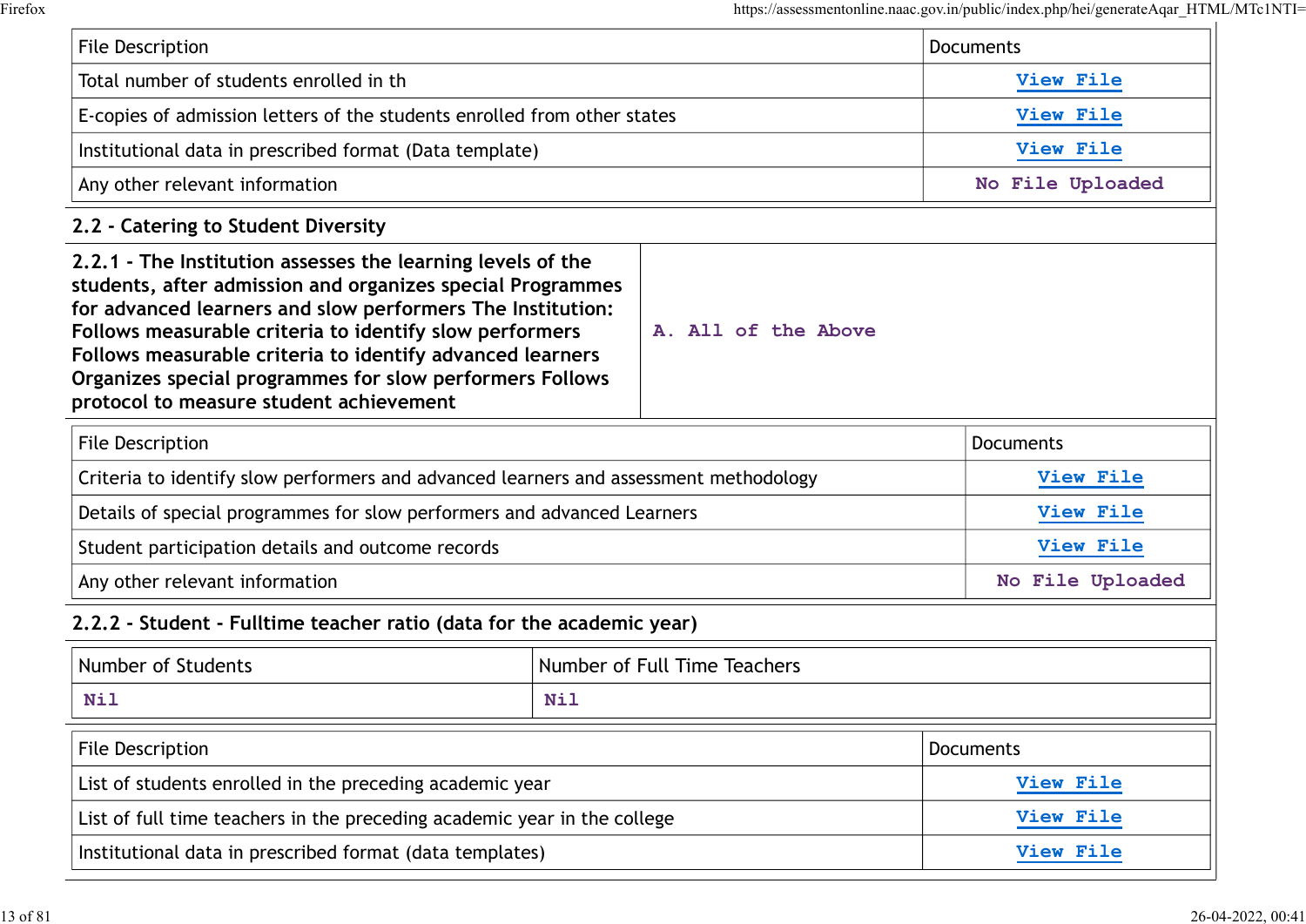| File Description | Documents |
|---|---|
| Total number of students enrolled in th | View File |
| E-copies of admission letters of the students enrolled from other states | View File |
| Institutional data in prescribed format (Data template) | View File |
| Any other relevant information | No File Uploaded |

## 2.2 - Catering to Student Diversity

| **2.2.1 - The Institution assesses the learning levels of the students, after admission and organizes special Programmes for advanced learners and slow performers The Institution: Follows measurable criteria to identify slow performers Follows measurable criteria to identify advanced learners Organizes special programmes for slow performers Follows protocol to measure student achievement** | A. All of the Above |
|---|---|

| File Description | Documents |
|---|---|
| Criteria to identify slow performers and advanced learners and assessment methodology | View File |
| Details of special programmes for slow performers and advanced Learners | View File |
| Student participation details and outcome records | View File |
| Any other relevant information | No File Uploaded |

### 2.2.2 - Student - Fulltime teacher ratio (data for the academic year)

| Number of Students | Number of Full Time Teachers |
|---|---|
| Nil | Nil |

| File Description | Documents |
|---|---|
| List of students enrolled in the preceding academic year | View File |
| List of full time teachers in the preceding academic year in the college | View File |
| Institutional data in prescribed format (data templates) | View File |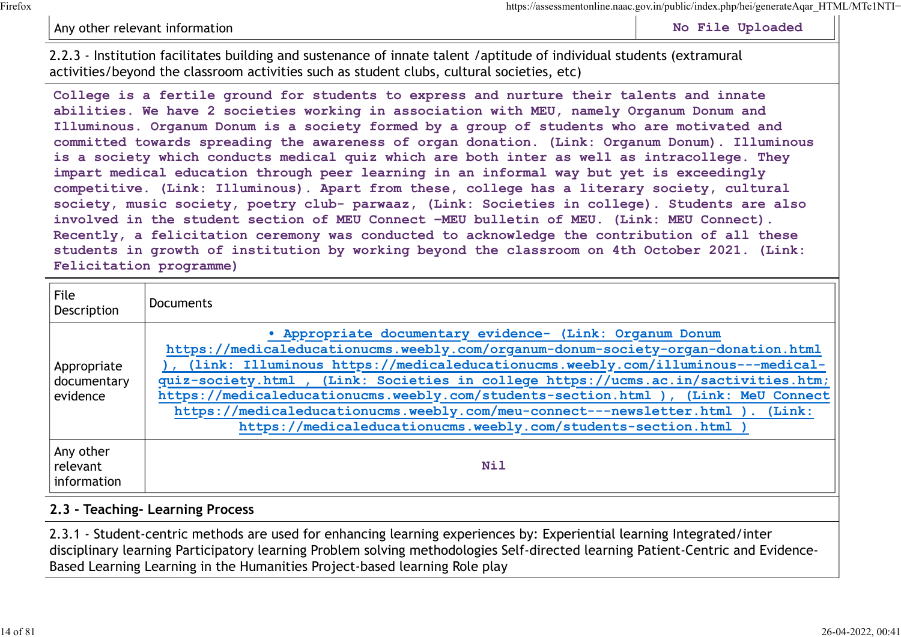| Any other relevant information | No File Uploaded |
|---|---|

2.2.3 - Institution facilitates building and sustenance of innate talent /aptitude of individual students (extramural activities/beyond the classroom activities such as student clubs, cultural societies, etc)

College is a fertile ground for students to express and nurture their talents and innate abilities. We have 2 societies working in association with MEU, namely Organum Donum and Illuminous. Organum Donum is a society formed by a group of students who are motivated and committed towards spreading the awareness of organ donation. (Link: Organum Donum). Illuminous is a society which conducts medical quiz which are both inter as well as intracollege. They impart medical education through peer learning in an informal way but yet is exceedingly competitive. (Link: Illuminous). Apart from these, college has a literary society, cultural society, music society, poetry club- parwaaz, (Link: Societies in college). Students are also involved in the student section of MEU Connect -MEU bulletin of MEU. (Link: MEU Connect). Recently, a felicitation ceremony was conducted to acknowledge the contribution of all these students in growth of institution by working beyond the classroom on 4th October 2021. (Link: Felicitation programme)

| File Description | Documents |
|---|---|
| Appropriate documentary evidence | • Appropriate documentary evidence- (Link: Organum Donum https://medicaleducationucms.weebly.com/organum-donum-society-organ-donation.html ), (link: Illuminous https://medicaleducationucms.weebly.com/illuminous---medical-quiz-society.html , (Link: Societies in college https://ucms.ac.in/sactivities.htm; https://medicaleducationucms.weebly.com/students-section.html ), (Link: MeU Connect https://medicaleducationucms.weebly.com/meu-connect---newsletter.html ). (Link: https://medicaleducationucms.weebly.com/students-section.html ) |
| Any other relevant information | Nil |

## 2.3 - Teaching- Learning Process

2.3.1 - Student-centric methods are used for enhancing learning experiences by: Experiential learning Integrated/inter disciplinary learning Participatory learning Problem solving methodologies Self-directed learning Patient-Centric and Evidence-Based Learning Learning in the Humanities Project-based learning Role play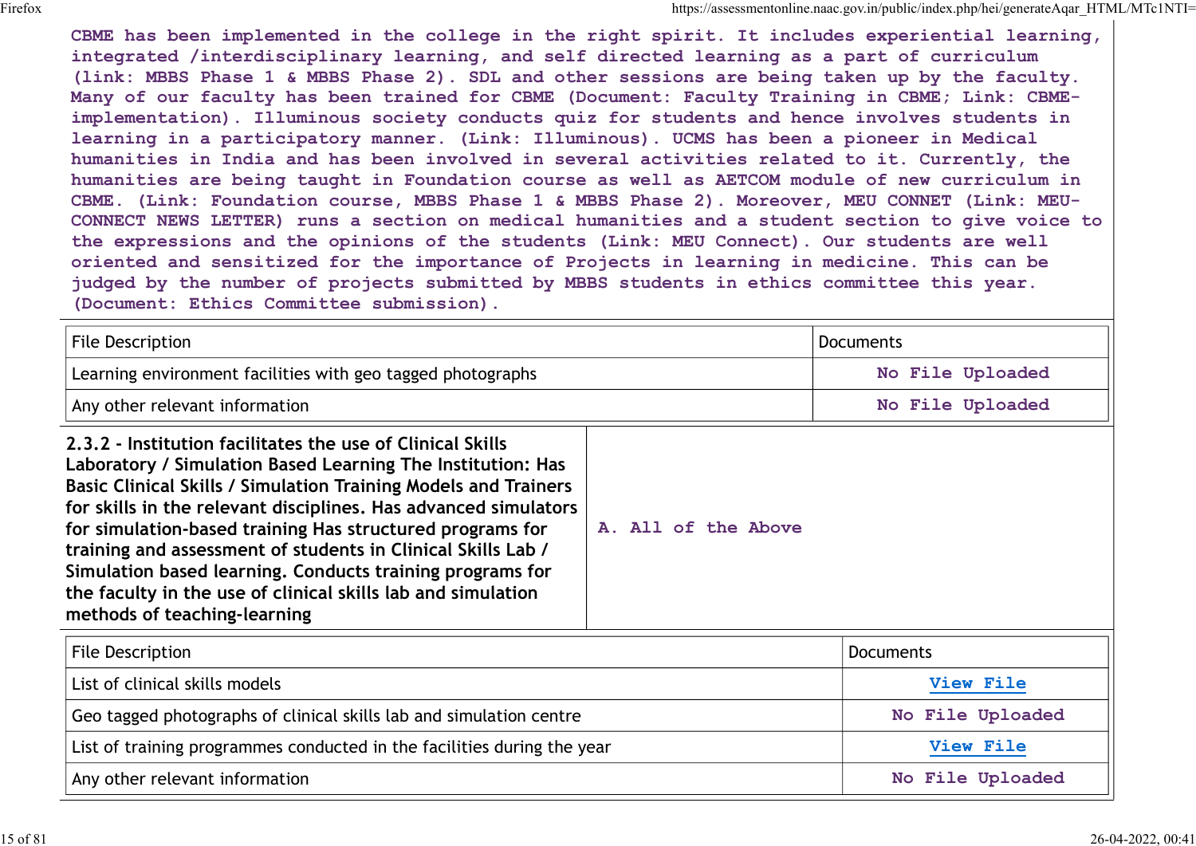CBME has been implemented in the college in the right spirit. It includes experiential learning, integrated /interdisciplinary learning, and self directed learning as a part of curriculum (link: MBBS Phase 1 & MBBS Phase 2). SDL and other sessions are being taken up by the faculty. Many of our faculty has been trained for CBME (Document: Faculty Training in CBME; Link: CBME-implementation). Illuminous society conducts quiz for students and hence involves students in learning in a participatory manner. (Link: Illuminous). UCMS has been a pioneer in Medical humanities in India and has been involved in several activities related to it. Currently, the humanities are being taught in Foundation course as well as AETCOM module of new curriculum in CBME. (Link: Foundation course, MBBS Phase 1 & MBBS Phase 2). Moreover, MEU CONNET (Link: MEU-CONNECT NEWS LETTER) runs a section on medical humanities and a student section to give voice to the expressions and the opinions of the students (Link: MEU Connect). Our students are well oriented and sensitized for the importance of Projects in learning in medicine. This can be judged by the number of projects submitted by MBBS students in ethics committee this year. (Document: Ethics Committee submission).

| File Description | Documents |
|---|---|
| Learning environment facilities with geo tagged photographs | No File Uploaded |
| Any other relevant information | No File Uploaded |

| **2.3.2 - Institution facilitates the use of Clinical Skills Laboratory / Simulation Based Learning The Institution: Has Basic Clinical Skills / Simulation Training Models and Trainers for skills in the relevant disciplines. Has advanced simulators for simulation-based training Has structured programs for training and assessment of students in Clinical Skills Lab / Simulation based learning. Conducts training programs for the faculty in the use of clinical skills lab and simulation methods of teaching-learning** | A. All of the Above |
|---|---|

| File Description | Documents |
|---|---|
| List of clinical skills models | View File |
| Geo tagged photographs of clinical skills lab and simulation centre | No File Uploaded |
| List of training programmes conducted in the facilities during the year | View File |
| Any other relevant information | No File Uploaded |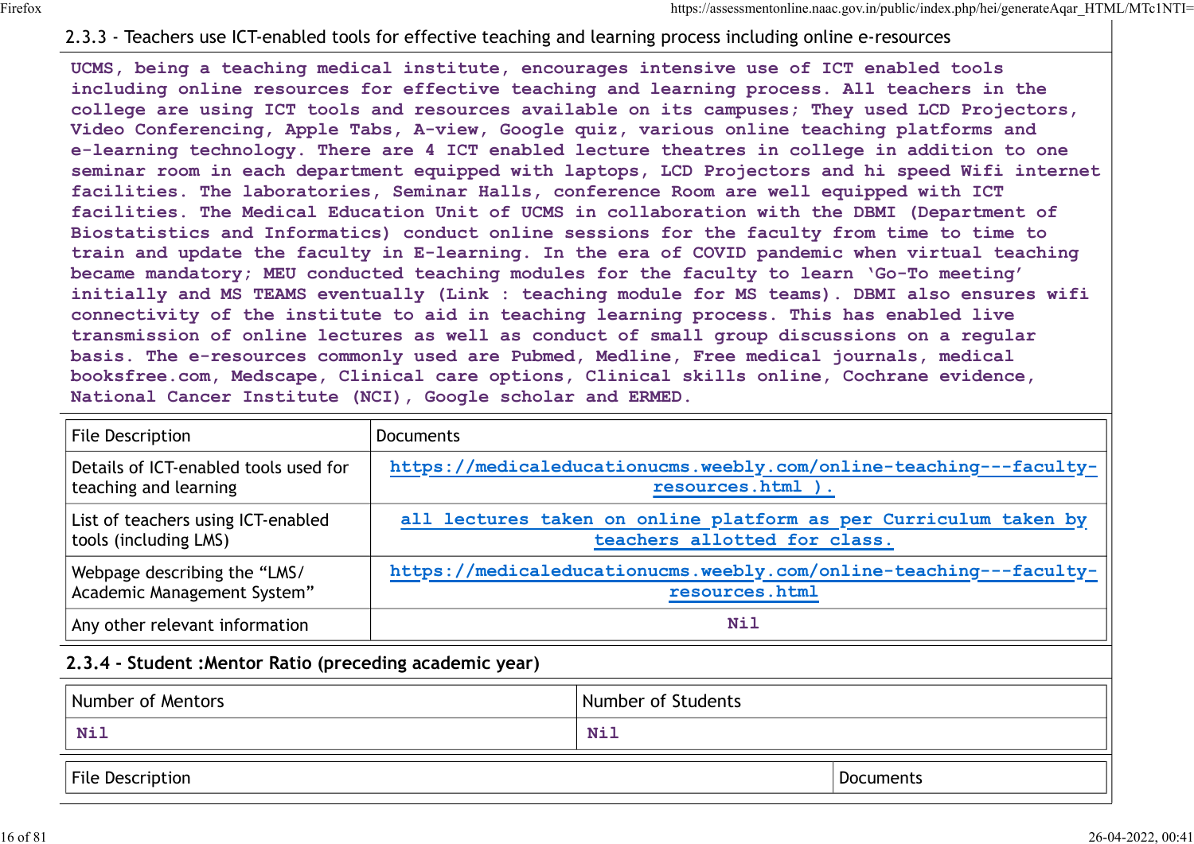## 2.3.3 - Teachers use ICT-enabled tools for effective teaching and learning process including online e-resources

UCMS, being a teaching medical institute, encourages intensive use of ICT enabled tools including online resources for effective teaching and learning process. All teachers in the college are using ICT tools and resources available on its campuses; They used LCD Projectors, Video Conferencing, Apple Tabs, A-view, Google quiz, various online teaching platforms and e-learning technology. There are 4 ICT enabled lecture theatres in college in addition to one seminar room in each department equipped with laptops, LCD Projectors and hi speed Wifi internet facilities. The laboratories, Seminar Halls, conference Room are well equipped with ICT facilities. The Medical Education Unit of UCMS in collaboration with the DBMI (Department of Biostatistics and Informatics) conduct online sessions for the faculty from time to time to train and update the faculty in E-learning. In the era of COVID pandemic when virtual teaching became mandatory; MEU conducted teaching modules for the faculty to learn 'Go-To meeting' initially and MS TEAMS eventually (Link : teaching module for MS teams). DBMI also ensures wifi connectivity of the institute to aid in teaching learning process. This has enabled live transmission of online lectures as well as conduct of small group discussions on a regular basis. The e-resources commonly used are Pubmed, Medline, Free medical journals, medical booksfree.com, Medscape, Clinical care options, Clinical skills online, Cochrane evidence, National Cancer Institute (NCI), Google scholar and ERMED.

| File Description | Documents |
|---|---|
| Details of ICT-enabled tools used for teaching and learning | https://medicaleducationucms.weebly.com/online-teaching---faculty-resources.html ). |
| List of teachers using ICT-enabled tools (including LMS) | all lectures taken on online platform as per Curriculum taken by teachers allotted for class. |
| Webpage describing the "LMS/ Academic Management System" | https://medicaleducationucms.weebly.com/online-teaching---faculty-resources.html |
| Any other relevant information | Nil |

## 2.3.4 - Student :Mentor Ratio (preceding academic year)

| Number of Mentors | Number of Students |
|---|---|
| Nil | Nil |

| File Description | Documents |
|---|---|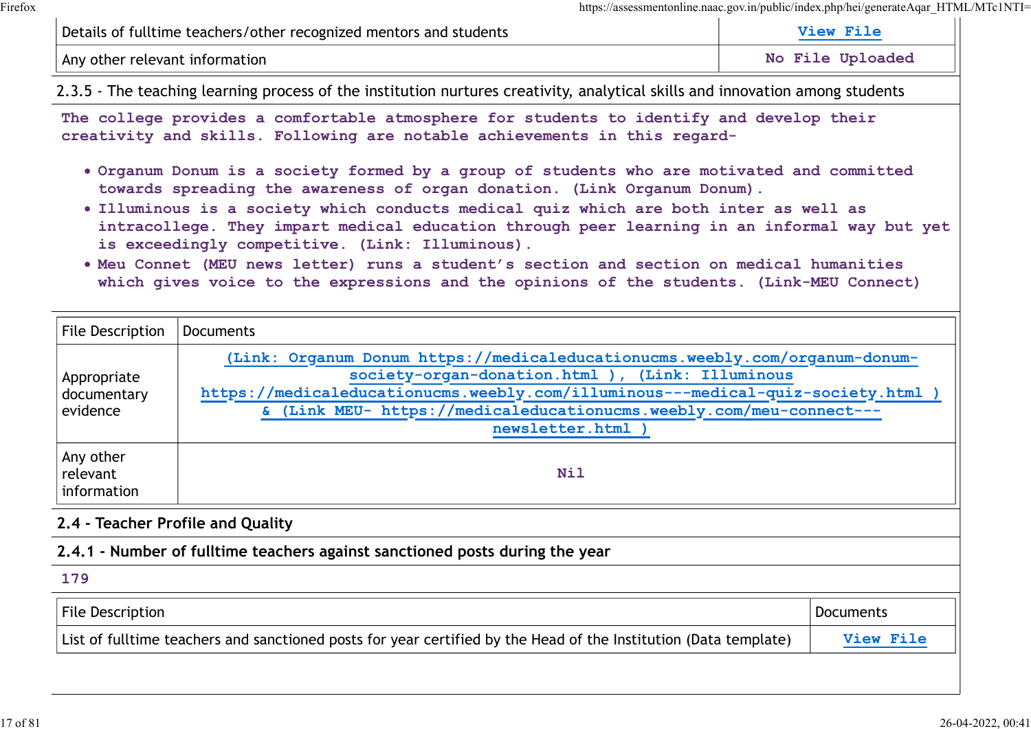| Details of fulltime teachers/other recognized mentors and students | View File |
|---|---|
| Any other relevant information | No File Uploaded |

2.3.5 - The teaching learning process of the institution nurtures creativity, analytical skills and innovation among students

The college provides a comfortable atmosphere for students to identify and develop their creativity and skills. Following are notable achievements in this regard-

- Organum Donum is a society formed by a group of students who are motivated and committed towards spreading the awareness of organ donation. (Link Organum Donum).
- Illuminous is a society which conducts medical quiz which are both inter as well as intracollege. They impart medical education through peer learning in an informal way but yet is exceedingly competitive. (Link: Illuminous).
- Meu Connet (MEU news letter) runs a student's section and section on medical humanities which gives voice to the expressions and the opinions of the students. (Link-MEU Connect)

| File Description | Documents |
|---|---|
| Appropriate documentary evidence | (Link: Organum Donum https://medicaleducationucms.weebly.com/organum-donum-society-organ-donation.html ), (Link: Illuminous https://medicaleducationucms.weebly.com/illuminous---medical-quiz-society.html ) & (Link MEU- https://medicaleducationucms.weebly.com/meu-connect---newsletter.html ) |
| Any other relevant information | Nil |

## 2.4 - Teacher Profile and Quality

### 2.4.1 - Number of fulltime teachers against sanctioned posts during the year

179

| File Description | Documents |
|---|---|
| List of fulltime teachers and sanctioned posts for year certified by the Head of the Institution (Data template) | View File |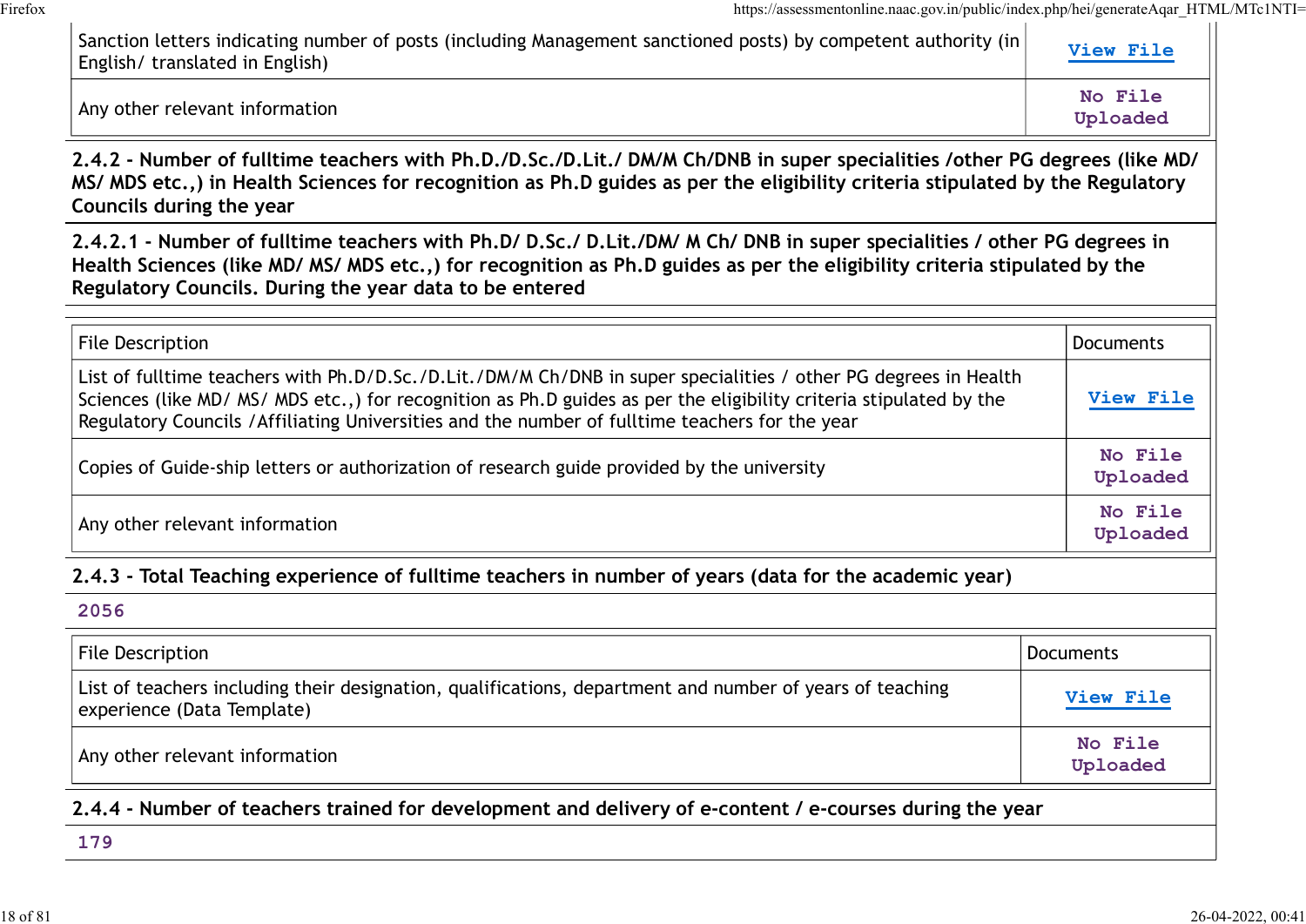| | |
|---|---|
| Sanction letters indicating number of posts (including Management sanctioned posts) by competent authority (in English/ translated in English) | View File |
| Any other relevant information | No File Uploaded |

**2.4.2 - Number of fulltime teachers with Ph.D./D.Sc./D.Lit./ DM/M Ch/DNB in super specialities /other PG degrees (like MD/ MS/ MDS etc.,) in Health Sciences for recognition as Ph.D guides as per the eligibility criteria stipulated by the Regulatory Councils during the year**

**2.4.2.1 - Number of fulltime teachers with Ph.D/ D.Sc./ D.Lit./DM/ M Ch/ DNB in super specialities / other PG degrees in Health Sciences (like MD/ MS/ MDS etc.,) for recognition as Ph.D guides as per the eligibility criteria stipulated by the Regulatory Councils. During the year data to be entered**

| File Description | Documents |
|---|---|
| List of fulltime teachers with Ph.D/D.Sc./D.Lit./DM/M Ch/DNB in super specialities / other PG degrees in Health Sciences (like MD/ MS/ MDS etc.,) for recognition as Ph.D guides as per the eligibility criteria stipulated by the Regulatory Councils /Affiliating Universities and the number of fulltime teachers for the year | View File |
| Copies of Guide-ship letters or authorization of research guide provided by the university | No File Uploaded |
| Any other relevant information | No File Uploaded |

**2.4.3 - Total Teaching experience of fulltime teachers in number of years (data for the academic year)**

2056

| File Description | Documents |
|---|---|
| List of teachers including their designation, qualifications, department and number of years of teaching experience (Data Template) | View File |
| Any other relevant information | No File Uploaded |

**2.4.4 - Number of teachers trained for development and delivery of e-content / e-courses during the year**

179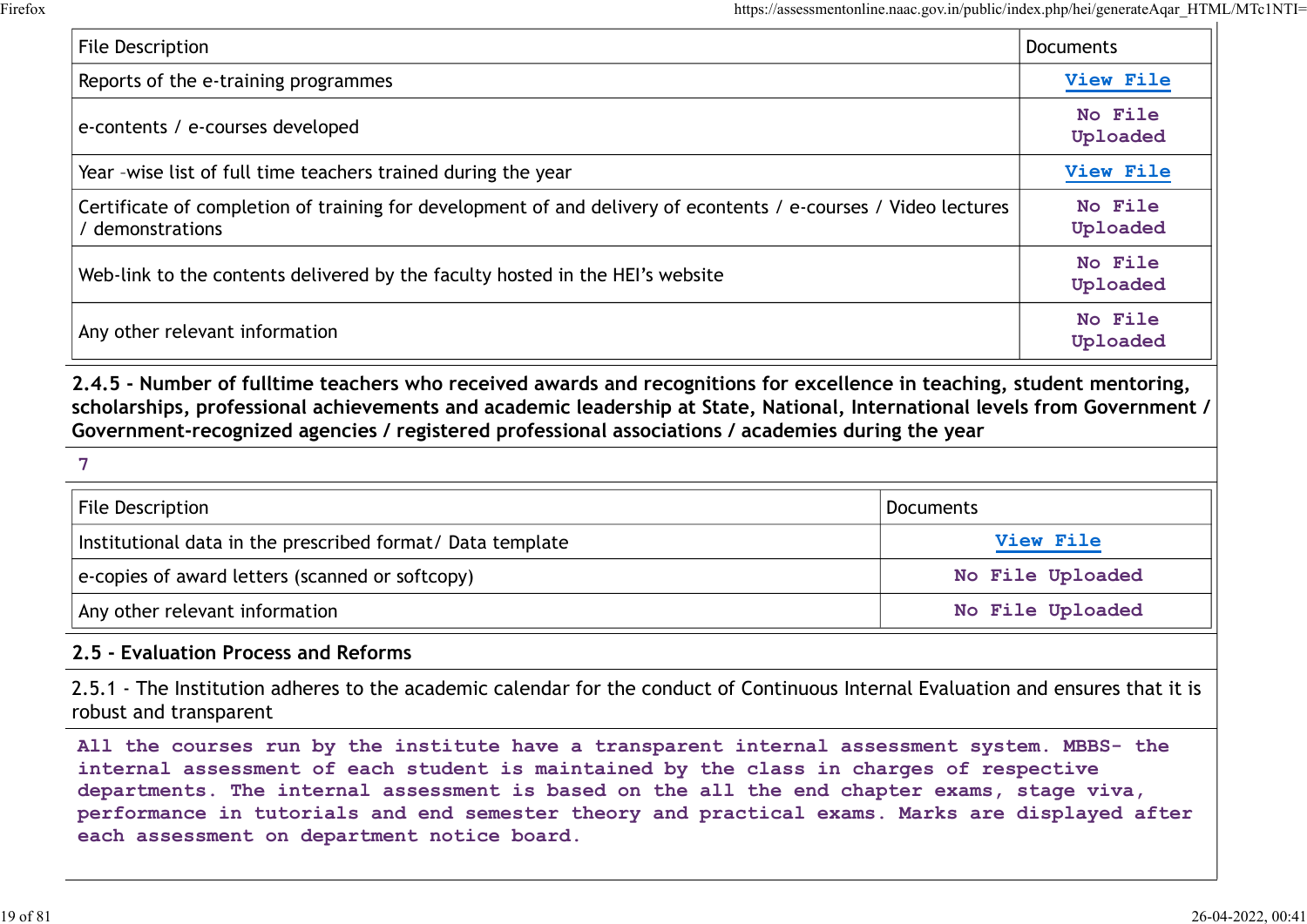| File Description | Documents |
| --- | --- |
| Reports of the e-training programmes | View File |
| e-contents / e-courses developed | No File Uploaded |
| Year -wise list of full time teachers trained during the year | View File |
| Certificate of completion of training for development of and delivery of econtents / e-courses / Video lectures / demonstrations | No File Uploaded |
| Web-link to the contents delivered by the faculty hosted in the HEI's website | No File Uploaded |
| Any other relevant information | No File Uploaded |

**2.4.5 - Number of fulltime teachers who received awards and recognitions for excellence in teaching, student mentoring, scholarships, professional achievements and academic leadership at State, National, International levels from Government / Government-recognized agencies / registered professional associations / academies during the year**

7

| File Description | Documents |
| --- | --- |
| Institutional data in the prescribed format/ Data template | View File |
| e-copies of award letters (scanned or softcopy) | No File Uploaded |
| Any other relevant information | No File Uploaded |

## 2.5 - Evaluation Process and Reforms

2.5.1 - The Institution adheres to the academic calendar for the conduct of Continuous Internal Evaluation and ensures that it is robust and transparent

All the courses run by the institute have a transparent internal assessment system. MBBS- the internal assessment of each student is maintained by the class in charges of respective departments. The internal assessment is based on the all the end chapter exams, stage viva, performance in tutorials and end semester theory and practical exams. Marks are displayed after each assessment on department notice board.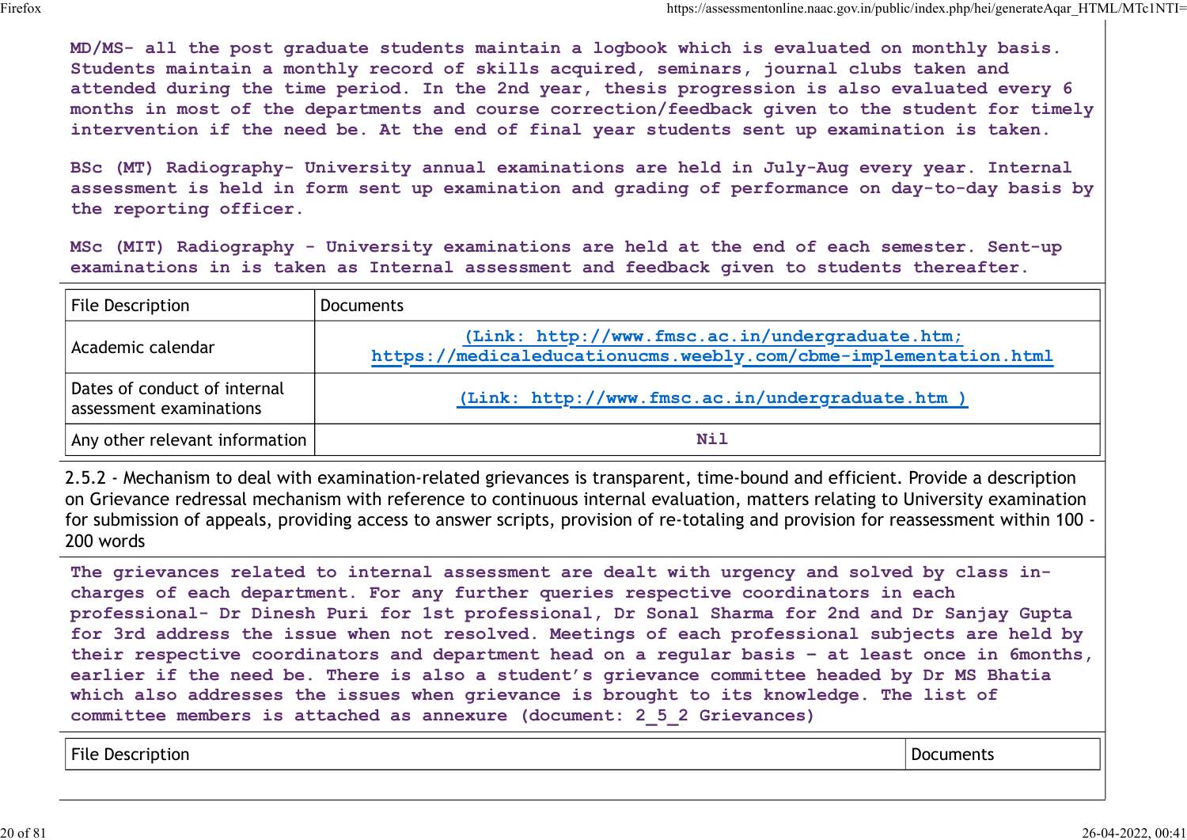MD/MS- all the post graduate students maintain a logbook which is evaluated on monthly basis. Students maintain a monthly record of skills acquired, seminars, journal clubs taken and attended during the time period. In the 2nd year, thesis progression is also evaluated every 6 months in most of the departments and course correction/feedback given to the student for timely intervention if the need be. At the end of final year students sent up examination is taken.

BSc (MT) Radiography- University annual examinations are held in July-Aug every year. Internal assessment is held in form sent up examination and grading of performance on day-to-day basis by the reporting officer.

MSc (MIT) Radiography - University examinations are held at the end of each semester. Sent-up examinations in is taken as Internal assessment and feedback given to students thereafter.

| File Description | Documents |
|---|---|
| Academic calendar | (Link: http://www.fmsc.ac.in/undergraduate.htm; https://medicaleducationucms.weebly.com/cbme-implementation.html |
| Dates of conduct of internal assessment examinations | (Link: http://www.fmsc.ac.in/undergraduate.htm ) |
| Any other relevant information | Nil |

2.5.2 - Mechanism to deal with examination-related grievances is transparent, time-bound and efficient. Provide a description on Grievance redressal mechanism with reference to continuous internal evaluation, matters relating to University examination for submission of appeals, providing access to answer scripts, provision of re-totaling and provision for reassessment within 100 - 200 words

The grievances related to internal assessment are dealt with urgency and solved by class in-charges of each department. For any further queries respective coordinators in each professional- Dr Dinesh Puri for 1st professional, Dr Sonal Sharma for 2nd and Dr Sanjay Gupta for 3rd address the issue when not resolved. Meetings of each professional subjects are held by their respective coordinators and department head on a regular basis – at least once in 6months, earlier if the need be. There is also a student's grievance committee headed by Dr MS Bhatia which also addresses the issues when grievance is brought to its knowledge. The list of committee members is attached as annexure (document: 2_5_2 Grievances)

| File Description | Documents |
|---|---|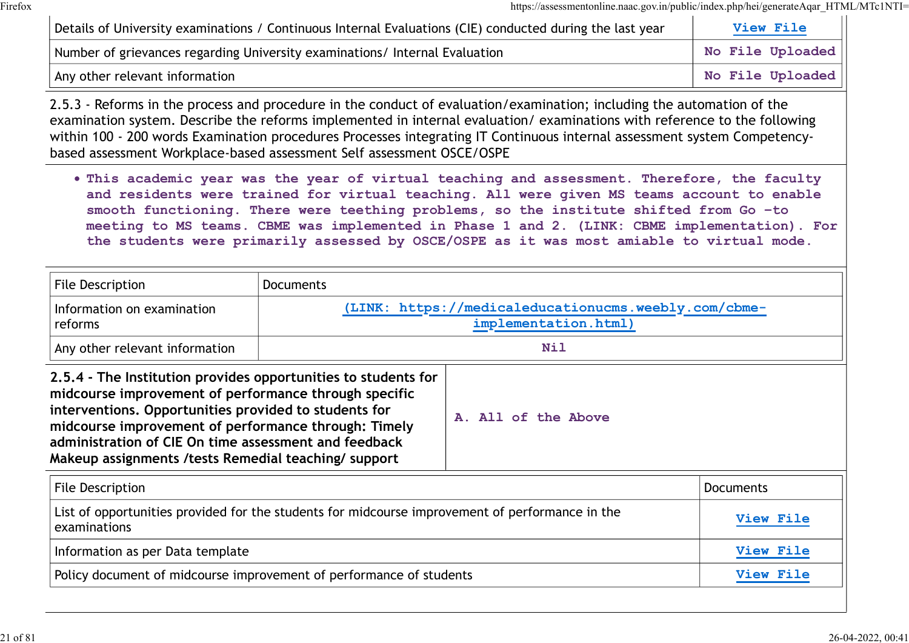| | |
|---|---|
| Details of University examinations / Continuous Internal Evaluations (CIE) conducted during the last year | View File |
| Number of grievances regarding University examinations/ Internal Evaluation | No File Uploaded |
| Any other relevant information | No File Uploaded |

2.5.3 - Reforms in the process and procedure in the conduct of evaluation/examination; including the automation of the examination system. Describe the reforms implemented in internal evaluation/ examinations with reference to the following within 100 - 200 words Examination procedures Processes integrating IT Continuous internal assessment system Competency-based assessment Workplace-based assessment Self assessment OSCE/OSPE

- This academic year was the year of virtual teaching and assessment. Therefore, the faculty and residents were trained for virtual teaching. All were given MS teams account to enable smooth functioning. There were teething problems, so the institute shifted from Go -to meeting to MS teams. CBME was implemented in Phase 1 and 2. (LINK: CBME implementation). For the students were primarily assessed by OSCE/OSPE as it was most amiable to virtual mode.

| File Description | Documents |
|---|---|
| Information on examination reforms | (LINK: https://medicaleducationucms.weebly.com/cbme-implementation.html) |
| Any other relevant information | Nil |

| | |
|---|---|
| **2.5.4 - The Institution provides opportunities to students for midcourse improvement of performance through specific interventions. Opportunities provided to students for midcourse improvement of performance through: Timely administration of CIE On time assessment and feedback Makeup assignments /tests Remedial teaching/ support** | A. All of the Above |

| File Description | Documents |
|---|---|
| List of opportunities provided for the students for midcourse improvement of performance in the examinations | View File |
| Information as per Data template | View File |
| Policy document of midcourse improvement of performance of students | View File |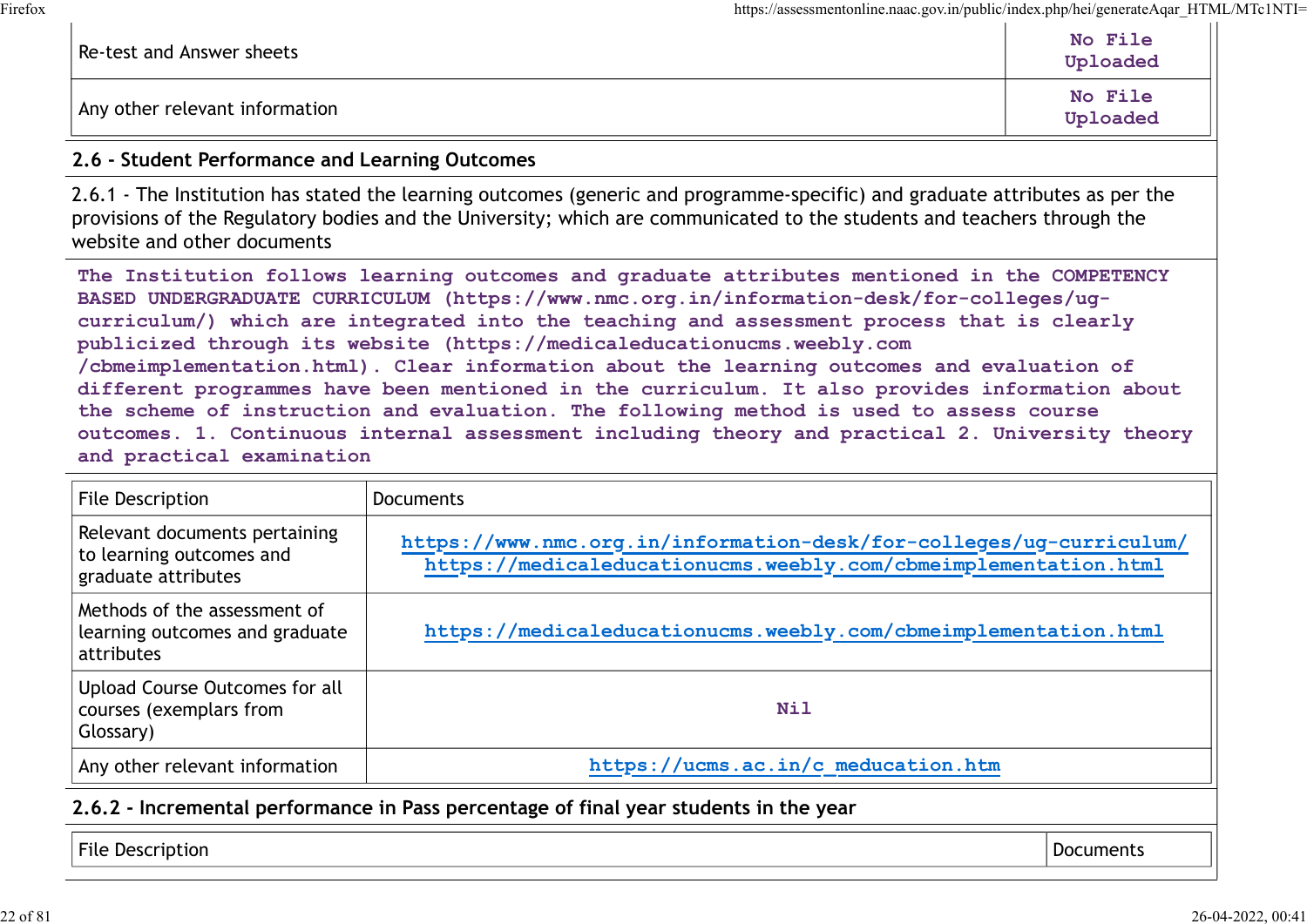| | |
|---|---|
| Re-test and Answer sheets | No File Uploaded |
| Any other relevant information | No File Uploaded |

## 2.6 - Student Performance and Learning Outcomes

2.6.1 - The Institution has stated the learning outcomes (generic and programme-specific) and graduate attributes as per the provisions of the Regulatory bodies and the University; which are communicated to the students and teachers through the website and other documents

The Institution follows learning outcomes and graduate attributes mentioned in the COMPETENCY BASED UNDERGRADUATE CURRICULUM (https://www.nmc.org.in/information-desk/for-colleges/ug-curriculum/) which are integrated into the teaching and assessment process that is clearly publicized through its website (https://medicaleducationucms.weebly.com/cbmeimplementation.html). Clear information about the learning outcomes and evaluation of different programmes have been mentioned in the curriculum. It also provides information about the scheme of instruction and evaluation. The following method is used to assess course outcomes. 1. Continuous internal assessment including theory and practical 2. University theory and practical examination

| File Description | Documents |
|---|---|
| Relevant documents pertaining to learning outcomes and graduate attributes | https://www.nmc.org.in/information-desk/for-colleges/ug-curriculum/ https://medicaleducationucms.weebly.com/cbmeimplementation.html |
| Methods of the assessment of learning outcomes and graduate attributes | https://medicaleducationucms.weebly.com/cbmeimplementation.html |
| Upload Course Outcomes for all courses (exemplars from Glossary) | Nil |
| Any other relevant information | https://ucms.ac.in/c_meducation.htm |

### 2.6.2 - Incremental performance in Pass percentage of final year students in the year

| File Description | Documents |
|---|---|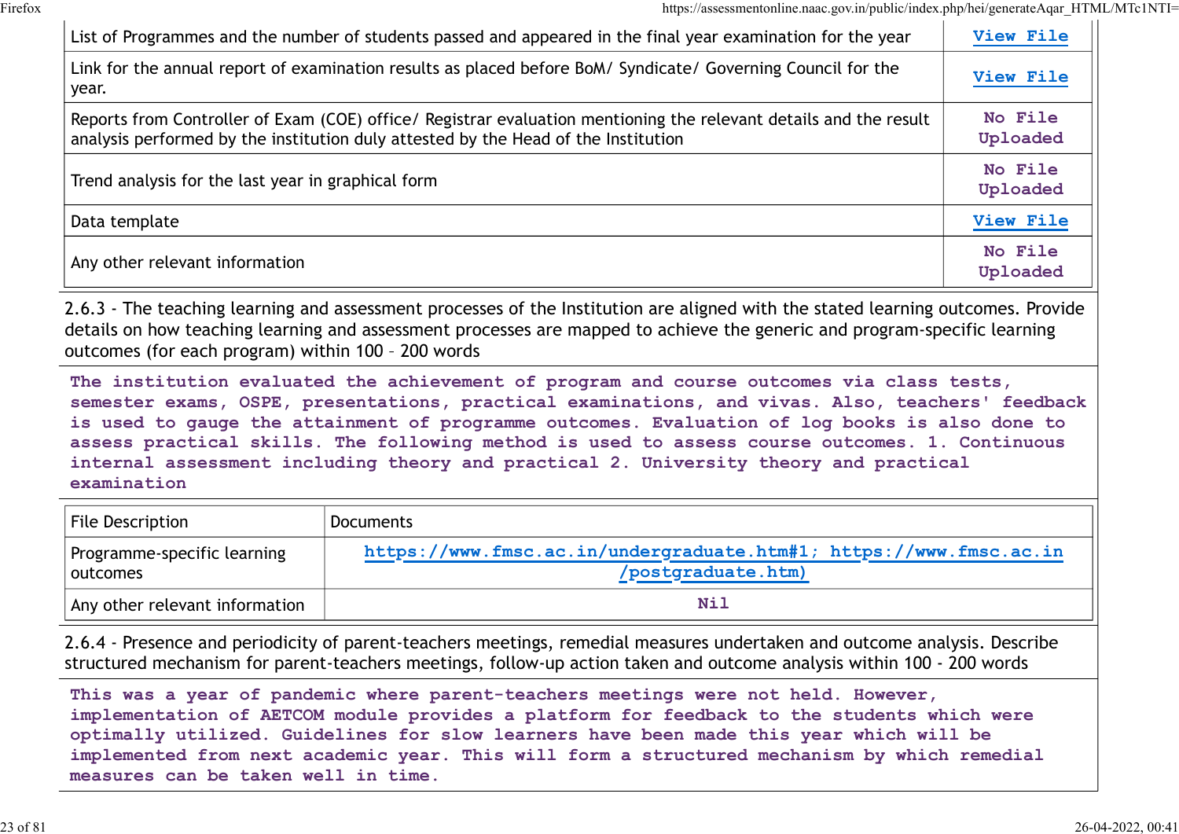| | |
|---|---|
| List of Programmes and the number of students passed and appeared in the final year examination for the year | View File |
| Link for the annual report of examination results as placed before BoM/ Syndicate/ Governing Council for the year. | View File |
| Reports from Controller of Exam (COE) office/ Registrar evaluation mentioning the relevant details and the result analysis performed by the institution duly attested by the Head of the Institution | No File Uploaded |
| Trend analysis for the last year in graphical form | No File Uploaded |
| Data template | View File |
| Any other relevant information | No File Uploaded |

2.6.3 - The teaching learning and assessment processes of the Institution are aligned with the stated learning outcomes. Provide details on how teaching learning and assessment processes are mapped to achieve the generic and program-specific learning outcomes (for each program) within 100 – 200 words

**The institution evaluated the achievement of program and course outcomes via class tests, semester exams, OSPE, presentations, practical examinations, and vivas. Also, teachers' feedback is used to gauge the attainment of programme outcomes. Evaluation of log books is also done to assess practical skills. The following method is used to assess course outcomes. 1. Continuous internal assessment including theory and practical 2. University theory and practical examination**

| File Description | Documents |
|---|---|
| Programme-specific learning outcomes | https://www.fmsc.ac.in/undergraduate.htm#1; https://www.fmsc.ac.in/postgraduate.htm) |
| Any other relevant information | Nil |

2.6.4 - Presence and periodicity of parent-teachers meetings, remedial measures undertaken and outcome analysis. Describe structured mechanism for parent-teachers meetings, follow-up action taken and outcome analysis within 100 - 200 words

**This was a year of pandemic where parent-teachers meetings were not held. However, implementation of AETCOM module provides a platform for feedback to the students which were optimally utilized. Guidelines for slow learners have been made this year which will be implemented from next academic year. This will form a structured mechanism by which remedial measures can be taken well in time.**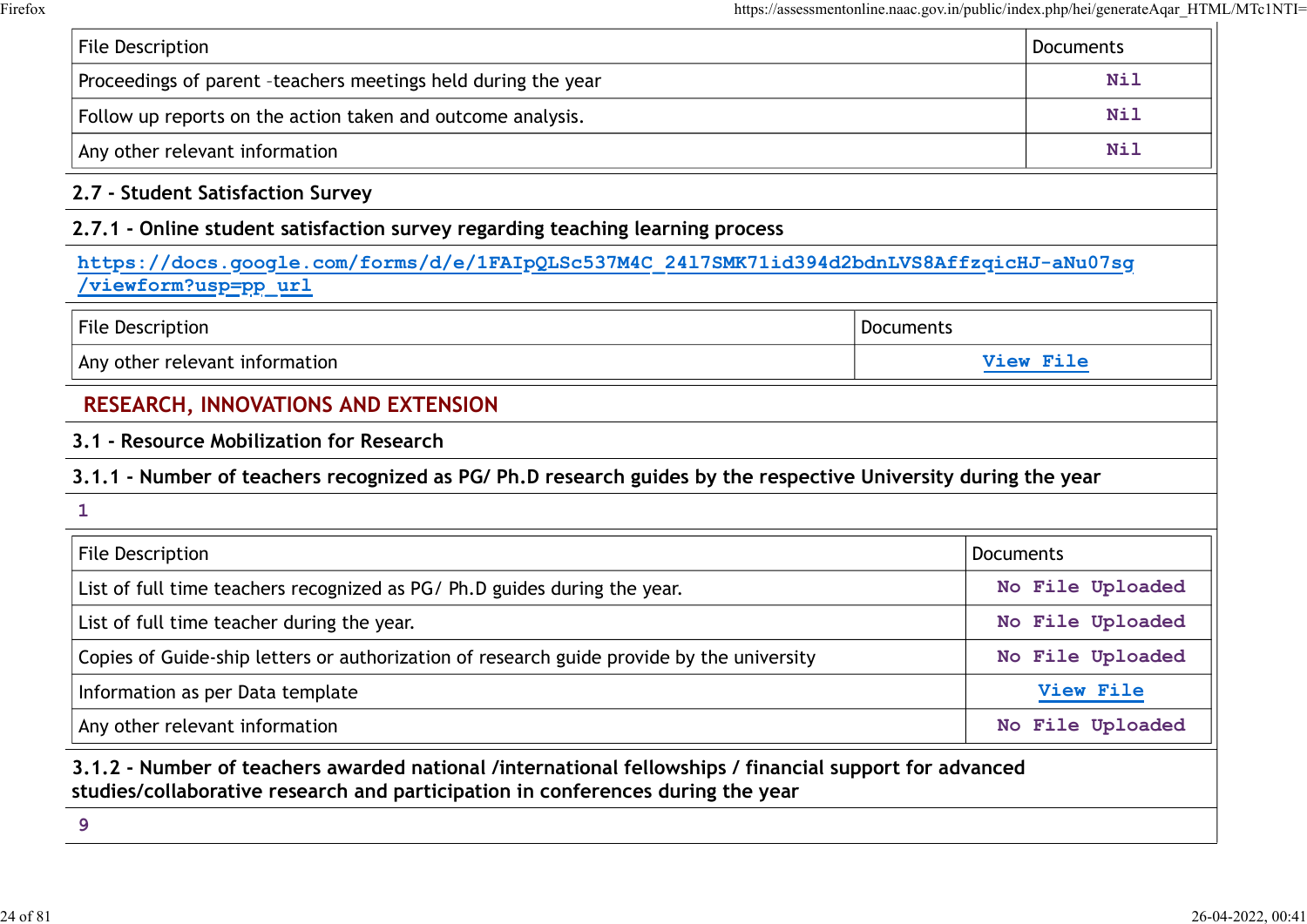| File Description | Documents |
| --- | --- |
| Proceedings of parent -teachers meetings held during the year | Nil |
| Follow up reports on the action taken and outcome analysis. | Nil |
| Any other relevant information | Nil |

**2.7 - Student Satisfaction Survey**

**2.7.1 - Online student satisfaction survey regarding teaching learning process**

https://docs.google.com/forms/d/e/1FAIpQLSc537M4C_2417SMK71id394d2bdnLVS8AffzqicHJ-aNu07sg/viewform?usp=pp_url

| File Description | Documents |
| --- | --- |
| Any other relevant information | View File |

## RESEARCH, INNOVATIONS AND EXTENSION

**3.1 - Resource Mobilization for Research**

**3.1.1 - Number of teachers recognized as PG/ Ph.D research guides by the respective University during the year**

1

| File Description | Documents |
| --- | --- |
| List of full time teachers recognized as PG/ Ph.D guides during the year. | No File Uploaded |
| List of full time teacher during the year. | No File Uploaded |
| Copies of Guide-ship letters or authorization of research guide provide by the university | No File Uploaded |
| Information as per Data template | View File |
| Any other relevant information | No File Uploaded |

**3.1.2 - Number of teachers awarded national /international fellowships / financial support for advanced studies/collaborative research and participation in conferences during the year**

9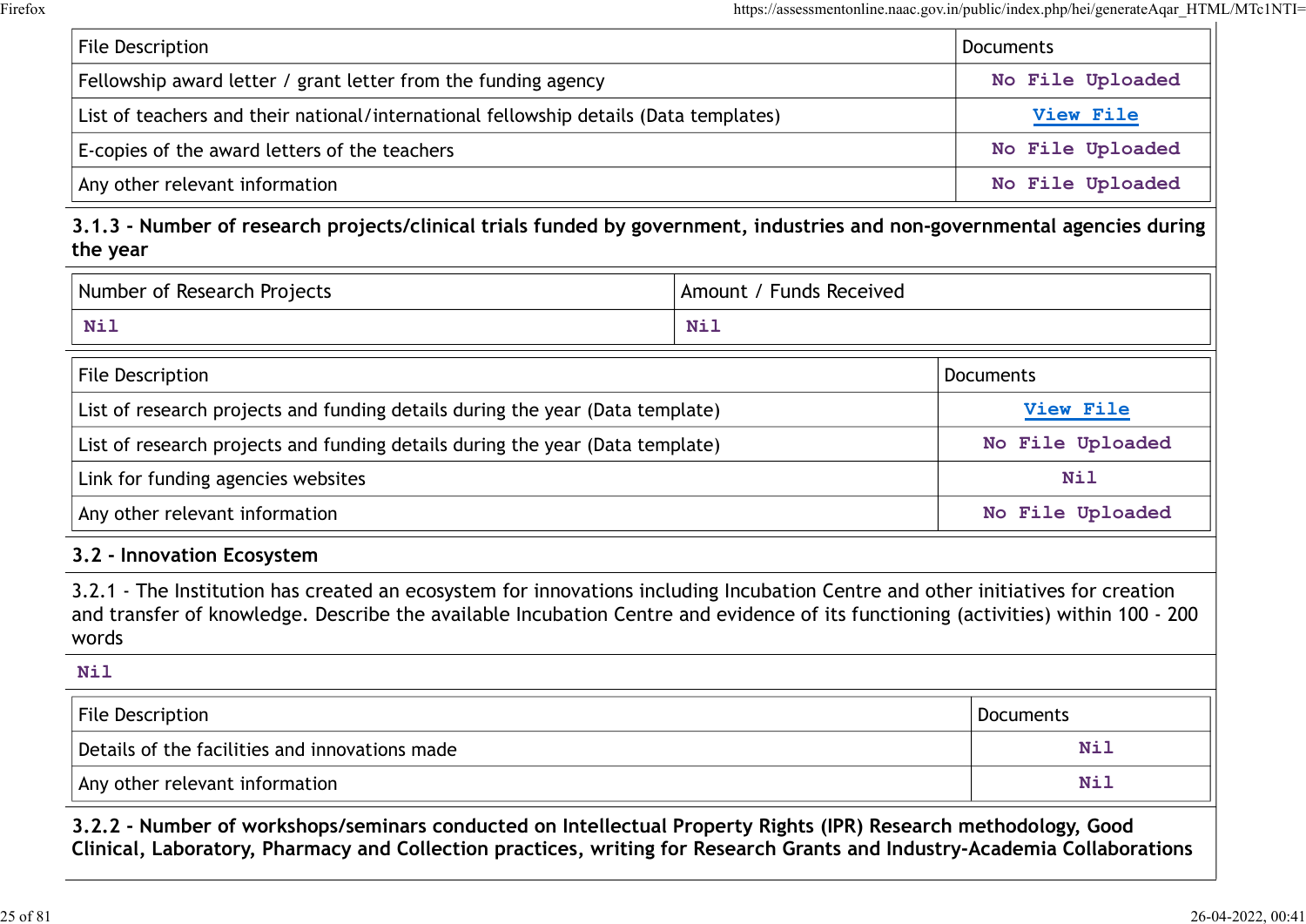| File Description | Documents |
|---|---|
| Fellowship award letter / grant letter from the funding agency | No File Uploaded |
| List of teachers and their national/international fellowship details (Data templates) | View File |
| E-copies of the award letters of the teachers | No File Uploaded |
| Any other relevant information | No File Uploaded |

**3.1.3 - Number of research projects/clinical trials funded by government, industries and non-governmental agencies during the year**

| Number of Research Projects | Amount / Funds Received |
|---|---|
| Nil | Nil |

| File Description | Documents |
|---|---|
| List of research projects and funding details during the year (Data template) | View File |
| List of research projects and funding details during the year (Data template) | No File Uploaded |
| Link for funding agencies websites | Nil |
| Any other relevant information | No File Uploaded |

**3.2 - Innovation Ecosystem**

3.2.1 - The Institution has created an ecosystem for innovations including Incubation Centre and other initiatives for creation and transfer of knowledge. Describe the available Incubation Centre and evidence of its functioning (activities) within 100 - 200 words

Nil

| File Description | Documents |
|---|---|
| Details of the facilities and innovations made | Nil |
| Any other relevant information | Nil |

**3.2.2 - Number of workshops/seminars conducted on Intellectual Property Rights (IPR) Research methodology, Good Clinical, Laboratory, Pharmacy and Collection practices, writing for Research Grants and Industry-Academia Collaborations**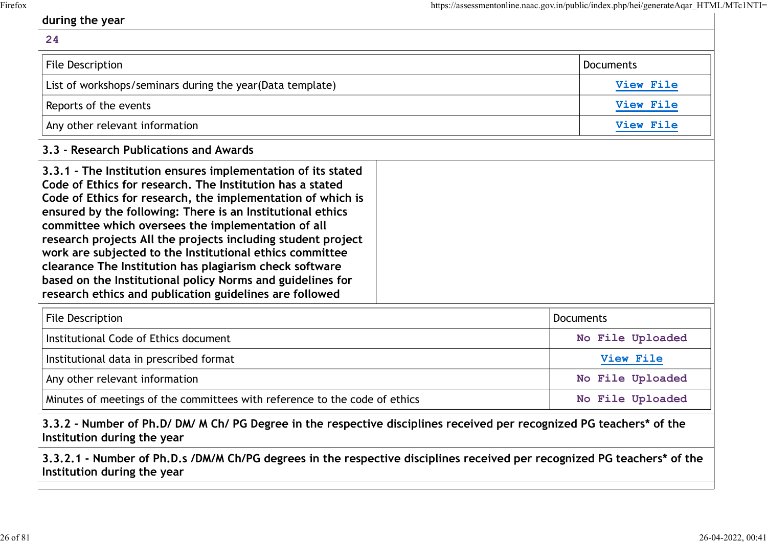during the year

24

| File Description | Documents |
|---|---|
| List of workshops/seminars during the year(Data template) | View File |
| Reports of the events | View File |
| Any other relevant information | View File |

### 3.3 - Research Publications and Awards

**3.3.1 - The Institution ensures implementation of its stated Code of Ethics for research. The Institution has a stated Code of Ethics for research, the implementation of which is ensured by the following: There is an Institutional ethics committee which oversees the implementation of all research projects All the projects including student project work are subjected to the Institutional ethics committee clearance The Institution has plagiarism check software based on the Institutional policy Norms and guidelines for research ethics and publication guidelines are followed**

| File Description | Documents |
|---|---|
| Institutional Code of Ethics document | No File Uploaded |
| Institutional data in prescribed format | View File |
| Any other relevant information | No File Uploaded |
| Minutes of meetings of the committees with reference to the code of ethics | No File Uploaded |

**3.3.2 - Number of Ph.D/ DM/ M Ch/ PG Degree in the respective disciplines received per recognized PG teachers* of the Institution during the year**

**3.3.2.1 - Number of Ph.D.s /DM/M Ch/PG degrees in the respective disciplines received per recognized PG teachers* of the Institution during the year**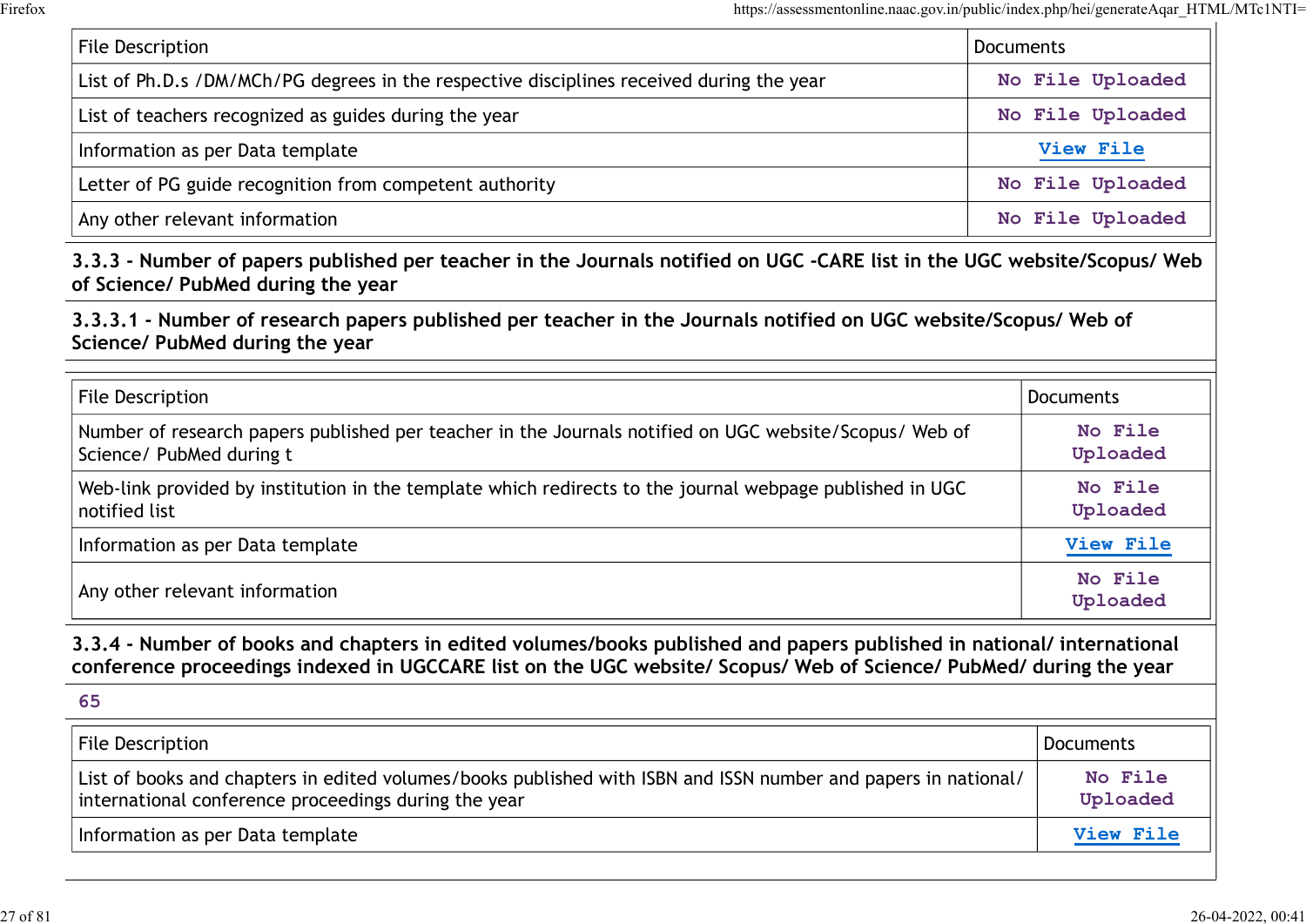| File Description | Documents |
|---|---|
| List of Ph.D.s /DM/MCh/PG degrees in the respective disciplines received during the year | No File Uploaded |
| List of teachers recognized as guides during the year | No File Uploaded |
| Information as per Data template | View File |
| Letter of PG guide recognition from competent authority | No File Uploaded |
| Any other relevant information | No File Uploaded |

**3.3.3 - Number of papers published per teacher in the Journals notified on UGC -CARE list in the UGC website/Scopus/ Web of Science/ PubMed during the year**

**3.3.3.1 - Number of research papers published per teacher in the Journals notified on UGC website/Scopus/ Web of Science/ PubMed during the year**

| File Description | Documents |
|---|---|
| Number of research papers published per teacher in the Journals notified on UGC website/Scopus/ Web of Science/ PubMed during t | No File Uploaded |
| Web-link provided by institution in the template which redirects to the journal webpage published in UGC notified list | No File Uploaded |
| Information as per Data template | View File |
| Any other relevant information | No File Uploaded |

**3.3.4 - Number of books and chapters in edited volumes/books published and papers published in national/ international conference proceedings indexed in UGCCARE list on the UGC website/ Scopus/ Web of Science/ PubMed/ during the year**

65

| File Description | Documents |
|---|---|
| List of books and chapters in edited volumes/books published with ISBN and ISSN number and papers in national/ international conference proceedings during the year | No File Uploaded |
| Information as per Data template | View File |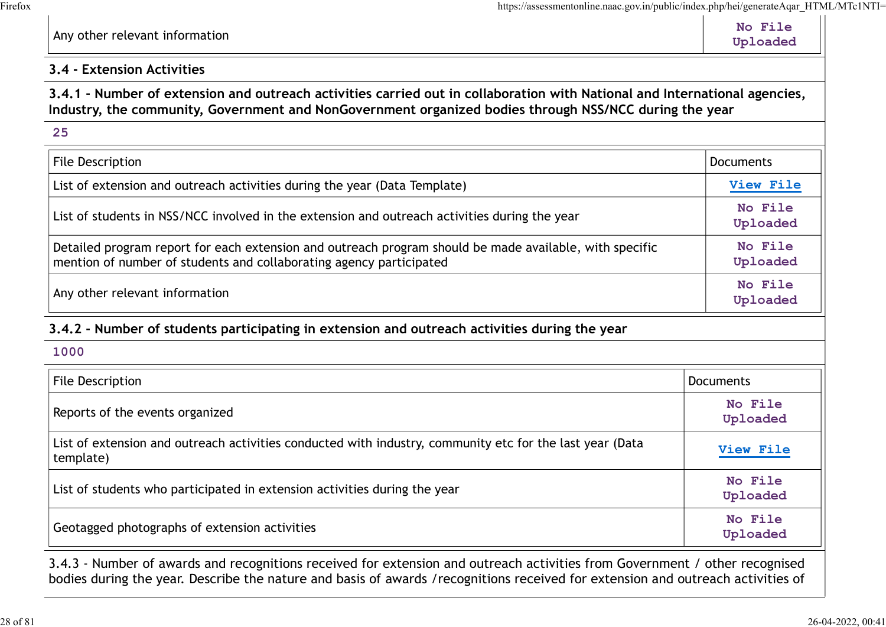| Any other relevant information | No File Uploaded |
|---|---|

## 3.4 - Extension Activities

**3.4.1 - Number of extension and outreach activities carried out in collaboration with National and International agencies, Industry, the community, Government and NonGovernment organized bodies through NSS/NCC during the year**

25

| File Description | Documents |
|---|---|
| List of extension and outreach activities during the year (Data Template) | View File |
| List of students in NSS/NCC involved in the extension and outreach activities during the year | No File Uploaded |
| Detailed program report for each extension and outreach program should be made available, with specific mention of number of students and collaborating agency participated | No File Uploaded |
| Any other relevant information | No File Uploaded |

**3.4.2 - Number of students participating in extension and outreach activities during the year**

1000

| File Description | Documents |
|---|---|
| Reports of the events organized | No File Uploaded |
| List of extension and outreach activities conducted with industry, community etc for the last year (Data template) | View File |
| List of students who participated in extension activities during the year | No File Uploaded |
| Geotagged photographs of extension activities | No File Uploaded |

3.4.3 - Number of awards and recognitions received for extension and outreach activities from Government / other recognised bodies during the year. Describe the nature and basis of awards /recognitions received for extension and outreach activities of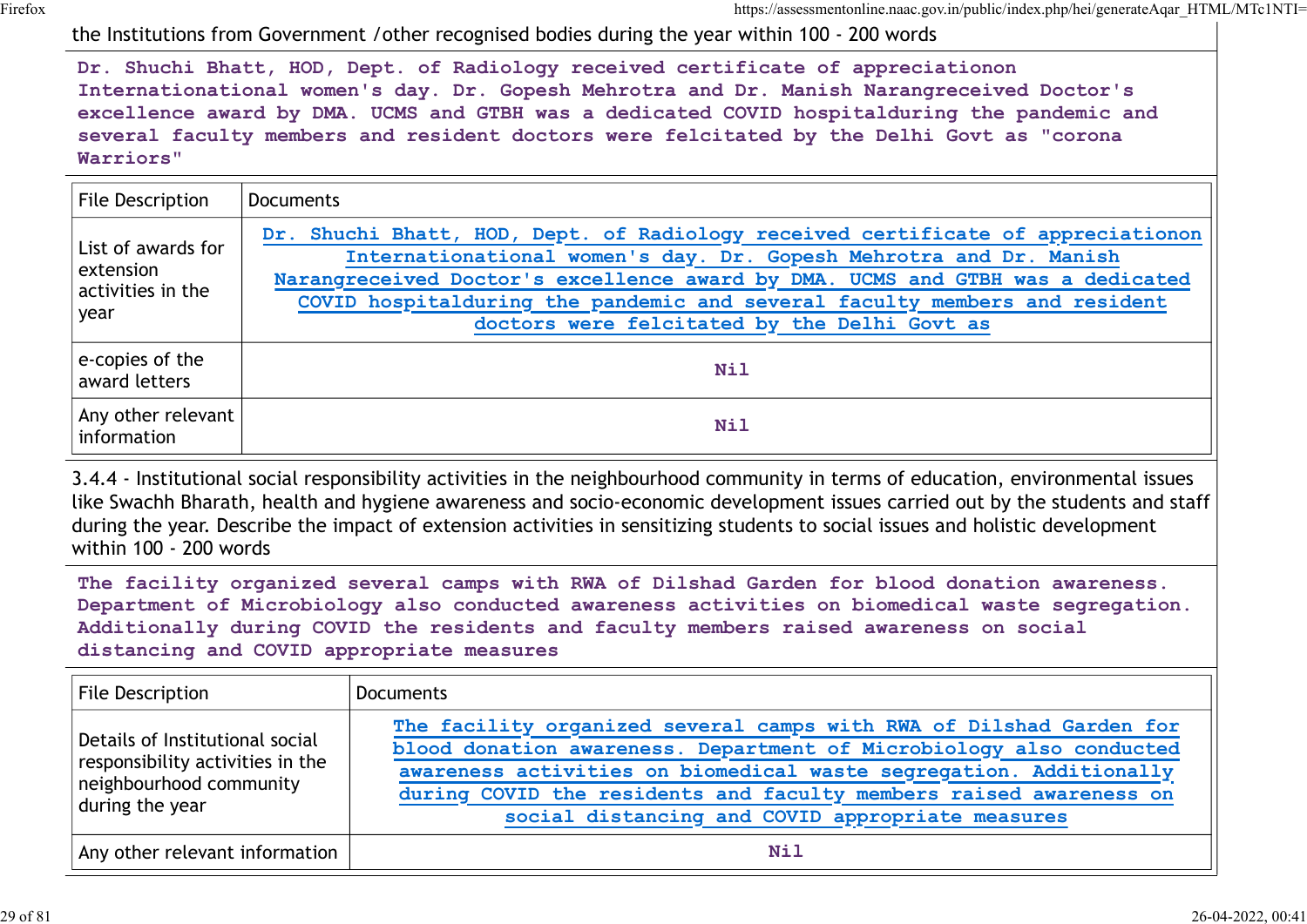the Institutions from Government /other recognised bodies during the year within 100 - 200 words

**Dr. Shuchi Bhatt, HOD, Dept. of Radiology received certificate of appreciationon International women's day. Dr. Gopesh Mehrotra and Dr. Manish Narangreceived Doctor's excellence award by DMA. UCMS and GTBH was a dedicated COVID hospitalduring the pandemic and several faculty members and resident doctors were felcitated by the Delhi Govt as "corona Warriors"**

| File Description | Documents |
|---|---|
| List of awards for extension activities in the year | Dr. Shuchi Bhatt, HOD, Dept. of Radiology received certificate of appreciationon International women's day. Dr. Gopesh Mehrotra and Dr. Manish Narangreceived Doctor's excellence award by DMA. UCMS and GTBH was a dedicated COVID hospitalduring the pandemic and several faculty members and resident doctors were felcitated by the Delhi Govt as |
| e-copies of the award letters | Nil |
| Any other relevant information | Nil |

3.4.4 - Institutional social responsibility activities in the neighbourhood community in terms of education, environmental issues like Swachh Bharath, health and hygiene awareness and socio-economic development issues carried out by the students and staff during the year. Describe the impact of extension activities in sensitizing students to social issues and holistic development within 100 - 200 words

**The facility organized several camps with RWA of Dilshad Garden for blood donation awareness. Department of Microbiology also conducted awareness activities on biomedical waste segregation. Additionally during COVID the residents and faculty members raised awareness on social distancing and COVID appropriate measures**

| File Description | Documents |
|---|---|
| Details of Institutional social responsibility activities in the neighbourhood community during the year | The facility organized several camps with RWA of Dilshad Garden for blood donation awareness. Department of Microbiology also conducted awareness activities on biomedical waste segregation. Additionally during COVID the residents and faculty members raised awareness on social distancing and COVID appropriate measures |
| Any other relevant information | Nil |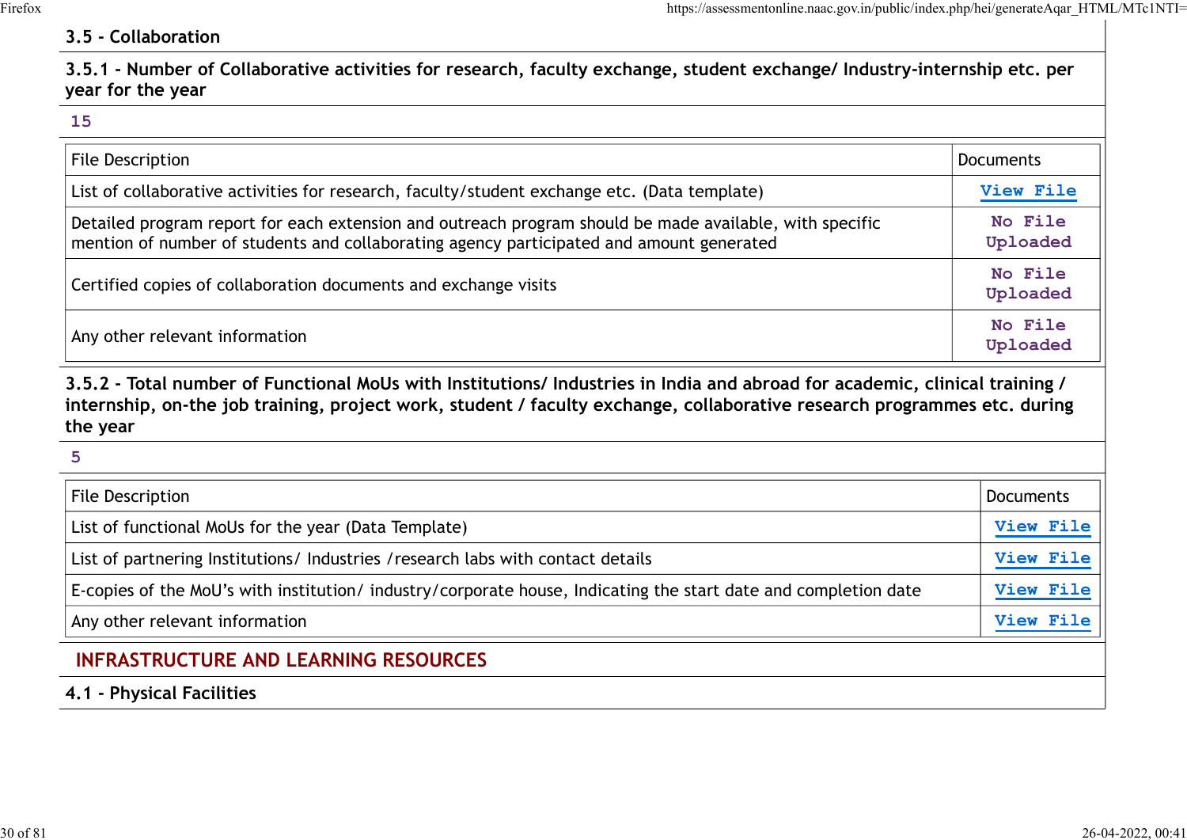### 3.5 - Collaboration

**3.5.1 - Number of Collaborative activities for research, faculty exchange, student exchange/ Industry-internship etc. per year for the year**

15

| File Description | Documents |
|---|---|
| List of collaborative activities for research, faculty/student exchange etc. (Data template) | View File |
| Detailed program report for each extension and outreach program should be made available, with specific mention of number of students and collaborating agency participated and amount generated | No File Uploaded |
| Certified copies of collaboration documents and exchange visits | No File Uploaded |
| Any other relevant information | No File Uploaded |

**3.5.2 - Total number of Functional MoUs with Institutions/ Industries in India and abroad for academic, clinical training / internship, on-the job training, project work, student / faculty exchange, collaborative research programmes etc. during the year**

5

| File Description | Documents |
|---|---|
| List of functional MoUs for the year (Data Template) | View File |
| List of partnering Institutions/ Industries /research labs with contact details | View File |
| E-copies of the MoU's with institution/ industry/corporate house, Indicating the start date and completion date | View File |
| Any other relevant information | View File |

## INFRASTRUCTURE AND LEARNING RESOURCES

### 4.1 - Physical Facilities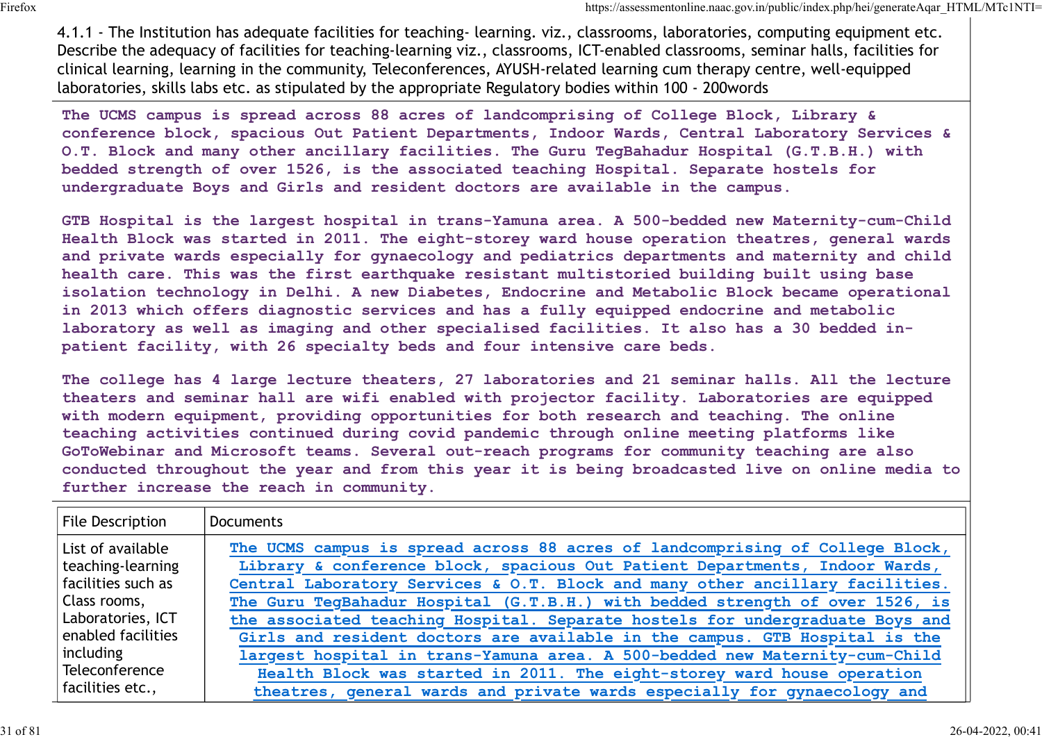4.1.1 - The Institution has adequate facilities for teaching- learning. viz., classrooms, laboratories, computing equipment etc. Describe the adequacy of facilities for teaching-learning viz., classrooms, ICT-enabled classrooms, seminar halls, facilities for clinical learning, learning in the community, Teleconferences, AYUSH-related learning cum therapy centre, well-equipped laboratories, skills labs etc. as stipulated by the appropriate Regulatory bodies within 100 - 200words

**The UCMS campus is spread across 88 acres of landcomprising of College Block, Library & conference block, spacious Out Patient Departments, Indoor Wards, Central Laboratory Services & O.T. Block and many other ancillary facilities. The Guru TegBahadur Hospital (G.T.B.H.) with bedded strength of over 1526, is the associated teaching Hospital. Separate hostels for undergraduate Boys and Girls and resident doctors are available in the campus.**

**GTB Hospital is the largest hospital in trans-Yamuna area. A 500-bedded new Maternity-cum-Child Health Block was started in 2011. The eight-storey ward house operation theatres, general wards and private wards especially for gynaecology and pediatrics departments and maternity and child health care. This was the first earthquake resistant multistoried building built using base isolation technology in Delhi. A new Diabetes, Endocrine and Metabolic Block became operational in 2013 which offers diagnostic services and has a fully equipped endocrine and metabolic laboratory as well as imaging and other specialised facilities. It also has a 30 bedded in-patient facility, with 26 specialty beds and four intensive care beds.**

**The college has 4 large lecture theaters, 27 laboratories and 21 seminar halls. All the lecture theaters and seminar hall are wifi enabled with projector facility. Laboratories are equipped with modern equipment, providing opportunities for both research and teaching. The online teaching activities continued during covid pandemic through online meeting platforms like GoToWebinar and Microsoft teams. Several out-reach programs for community teaching are also conducted throughout the year and from this year it is being broadcasted live on online media to further increase the reach in community.**

| File Description | Documents |
|---|---|
| List of available teaching-learning facilities such as Class rooms, Laboratories, ICT enabled facilities including Teleconference facilities etc., | The UCMS campus is spread across 88 acres of landcomprising of College Block, Library & conference block, spacious Out Patient Departments, Indoor Wards, Central Laboratory Services & O.T. Block and many other ancillary facilities. The Guru TegBahadur Hospital (G.T.B.H.) with bedded strength of over 1526, is the associated teaching Hospital. Separate hostels for undergraduate Boys and Girls and resident doctors are available in the campus. GTB Hospital is the largest hospital in trans-Yamuna area. A 500-bedded new Maternity-cum-Child Health Block was started in 2011. The eight-storey ward house operation theatres, general wards and private wards especially for gynaecology and |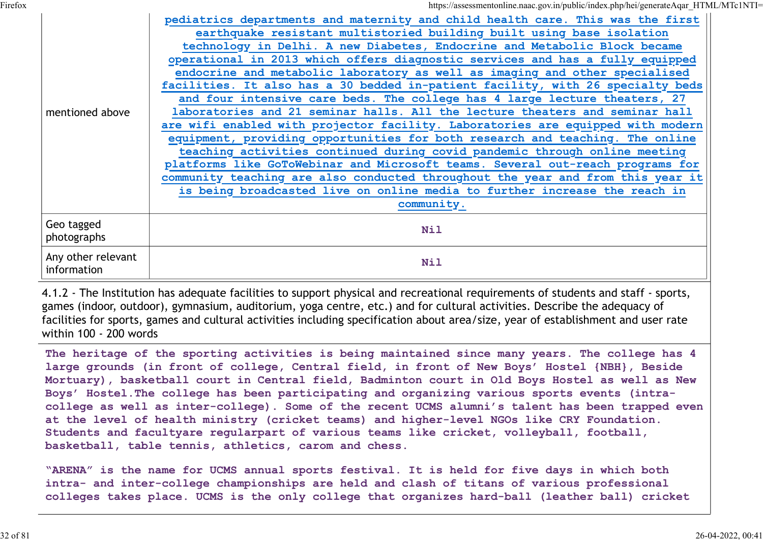| | |
|---|---|
| mentioned above | pediatrics departments and maternity and child health care. This was the first earthquake resistant multistoried building built using base isolation technology in Delhi. A new Diabetes, Endocrine and Metabolic Block became operational in 2013 which offers diagnostic services and has a fully equipped endocrine and metabolic laboratory as well as imaging and other specialised facilities. It also has a 30 bedded in-patient facility, with 26 specialty beds and four intensive care beds. The college has 4 large lecture theaters, 27 laboratories and 21 seminar halls. All the lecture theaters and seminar hall are wifi enabled with projector facility. Laboratories are equipped with modern equipment, providing opportunities for both research and teaching. The online teaching activities continued during covid pandemic through online meeting platforms like GoToWebinar and Microsoft teams. Several out-reach programs for community teaching are also conducted throughout the year and from this year it is being broadcasted live on online media to further increase the reach in community. |
| Geo tagged photographs | Nil |
| Any other relevant information | Nil |

4.1.2 - The Institution has adequate facilities to support physical and recreational requirements of students and staff - sports, games (indoor, outdoor), gymnasium, auditorium, yoga centre, etc.) and for cultural activities. Describe the adequacy of facilities for sports, games and cultural activities including specification about area/size, year of establishment and user rate within 100 - 200 words

The heritage of the sporting activities is being maintained since many years. The college has 4 large grounds (in front of college, Central field, in front of New Boys' Hostel {NBH}, Beside Mortuary), basketball court in Central field, Badminton court in Old Boys Hostel as well as New Boys' Hostel.The college has been participating and organizing various sports events (intra-college as well as inter-college). Some of the recent UCMS alumni's talent has been trapped even at the level of health ministry (cricket teams) and higher-level NGOs like CRY Foundation. Students and facultyare regularpart of various teams like cricket, volleyball, football, basketball, table tennis, athletics, carom and chess.

"ARENA" is the name for UCMS annual sports festival. It is held for five days in which both intra- and inter-college championships are held and clash of titans of various professional colleges takes place. UCMS is the only college that organizes hard-ball (leather ball) cricket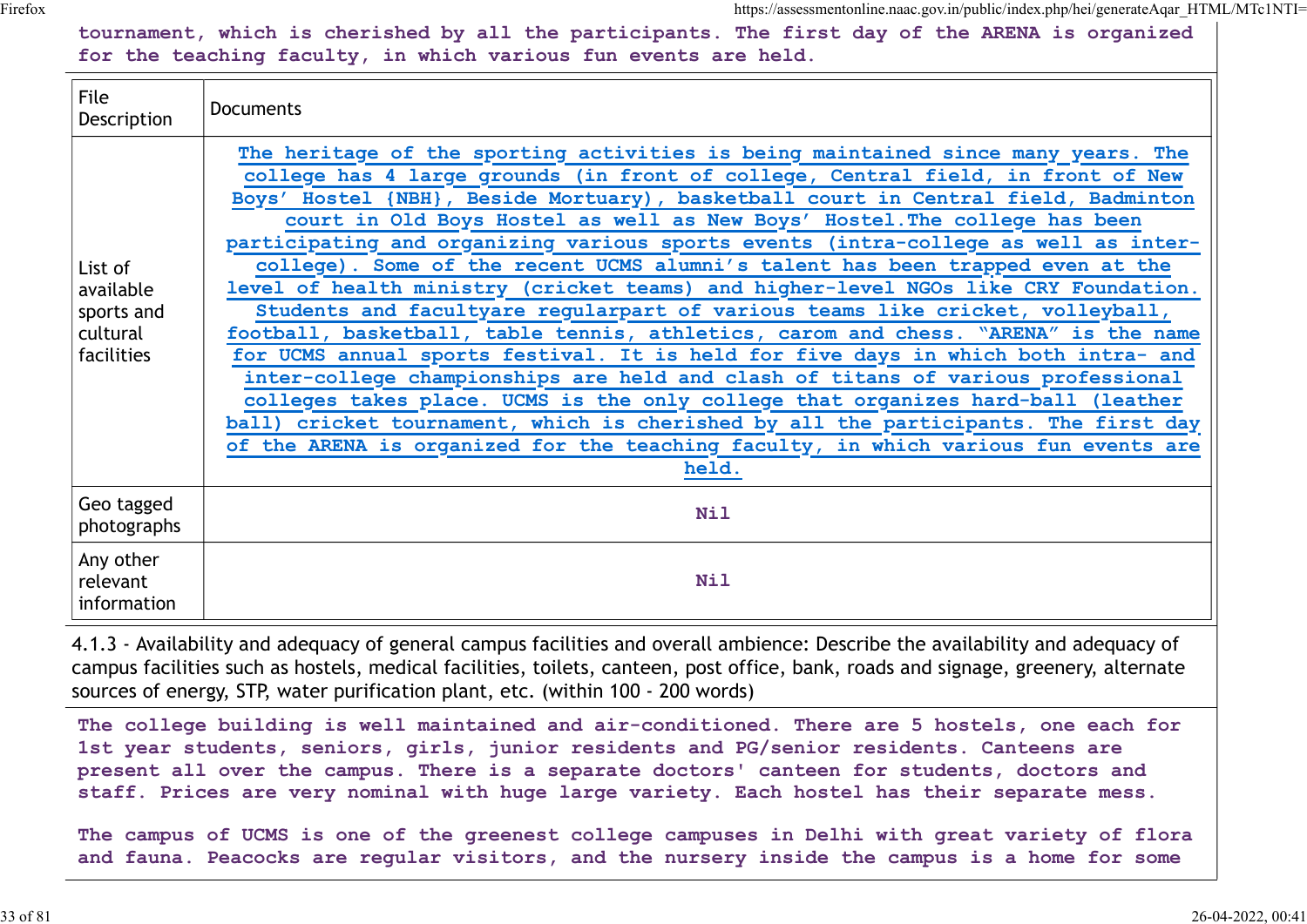tournament, which is cherished by all the participants. The first day of the ARENA is organized for the teaching faculty, in which various fun events are held.

| File Description | Documents |
|---|---|
| List of available sports and cultural facilities | The heritage of the sporting activities is being maintained since many years. The college has 4 large grounds (in front of college, Central field, in front of New Boys' Hostel {NBH}, Beside Mortuary), basketball court in Central field, Badminton court in Old Boys Hostel as well as New Boys' Hostel.The college has been participating and organizing various sports events (intra-college as well as inter-college). Some of the recent UCMS alumni's talent has been trapped even at the level of health ministry (cricket teams) and higher-level NGOs like CRY Foundation. Students and facultyare regularpart of various teams like cricket, volleyball, football, basketball, table tennis, athletics, carom and chess. "ARENA" is the name for UCMS annual sports festival. It is held for five days in which both intra- and inter-college championships are held and clash of titans of various professional colleges takes place. UCMS is the only college that organizes hard-ball (leather ball) cricket tournament, which is cherished by all the participants. The first day of the ARENA is organized for the teaching faculty, in which various fun events are held. |
| Geo tagged photographs | Nil |
| Any other relevant information | Nil |

4.1.3 - Availability and adequacy of general campus facilities and overall ambience: Describe the availability and adequacy of campus facilities such as hostels, medical facilities, toilets, canteen, post office, bank, roads and signage, greenery, alternate sources of energy, STP, water purification plant, etc. (within 100 - 200 words)

The college building is well maintained and air-conditioned. There are 5 hostels, one each for 1st year students, seniors, girls, junior residents and PG/senior residents. Canteens are present all over the campus. There is a separate doctors' canteen for students, doctors and staff. Prices are very nominal with huge large variety. Each hostel has their separate mess.

The campus of UCMS is one of the greenest college campuses in Delhi with great variety of flora and fauna. Peacocks are regular visitors, and the nursery inside the campus is a home for some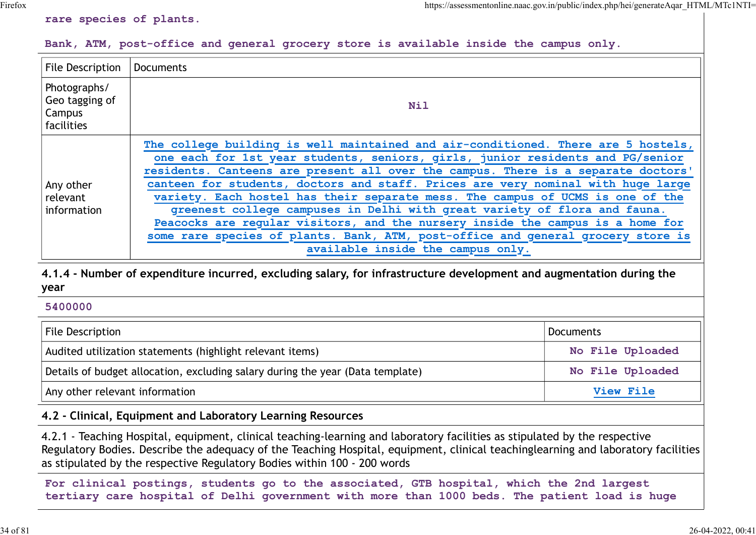rare species of plants.

Bank, ATM, post-office and general grocery store is available inside the campus only.

| File Description | Documents |
| --- | --- |
| Photographs/ Geo tagging of Campus facilities | Nil |
| Any other relevant information | The college building is well maintained and air-conditioned. There are 5 hostels, one each for 1st year students, seniors, girls, junior residents and PG/senior residents. Canteens are present all over the campus. There is a separate doctors' canteen for students, doctors and staff. Prices are very nominal with huge large variety. Each hostel has their separate mess. The campus of UCMS is one of the greenest college campuses in Delhi with great variety of flora and fauna. Peacocks are regular visitors, and the nursery inside the campus is a home for some rare species of plants. Bank, ATM, post-office and general grocery store is available inside the campus only. |

**4.1.4 - Number of expenditure incurred, excluding salary, for infrastructure development and augmentation during the year**

5400000

| File Description | Documents |
| --- | --- |
| Audited utilization statements (highlight relevant items) | No File Uploaded |
| Details of budget allocation, excluding salary during the year (Data template) | No File Uploaded |
| Any other relevant information | View File |

**4.2 - Clinical, Equipment and Laboratory Learning Resources**

4.2.1 - Teaching Hospital, equipment, clinical teaching-learning and laboratory facilities as stipulated by the respective Regulatory Bodies. Describe the adequacy of the Teaching Hospital, equipment, clinical teachinglearning and laboratory facilities as stipulated by the respective Regulatory Bodies within 100 - 200 words

For clinical postings, students go to the associated, GTB hospital, which the 2nd largest tertiary care hospital of Delhi government with more than 1000 beds. The patient load is huge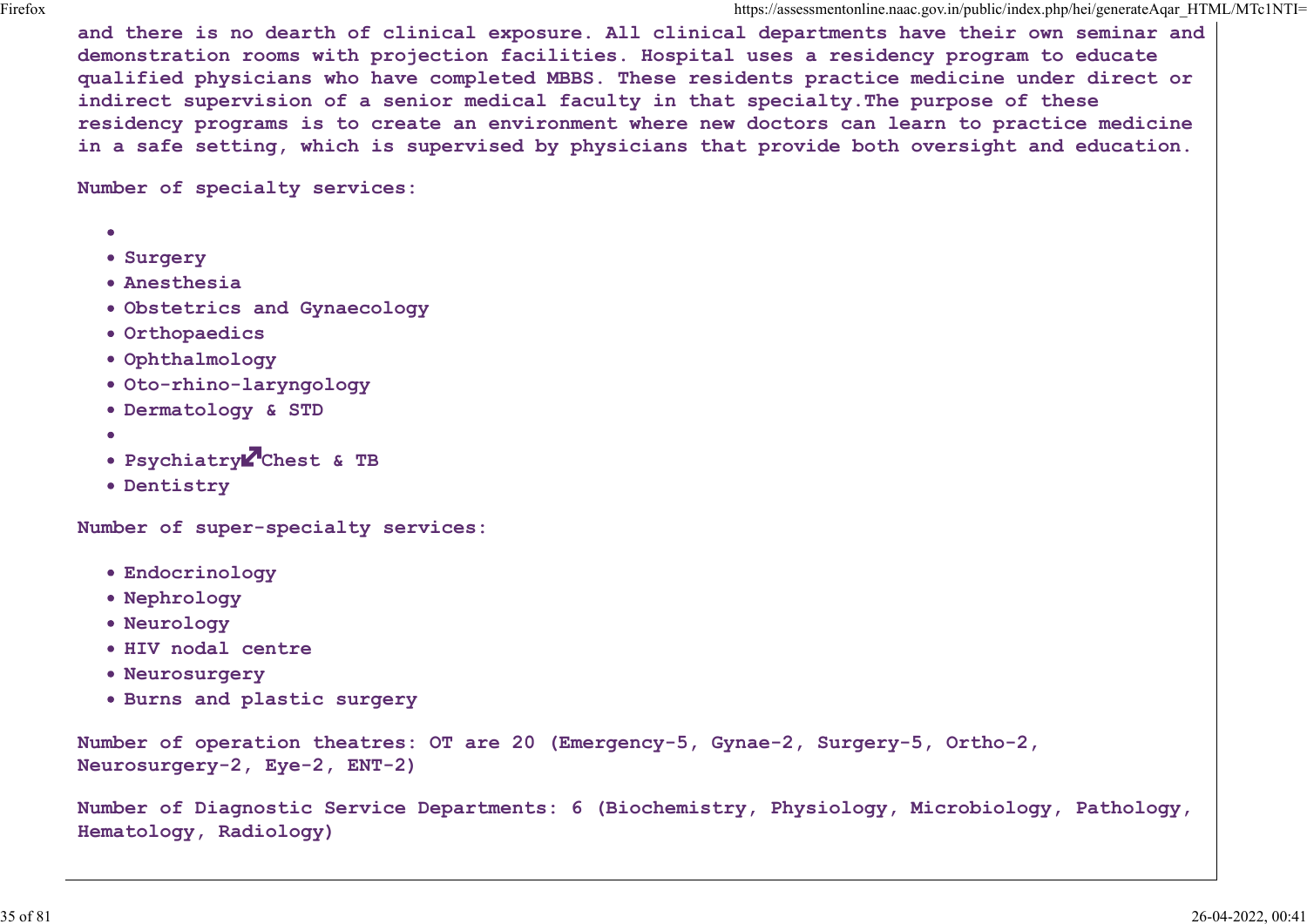and there is no dearth of clinical exposure. All clinical departments have their own seminar and demonstration rooms with projection facilities. Hospital uses a residency program to educate qualified physicians who have completed MBBS. These residents practice medicine under direct or indirect supervision of a senior medical faculty in that specialty.The purpose of these residency programs is to create an environment where new doctors can learn to practice medicine in a safe setting, which is supervised by physicians that provide both oversight and education.

Number of specialty services:

- 
- Surgery
- Anesthesia
- Obstetrics and Gynaecology
- Orthopaedics
- Ophthalmology
- Oto-rhino-laryngology
- Dermatology & STD
- 
- Psychiatry↗Chest & TB
- Dentistry

Number of super-specialty services:

- Endocrinology
- Nephrology
- Neurology
- HIV nodal centre
- Neurosurgery
- Burns and plastic surgery

Number of operation theatres: OT are 20 (Emergency-5, Gynae-2, Surgery-5, Ortho-2, Neurosurgery-2, Eye-2, ENT-2)

Number of Diagnostic Service Departments: 6 (Biochemistry, Physiology, Microbiology, Pathology, Hematology, Radiology)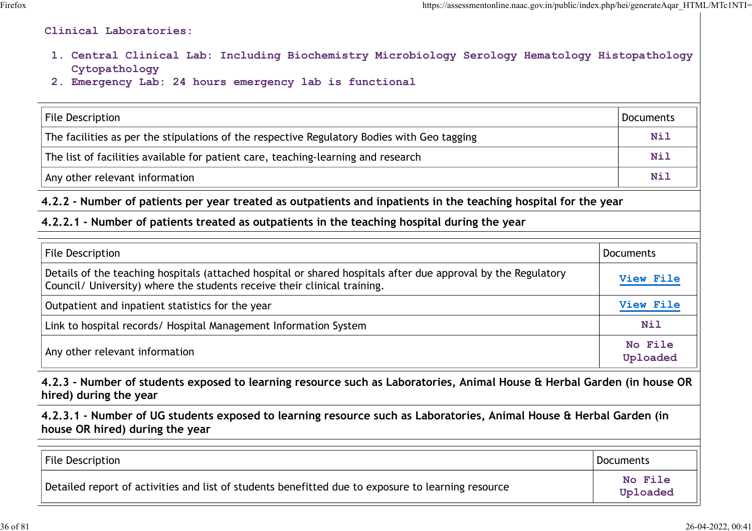Clinical Laboratories:

1. Central Clinical Lab: Including Biochemistry Microbiology Serology Hematology Histopathology Cytopathology
2. Emergency Lab: 24 hours emergency lab is functional

| File Description | Documents |
|---|---|
| The facilities as per the stipulations of the respective Regulatory Bodies with Geo tagging | Nil |
| The list of facilities available for patient care, teaching-learning and research | Nil |
| Any other relevant information | Nil |

**4.2.2 - Number of patients per year treated as outpatients and inpatients in the teaching hospital for the year**

**4.2.2.1 - Number of patients treated as outpatients in the teaching hospital during the year**

| File Description | Documents |
|---|---|
| Details of the teaching hospitals (attached hospital or shared hospitals after due approval by the Regulatory Council/ University) where the students receive their clinical training. | View File |
| Outpatient and inpatient statistics for the year | View File |
| Link to hospital records/ Hospital Management Information System | Nil |
| Any other relevant information | No File Uploaded |

**4.2.3 - Number of students exposed to learning resource such as Laboratories, Animal House & Herbal Garden (in house OR hired) during the year**

**4.2.3.1 - Number of UG students exposed to learning resource such as Laboratories, Animal House & Herbal Garden (in house OR hired) during the year**

| File Description | Documents |
|---|---|
| Detailed report of activities and list of students benefitted due to exposure to learning resource | No File Uploaded |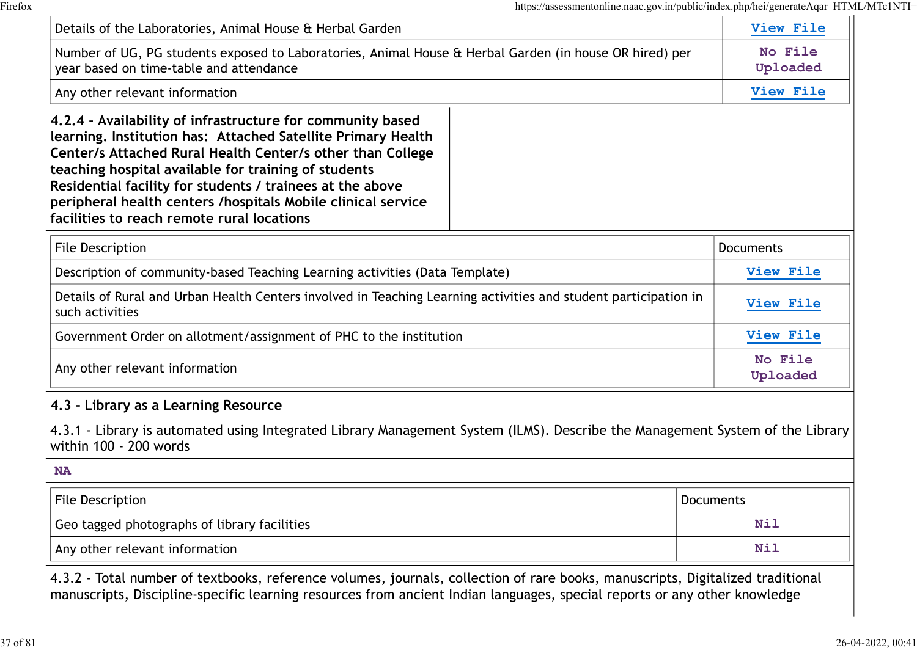| Details of the Laboratories, Animal House & Herbal Garden | View File |
|---|---|
| Number of UG, PG students exposed to Laboratories, Animal House & Herbal Garden (in house OR hired) per year based on time-table and attendance | No File Uploaded |
| Any other relevant information | View File |

**4.2.4 - Availability of infrastructure for community based learning. Institution has: Attached Satellite Primary Health Center/s Attached Rural Health Center/s other than College teaching hospital available for training of students Residential facility for students / trainees at the above peripheral health centers /hospitals Mobile clinical service facilities to reach remote rural locations**

| File Description | Documents |
|---|---|
| Description of community-based Teaching Learning activities (Data Template) | View File |
| Details of Rural and Urban Health Centers involved in Teaching Learning activities and student participation in such activities | View File |
| Government Order on allotment/assignment of PHC to the institution | View File |
| Any other relevant information | No File Uploaded |

**4.3 - Library as a Learning Resource**

4.3.1 - Library is automated using Integrated Library Management System (ILMS). Describe the Management System of the Library within 100 - 200 words

**NA**

| File Description | Documents |
|---|---|
| Geo tagged photographs of library facilities | Nil |
| Any other relevant information | Nil |

4.3.2 - Total number of textbooks, reference volumes, journals, collection of rare books, manuscripts, Digitalized traditional manuscripts, Discipline-specific learning resources from ancient Indian languages, special reports or any other knowledge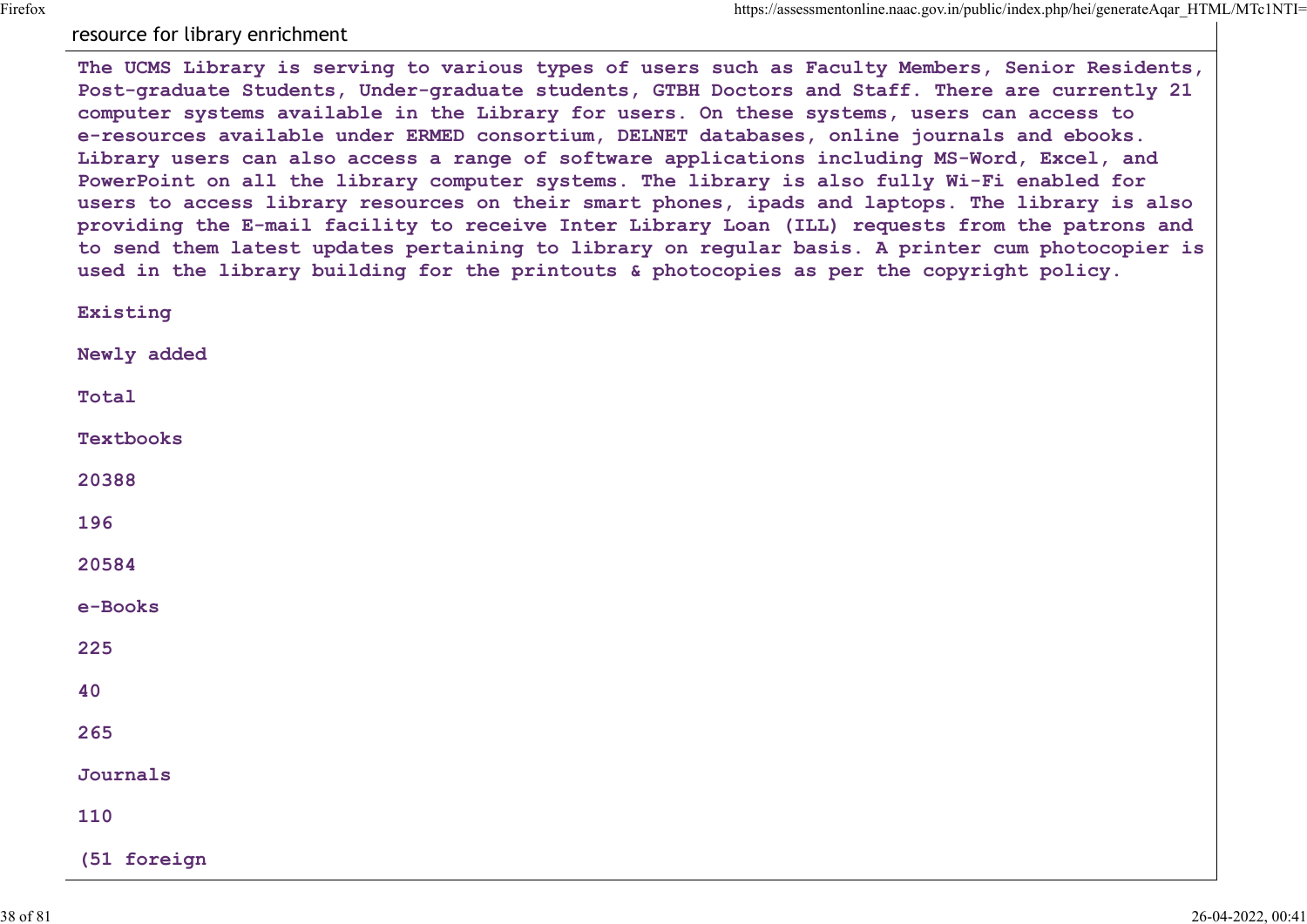resource for library enrichment

The UCMS Library is serving to various types of users such as Faculty Members, Senior Residents, Post-graduate Students, Under-graduate students, GTBH Doctors and Staff. There are currently 21 computer systems available in the Library for users. On these systems, users can access to e-resources available under ERMED consortium, DELNET databases, online journals and ebooks. Library users can also access a range of software applications including MS-Word, Excel, and PowerPoint on all the library computer systems. The library is also fully Wi-Fi enabled for users to access library resources on their smart phones, ipads and laptops. The library is also providing the E-mail facility to receive Inter Library Loan (ILL) requests from the patrons and to send them latest updates pertaining to library on regular basis. A printer cum photocopier is used in the library building for the printouts & photocopies as per the copyright policy.

Existing

Newly added

Total

Textbooks

20388

196

20584

e-Books

225

40

265

Journals

110

(51 foreign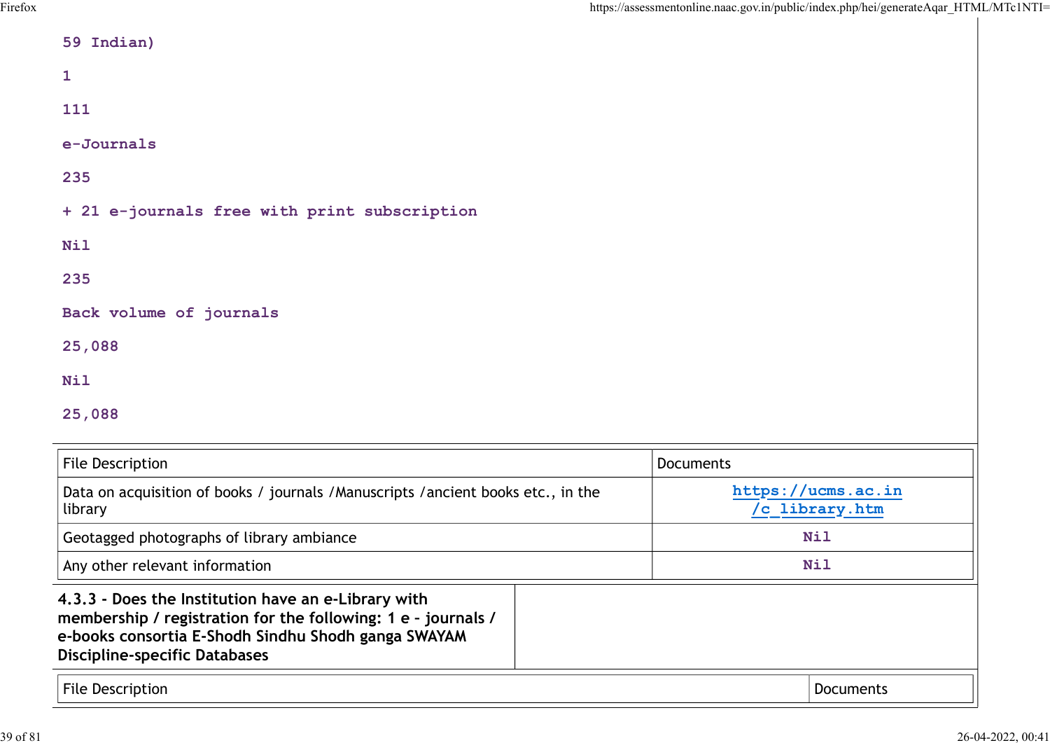59 Indian)

1

111

e-Journals

235

+ 21 e-journals free with print subscription

Nil

235

Back volume of journals

25,088

Nil

25,088

| File Description | Documents |
|---|---|
| Data on acquisition of books / journals /Manuscripts /ancient books etc., in the library | https://ucms.ac.in/c_library.htm |
| Geotagged photographs of library ambiance | Nil |
| Any other relevant information | Nil |

**4.3.3 - Does the Institution have an e-Library with membership / registration for the following: 1 e - journals / e-books consortia E-Shodh Sindhu Shodh ganga SWAYAM Discipline-specific Databases**

| File Description | Documents |
|---|---|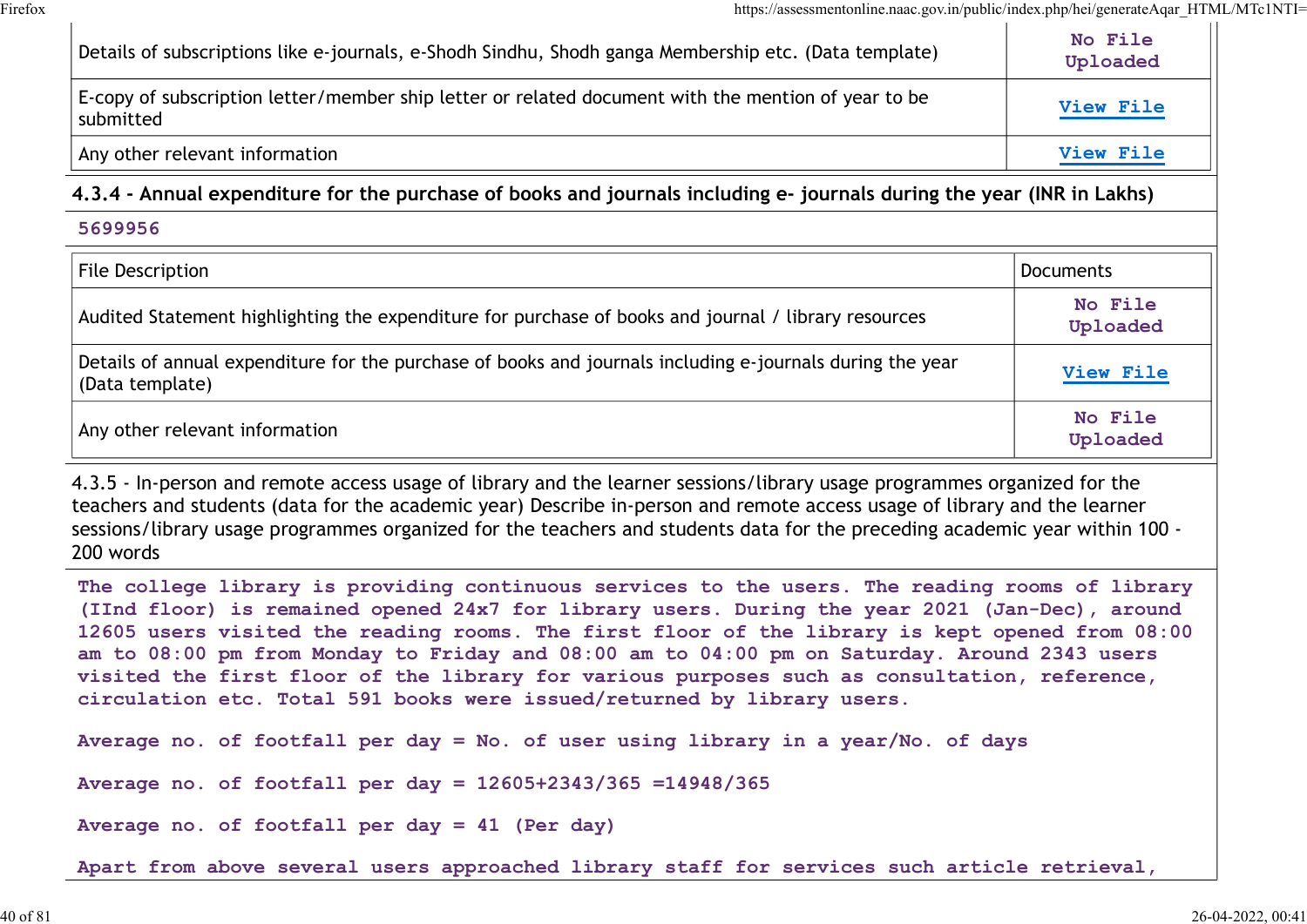| Details of subscriptions like e-journals, e-Shodh Sindhu, Shodh ganga Membership etc. (Data template) | No File Uploaded |
|---|---|
| E-copy of subscription letter/member ship letter or related document with the mention of year to be submitted | View File |
| Any other relevant information | View File |

**4.3.4 - Annual expenditure for the purchase of books and journals including e- journals during the year (INR in Lakhs)**

5699956

| File Description | Documents |
|---|---|
| Audited Statement highlighting the expenditure for purchase of books and journal / library resources | No File Uploaded |
| Details of annual expenditure for the purchase of books and journals including e-journals during the year (Data template) | View File |
| Any other relevant information | No File Uploaded |

4.3.5 - In-person and remote access usage of library and the learner sessions/library usage programmes organized for the teachers and students (data for the academic year) Describe in-person and remote access usage of library and the learner sessions/library usage programmes organized for the teachers and students data for the preceding academic year within 100 - 200 words

The college library is providing continuous services to the users. The reading rooms of library (IInd floor) is remained opened 24x7 for library users. During the year 2021 (Jan-Dec), around 12605 users visited the reading rooms. The first floor of the library is kept opened from 08:00 am to 08:00 pm from Monday to Friday and 08:00 am to 04:00 pm on Saturday. Around 2343 users visited the first floor of the library for various purposes such as consultation, reference, circulation etc. Total 591 books were issued/returned by library users.

Average no. of footfall per day = No. of user using library in a year/No. of days

Average no. of footfall per day = 12605+2343/365 =14948/365

Average no. of footfall per day = 41 (Per day)

Apart from above several users approached library staff for services such article retrieval,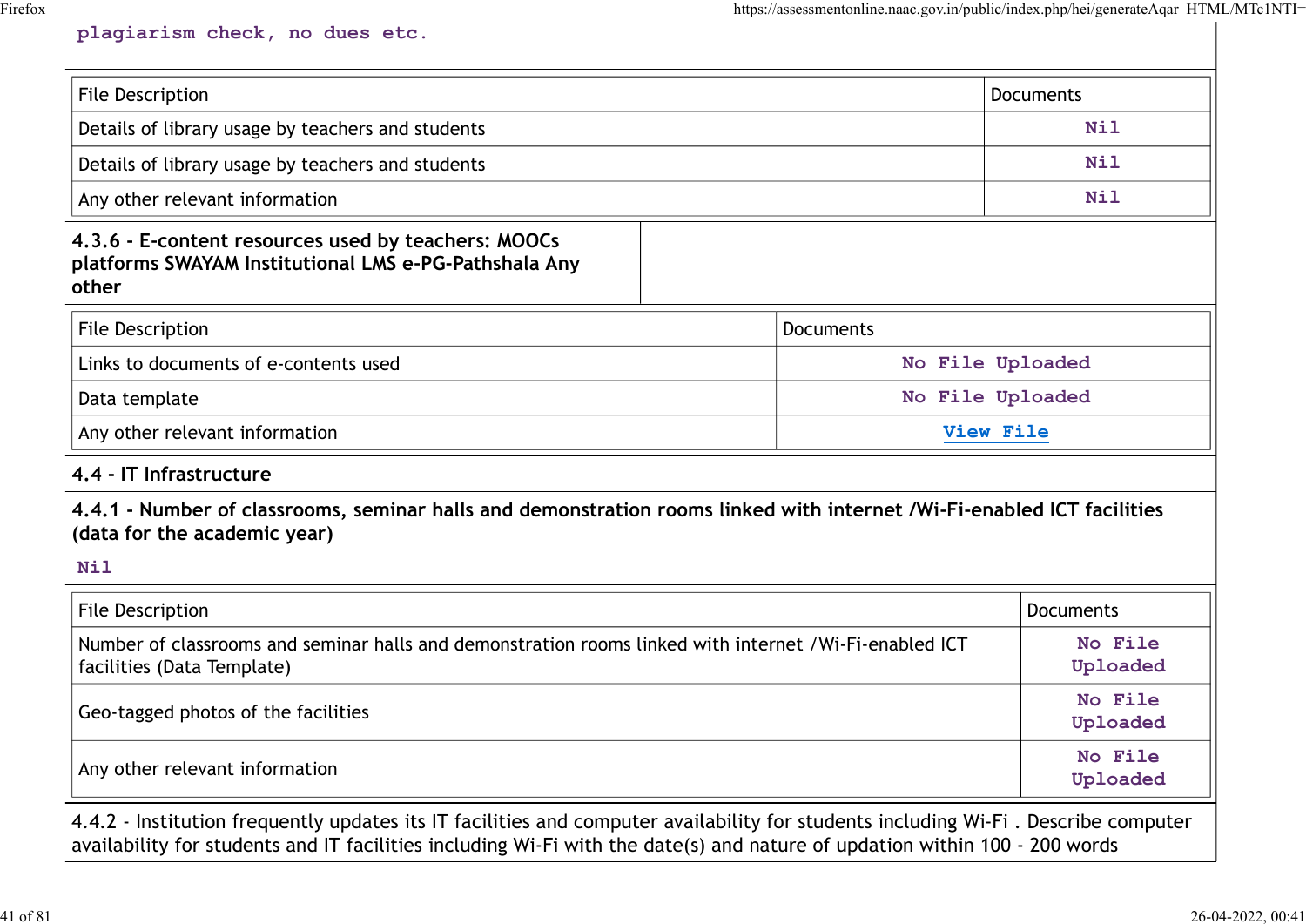plagiarism check, no dues etc.

| File Description | Documents |
|---|---|
| Details of library usage by teachers and students | Nil |
| Details of library usage by teachers and students | Nil |
| Any other relevant information | Nil |

**4.3.6 - E-content resources used by teachers: MOOCs platforms SWAYAM Institutional LMS e-PG-Pathshala Any other**

| File Description | Documents |
|---|---|
| Links to documents of e-contents used | No File Uploaded |
| Data template | No File Uploaded |
| Any other relevant information | View File |

**4.4 - IT Infrastructure**

**4.4.1 - Number of classrooms, seminar halls and demonstration rooms linked with internet /Wi-Fi-enabled ICT facilities (data for the academic year)**

Nil

| File Description | Documents |
|---|---|
| Number of classrooms and seminar halls and demonstration rooms linked with internet /Wi-Fi-enabled ICT facilities (Data Template) | No File Uploaded |
| Geo-tagged photos of the facilities | No File Uploaded |
| Any other relevant information | No File Uploaded |

4.4.2 - Institution frequently updates its IT facilities and computer availability for students including Wi-Fi . Describe computer availability for students and IT facilities including Wi-Fi with the date(s) and nature of updation within 100 - 200 words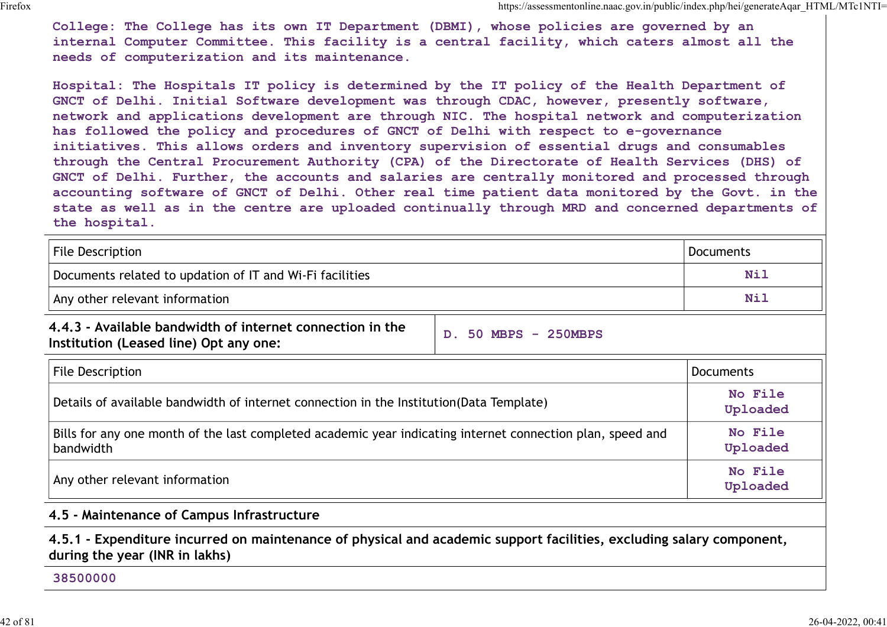College: The College has its own IT Department (DBMI), whose policies are governed by an internal Computer Committee. This facility is a central facility, which caters almost all the needs of computerization and its maintenance.

Hospital: The Hospitals IT policy is determined by the IT policy of the Health Department of GNCT of Delhi. Initial Software development was through CDAC, however, presently software, network and applications development are through NIC. The hospital network and computerization has followed the policy and procedures of GNCT of Delhi with respect to e-governance initiatives. This allows orders and inventory supervision of essential drugs and consumables through the Central Procurement Authority (CPA) of the Directorate of Health Services (DHS) of GNCT of Delhi. Further, the accounts and salaries are centrally monitored and processed through accounting software of GNCT of Delhi. Other real time patient data monitored by the Govt. in the state as well as in the centre are uploaded continually through MRD and concerned departments of the hospital.

| File Description | Documents |
|---|---|
| Documents related to updation of IT and Wi-Fi facilities | Nil |
| Any other relevant information | Nil |

| **4.4.3 - Available bandwidth of internet connection in the Institution (Leased line) Opt any one:** | D. 50 MBPS - 250MBPS |
|---|---|

| File Description | Documents |
|---|---|
| Details of available bandwidth of internet connection in the Institution(Data Template) | No File Uploaded |
| Bills for any one month of the last completed academic year indicating internet connection plan, speed and bandwidth | No File Uploaded |
| Any other relevant information | No File Uploaded |

**4.5 - Maintenance of Campus Infrastructure**

**4.5.1 - Expenditure incurred on maintenance of physical and academic support facilities, excluding salary component, during the year (INR in lakhs)**

38500000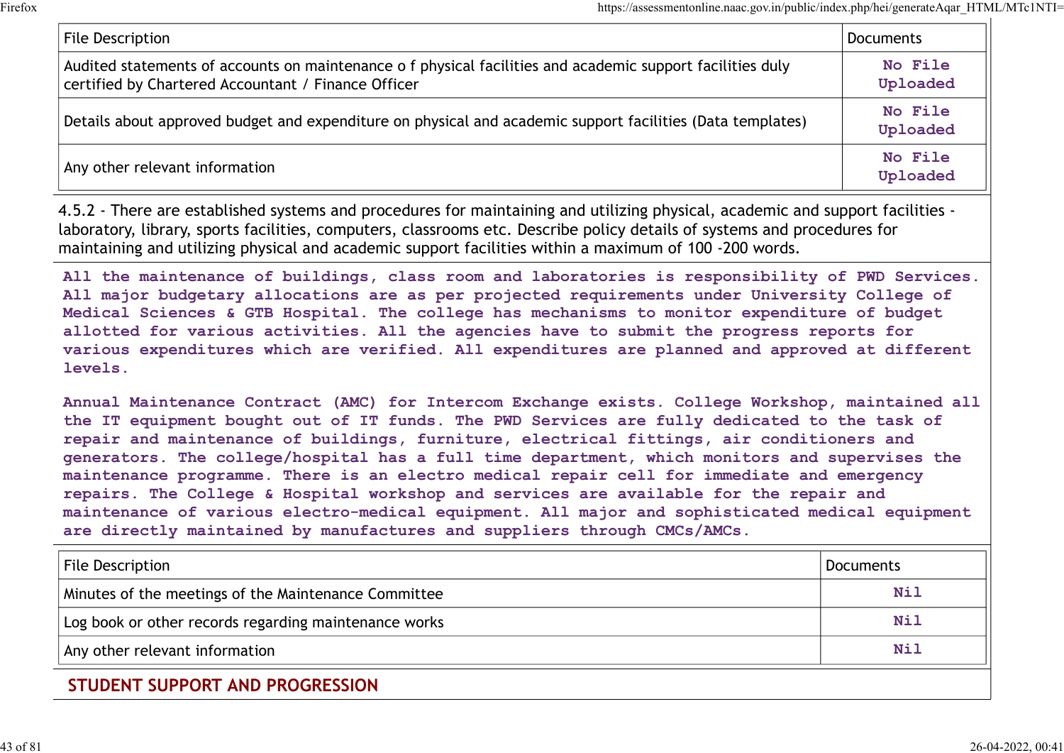| File Description | Documents |
|---|---|
| Audited statements of accounts on maintenance o f physical facilities and academic support facilities duly certified by Chartered Accountant / Finance Officer | No File Uploaded |
| Details about approved budget and expenditure on physical and academic support facilities (Data templates) | No File Uploaded |
| Any other relevant information | No File Uploaded |

4.5.2 - There are established systems and procedures for maintaining and utilizing physical, academic and support facilities - laboratory, library, sports facilities, computers, classrooms etc. Describe policy details of systems and procedures for maintaining and utilizing physical and academic support facilities within a maximum of 100 -200 words.

All the maintenance of buildings, class room and laboratories is responsibility of PWD Services. All major budgetary allocations are as per projected requirements under University College of Medical Sciences & GTB Hospital. The college has mechanisms to monitor expenditure of budget allotted for various activities. All the agencies have to submit the progress reports for various expenditures which are verified. All expenditures are planned and approved at different levels.

Annual Maintenance Contract (AMC) for Intercom Exchange exists. College Workshop, maintained all the IT equipment bought out of IT funds. The PWD Services are fully dedicated to the task of repair and maintenance of buildings, furniture, electrical fittings, air conditioners and generators. The college/hospital has a full time department, which monitors and supervises the maintenance programme. There is an electro medical repair cell for immediate and emergency repairs. The College & Hospital workshop and services are available for the repair and maintenance of various electro-medical equipment. All major and sophisticated medical equipment are directly maintained by manufactures and suppliers through CMCs/AMCs.

| File Description | Documents |
|---|---|
| Minutes of the meetings of the Maintenance Committee | Nil |
| Log book or other records regarding maintenance works | Nil |
| Any other relevant information | Nil |

## STUDENT SUPPORT AND PROGRESSION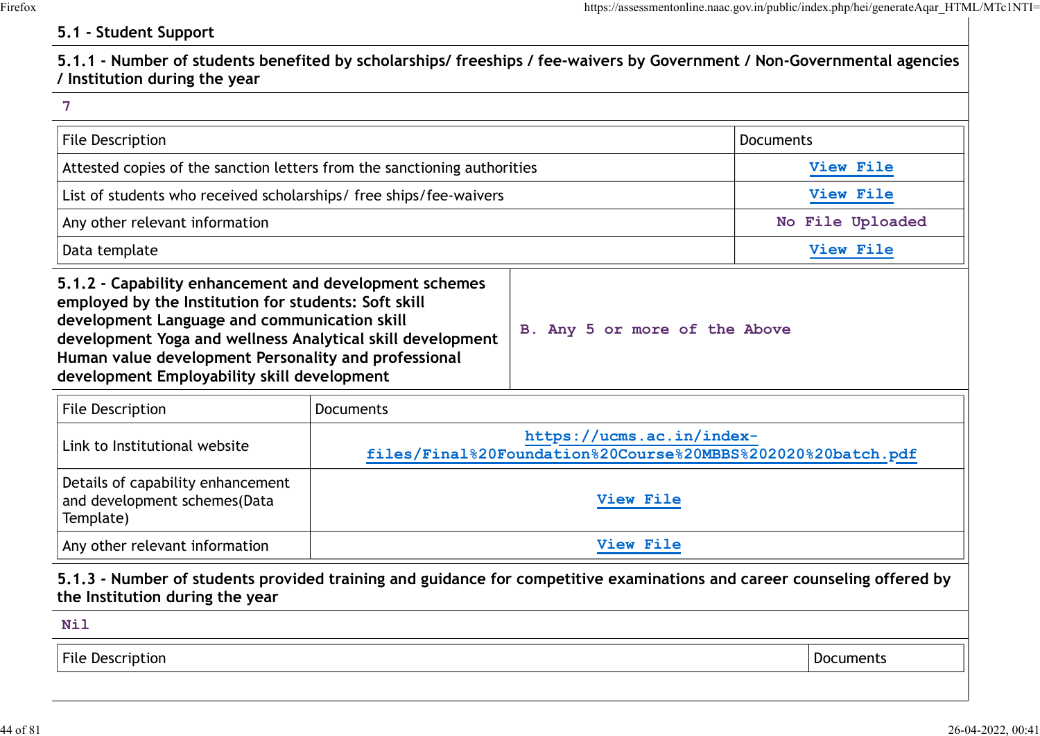## 5.1 - Student Support

### 5.1.1 - Number of students benefited by scholarships/ freeships / fee-waivers by Government / Non-Governmental agencies / Institution during the year

7

| File Description | Documents |
|---|---|
| Attested copies of the sanction letters from the sanctioning authorities | View File |
| List of students who received scholarships/ free ships/fee-waivers | View File |
| Any other relevant information | No File Uploaded |
| Data template | View File |

| **5.1.2 - Capability enhancement and development schemes employed by the Institution for students: Soft skill development Language and communication skill development Yoga and wellness Analytical skill development Human value development Personality and professional development Employability skill development** | B. Any 5 or more of the Above |
|---|---|

| File Description | Documents |
|---|---|
| Link to Institutional website | https://ucms.ac.in/index-files/Final%20Foundation%20Course%20MBBS%202020%20batch.pdf |
| Details of capability enhancement and development schemes(Data Template) | View File |
| Any other relevant information | View File |

### 5.1.3 - Number of students provided training and guidance for competitive examinations and career counseling offered by the Institution during the year

Nil

| File Description | Documents |
|---|---|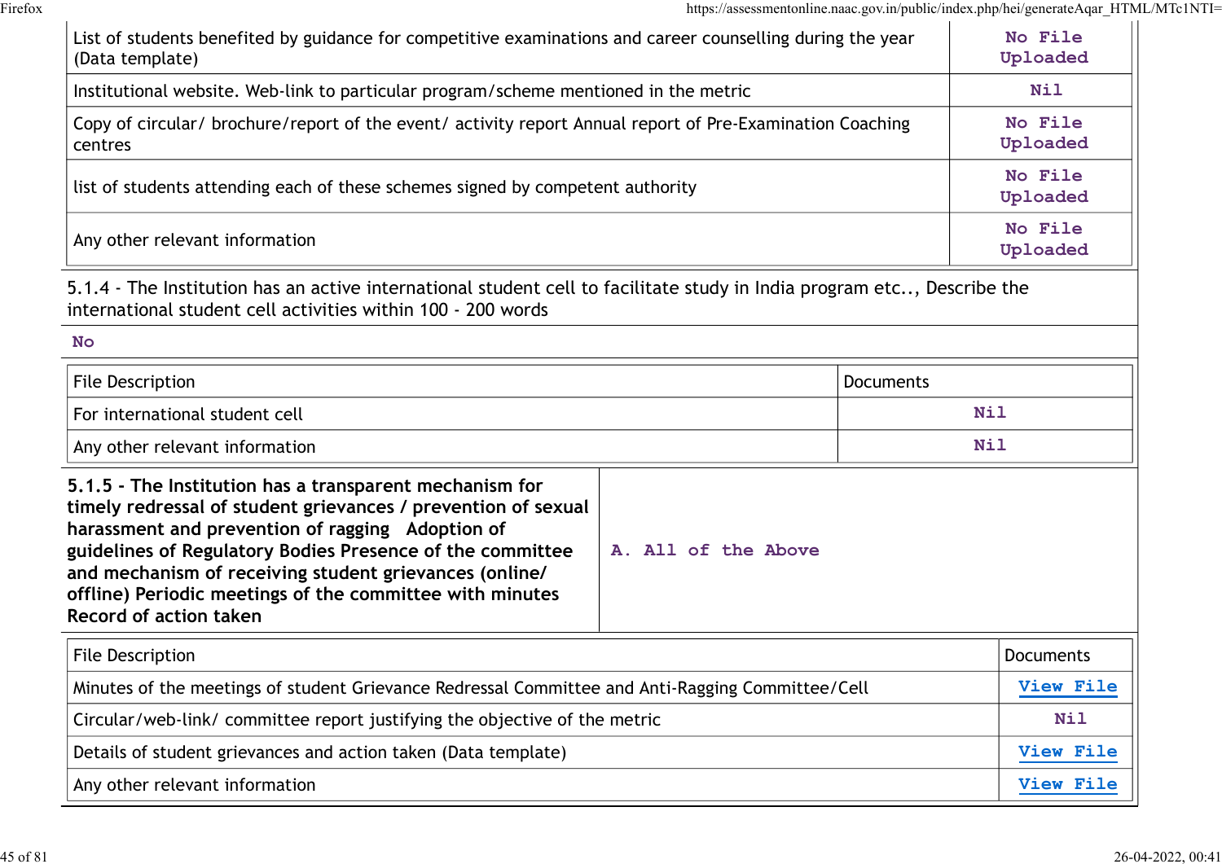| | |
|---|---|
| List of students benefited by guidance for competitive examinations and career counselling during the year (Data template) | No File Uploaded |
| Institutional website. Web-link to particular program/scheme mentioned in the metric | Nil |
| Copy of circular/ brochure/report of the event/ activity report Annual report of Pre-Examination Coaching centres | No File Uploaded |
| list of students attending each of these schemes signed by competent authority | No File Uploaded |
| Any other relevant information | No File Uploaded |

5.1.4 - The Institution has an active international student cell to facilitate study in India program etc.., Describe the international student cell activities within 100 - 200 words

No

| File Description | Documents |
|---|---|
| For international student cell | Nil |
| Any other relevant information | Nil |

| | |
|---|---|
| **5.1.5 - The Institution has a transparent mechanism for timely redressal of student grievances / prevention of sexual harassment and prevention of ragging Adoption of guidelines of Regulatory Bodies Presence of the committee and mechanism of receiving student grievances (online/ offline) Periodic meetings of the committee with minutes Record of action taken** | A. All of the Above |

| File Description | Documents |
|---|---|
| Minutes of the meetings of student Grievance Redressal Committee and Anti-Ragging Committee/Cell | View File |
| Circular/web-link/ committee report justifying the objective of the metric | Nil |
| Details of student grievances and action taken (Data template) | View File |
| Any other relevant information | View File |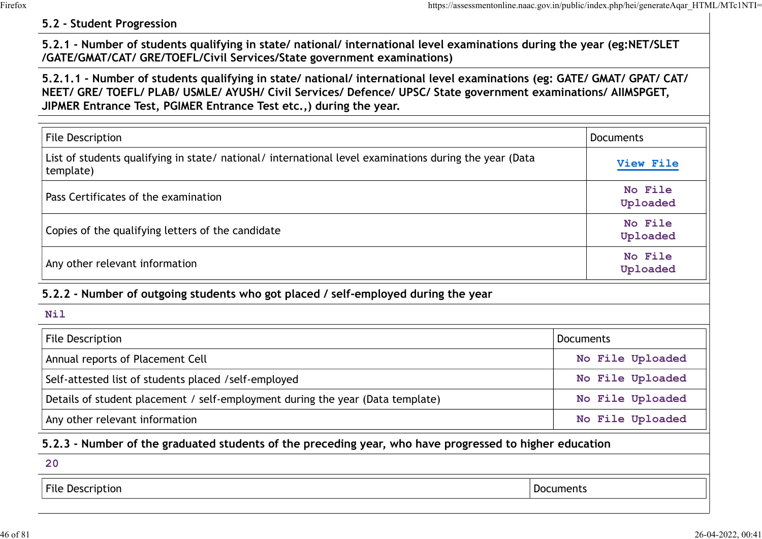## 5.2 - Student Progression

### 5.2.1 - Number of students qualifying in state/ national/ international level examinations during the year (eg:NET/SLET /GATE/GMAT/CAT/ GRE/TOEFL/Civil Services/State government examinations)

### 5.2.1.1 - Number of students qualifying in state/ national/ international level examinations (eg: GATE/ GMAT/ GPAT/ CAT/ NEET/ GRE/ TOEFL/ PLAB/ USMLE/ AYUSH/ Civil Services/ Defence/ UPSC/ State government examinations/ AIIMSPGET, JIPMER Entrance Test, PGIMER Entrance Test etc.,) during the year.

| File Description | Documents |
|---|---|
| List of students qualifying in state/ national/ international level examinations during the year (Data template) | View File |
| Pass Certificates of the examination | No File Uploaded |
| Copies of the qualifying letters of the candidate | No File Uploaded |
| Any other relevant information | No File Uploaded |

### 5.2.2 - Number of outgoing students who got placed / self-employed during the year

Nil

| File Description | Documents |
|---|---|
| Annual reports of Placement Cell | No File Uploaded |
| Self-attested list of students placed /self-employed | No File Uploaded |
| Details of student placement / self-employment during the year (Data template) | No File Uploaded |
| Any other relevant information | No File Uploaded |

### 5.2.3 - Number of the graduated students of the preceding year, who have progressed to higher education

20

| File Description | Documents |
|---|---|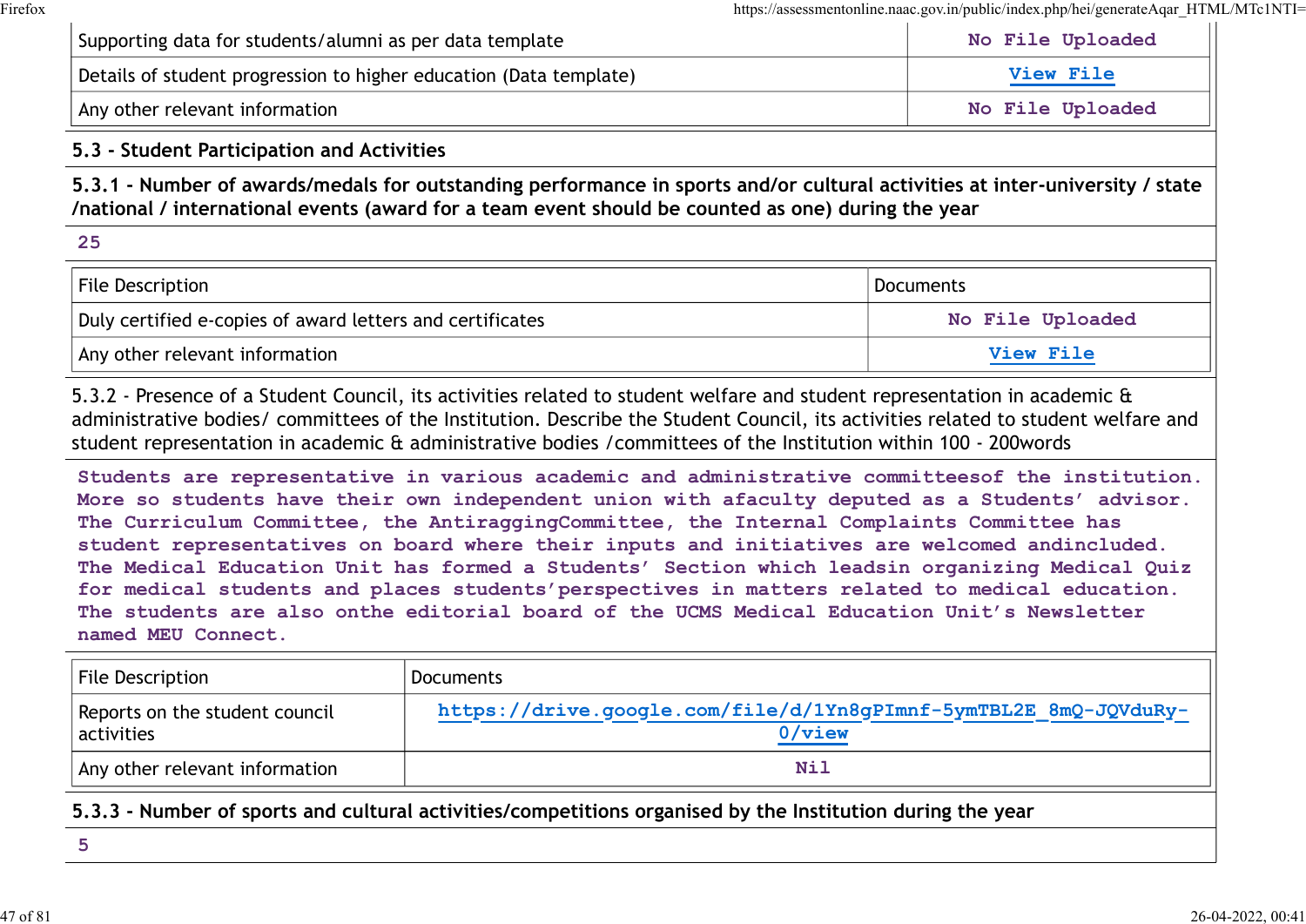| | |
|---|---|
| Supporting data for students/alumni as per data template | No File Uploaded |
| Details of student progression to higher education (Data template) | View File |
| Any other relevant information | No File Uploaded |

### 5.3 - Student Participation and Activities

**5.3.1 - Number of awards/medals for outstanding performance in sports and/or cultural activities at inter-university / state /national / international events (award for a team event should be counted as one) during the year**

25

| File Description | Documents |
|---|---|
| Duly certified e-copies of award letters and certificates | No File Uploaded |
| Any other relevant information | View File |

5.3.2 - Presence of a Student Council, its activities related to student welfare and student representation in academic & administrative bodies/ committees of the Institution. Describe the Student Council, its activities related to student welfare and student representation in academic & administrative bodies /committees of the Institution within 100 - 200words

Students are representative in various academic and administrative committeesof the institution. More so students have their own independent union with afaculty deputed as a Students' advisor. The Curriculum Committee, the AntiraggingCommittee, the Internal Complaints Committee has student representatives on board where their inputs and initiatives are welcomed andincluded. The Medical Education Unit has formed a Students' Section which leadsin organizing Medical Quiz for medical students and places students'perspectives in matters related to medical education. The students are also onthe editorial board of the UCMS Medical Education Unit's Newsletter named MEU Connect.

| File Description | Documents |
|---|---|
| Reports on the student council activities | https://drive.google.com/file/d/1Yn8gPImnf-5ymTBL2E_8mQ-JQVduRy-0/view |
| Any other relevant information | Nil |

**5.3.3 - Number of sports and cultural activities/competitions organised by the Institution during the year**

5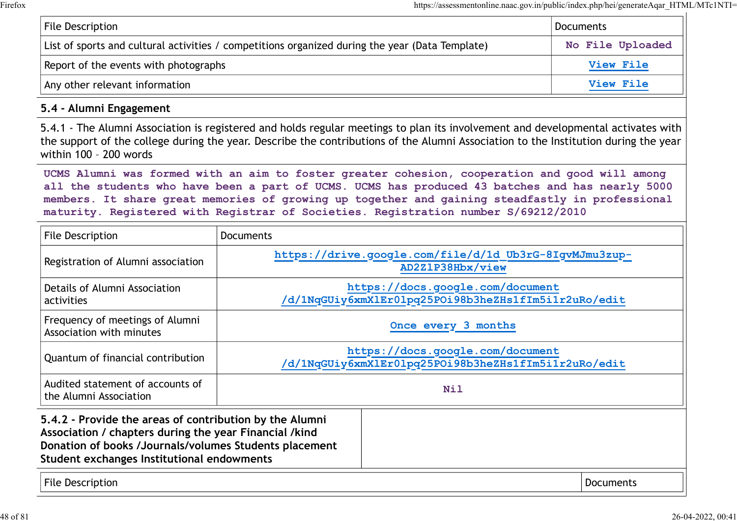| File Description | Documents |
|---|---|
| List of sports and cultural activities / competitions organized during the year (Data Template) | No File Uploaded |
| Report of the events with photographs | View File |
| Any other relevant information | View File |

## 5.4 - Alumni Engagement

5.4.1 - The Alumni Association is registered and holds regular meetings to plan its involvement and developmental activates with the support of the college during the year. Describe the contributions of the Alumni Association to the Institution during the year within 100 – 200 words

UCMS Alumni was formed with an aim to foster greater cohesion, cooperation and good will among all the students who have been a part of UCMS. UCMS has produced 43 batches and has nearly 5000 members. It share great memories of growing up together and gaining steadfastly in professional maturity. Registered with Registrar of Societies. Registration number S/69212/2010

| File Description | Documents |
|---|---|
| Registration of Alumni association | https://drive.google.com/file/d/1d_Ub3rG-8IgvMJmu3zup-AD2Z1P38Hbx/view |
| Details of Alumni Association activities | https://docs.google.com/document/d/1NqGUiy6xmX1Er0lpq25POi98b3heZHs1fIm5i1r2uRo/edit |
| Frequency of meetings of Alumni Association with minutes | Once every 3 months |
| Quantum of financial contribution | https://docs.google.com/document/d/1NqGUiy6xmX1Er0lpq25POi98b3heZHs1fIm5i1r2uRo/edit |
| Audited statement of accounts of the Alumni Association | Nil |

**5.4.2 - Provide the areas of contribution by the Alumni Association / chapters during the year Financial /kind Donation of books /Journals/volumes Students placement Student exchanges Institutional endowments**

| File Description | Documents |
|---|---|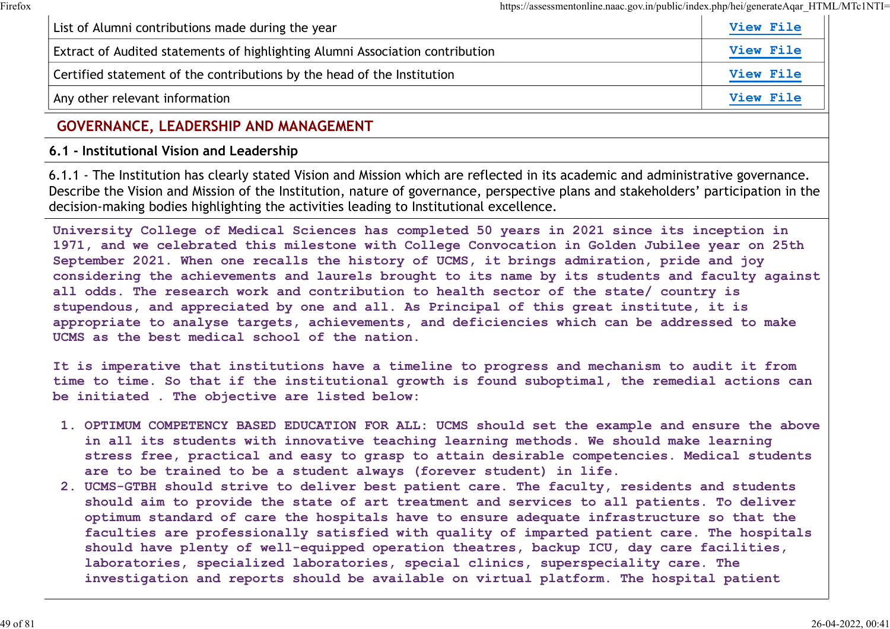| List of Alumni contributions made during the year | View File |
|---|---|
| Extract of Audited statements of highlighting Alumni Association contribution | View File |
| Certified statement of the contributions by the head of the Institution | View File |
| Any other relevant information | View File |

## GOVERNANCE, LEADERSHIP AND MANAGEMENT

### 6.1 - Institutional Vision and Leadership

6.1.1 - The Institution has clearly stated Vision and Mission which are reflected in its academic and administrative governance. Describe the Vision and Mission of the Institution, nature of governance, perspective plans and stakeholders' participation in the decision-making bodies highlighting the activities leading to Institutional excellence.

University College of Medical Sciences has completed 50 years in 2021 since its inception in 1971, and we celebrated this milestone with College Convocation in Golden Jubilee year on 25th September 2021. When one recalls the history of UCMS, it brings admiration, pride and joy considering the achievements and laurels brought to its name by its students and faculty against all odds. The research work and contribution to health sector of the state/ country is stupendous, and appreciated by one and all. As Principal of this great institute, it is appropriate to analyse targets, achievements, and deficiencies which can be addressed to make UCMS as the best medical school of the nation.

It is imperative that institutions have a timeline to progress and mechanism to audit it from time to time. So that if the institutional growth is found suboptimal, the remedial actions can be initiated . The objective are listed below:

1. OPTIMUM COMPETENCY BASED EDUCATION FOR ALL: UCMS should set the example and ensure the above in all its students with innovative teaching learning methods. We should make learning stress free, practical and easy to grasp to attain desirable competencies. Medical students are to be trained to be a student always (forever student) in life.
2. UCMS-GTBH should strive to deliver best patient care. The faculty, residents and students should aim to provide the state of art treatment and services to all patients. To deliver optimum standard of care the hospitals have to ensure adequate infrastructure so that the faculties are professionally satisfied with quality of imparted patient care. The hospitals should have plenty of well-equipped operation theatres, backup ICU, day care facilities, laboratories, specialized laboratories, special clinics, superspeciality care. The investigation and reports should be available on virtual platform. The hospital patient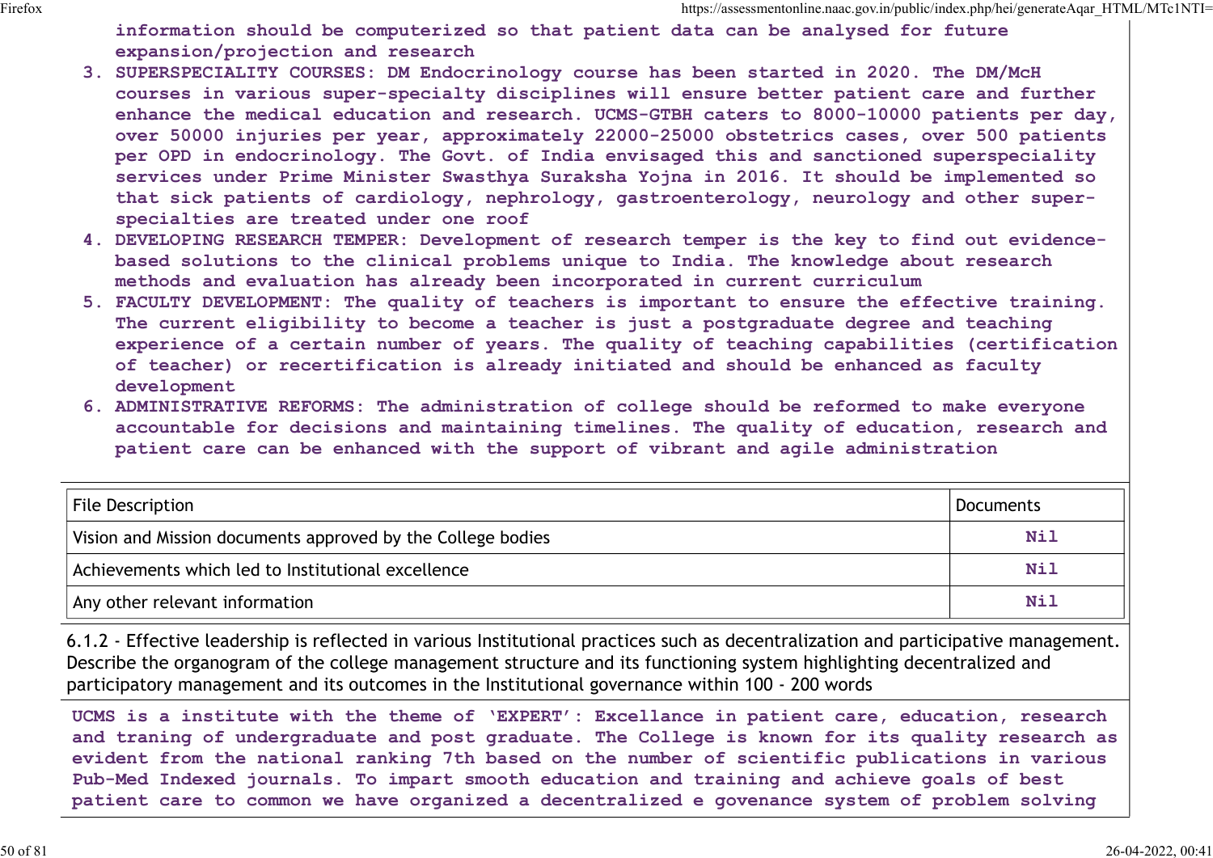information should be computerized so that patient data can be analysed for future expansion/projection and research

3. SUPERSPECIALITY COURSES: DM Endocrinology course has been started in 2020. The DM/McH courses in various super-specialty disciplines will ensure better patient care and further enhance the medical education and research. UCMS-GTBH caters to 8000-10000 patients per day, over 50000 injuries per year, approximately 22000-25000 obstetrics cases, over 500 patients per OPD in endocrinology. The Govt. of India envisaged this and sanctioned superspeciality services under Prime Minister Swasthya Suraksha Yojna in 2016. It should be implemented so that sick patients of cardiology, nephrology, gastroenterology, neurology and other super-specialties are treated under one roof
4. DEVELOPING RESEARCH TEMPER: Development of research temper is the key to find out evidence-based solutions to the clinical problems unique to India. The knowledge about research methods and evaluation has already been incorporated in current curriculum
5. FACULTY DEVELOPMENT: The quality of teachers is important to ensure the effective training. The current eligibility to become a teacher is just a postgraduate degree and teaching experience of a certain number of years. The quality of teaching capabilities (certification of teacher) or recertification is already initiated and should be enhanced as faculty development
6. ADMINISTRATIVE REFORMS: The administration of college should be reformed to make everyone accountable for decisions and maintaining timelines. The quality of education, research and patient care can be enhanced with the support of vibrant and agile administration

| File Description | Documents |
|---|---|
| Vision and Mission documents approved by the College bodies | Nil |
| Achievements which led to Institutional excellence | Nil |
| Any other relevant information | Nil |

6.1.2 - Effective leadership is reflected in various Institutional practices such as decentralization and participative management. Describe the organogram of the college management structure and its functioning system highlighting decentralized and participatory management and its outcomes in the Institutional governance within 100 - 200 words

UCMS is a institute with the theme of 'EXPERT': Excellance in patient care, education, research and traning of undergraduate and post graduate. The College is known for its quality research as evident from the national ranking 7th based on the number of scientific publications in various Pub-Med Indexed journals. To impart smooth education and training and achieve goals of best patient care to common we have organized a decentralized e govenance system of problem solving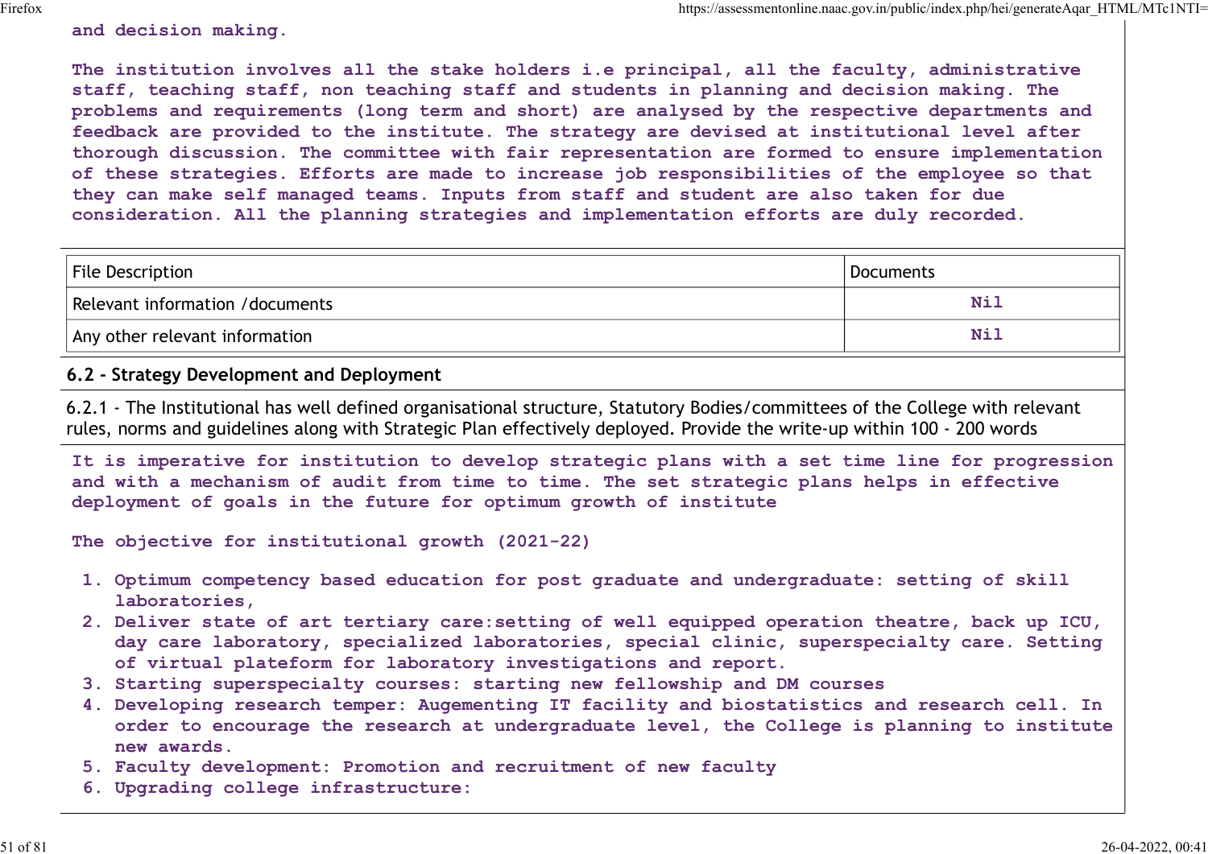and decision making.

The institution involves all the stake holders i.e principal, all the faculty, administrative staff, teaching staff, non teaching staff and students in planning and decision making. The problems and requirements (long term and short) are analysed by the respective departments and feedback are provided to the institute. The strategy are devised at institutional level after thorough discussion. The committee with fair representation are formed to ensure implementation of these strategies. Efforts are made to increase job responsibilities of the employee so that they can make self managed teams. Inputs from staff and student are also taken for due consideration. All the planning strategies and implementation efforts are duly recorded.

| File Description | Documents |
|---|---|
| Relevant information /documents | Nil |
| Any other relevant information | Nil |

**6.2 - Strategy Development and Deployment**

6.2.1 - The Institutional has well defined organisational structure, Statutory Bodies/committees of the College with relevant rules, norms and guidelines along with Strategic Plan effectively deployed. Provide the write-up within 100 - 200 words

It is imperative for institution to develop strategic plans with a set time line for progression and with a mechanism of audit from time to time. The set strategic plans helps in effective deployment of goals in the future for optimum growth of institute

The objective for institutional growth (2021-22)

1. Optimum competency based education for post graduate and undergraduate: setting of skill laboratories,
2. Deliver state of art tertiary care:setting of well equipped operation theatre, back up ICU, day care laboratory, specialized laboratories, special clinic, superspecialty care. Setting of virtual plateform for laboratory investigations and report.
3. Starting superspecialty courses: starting new fellowship and DM courses
4. Developing research temper: Augementing IT facility and biostatistics and research cell. In order to encourage the research at undergraduate level, the College is planning to institute new awards.
5. Faculty development: Promotion and recruitment of new faculty
6. Upgrading college infrastructure: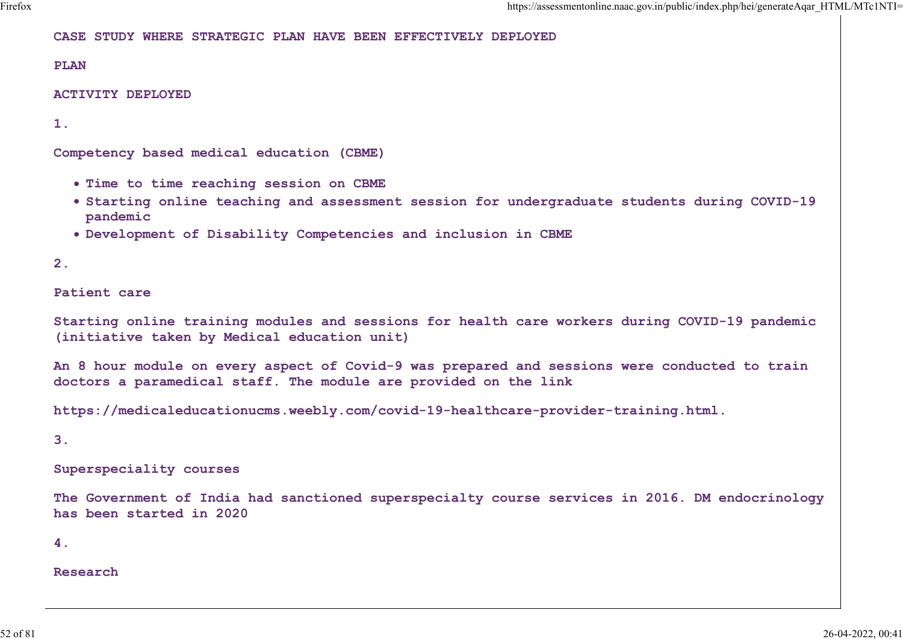**CASE STUDY WHERE STRATEGIC PLAN HAVE BEEN EFFECTIVELY DEPLOYED**

**PLAN**

**ACTIVITY DEPLOYED**

**1.**

**Competency based medical education (CBME)**

- Time to time reaching session on CBME
- Starting online teaching and assessment session for undergraduate students during COVID-19 pandemic
- Development of Disability Competencies and inclusion in CBME

**2.**

**Patient care**

Starting online training modules and sessions for health care workers during COVID-19 pandemic (initiative taken by Medical education unit)

An 8 hour module on every aspect of Covid-9 was prepared and sessions were conducted to train doctors a paramedical staff. The module are provided on the link

https://medicaleducationucms.weebly.com/covid-19-healthcare-provider-training.html.

**3.**

**Superspeciality courses**

The Government of India had sanctioned superspecialty course services in 2016. DM endocrinology has been started in 2020

**4.**

**Research**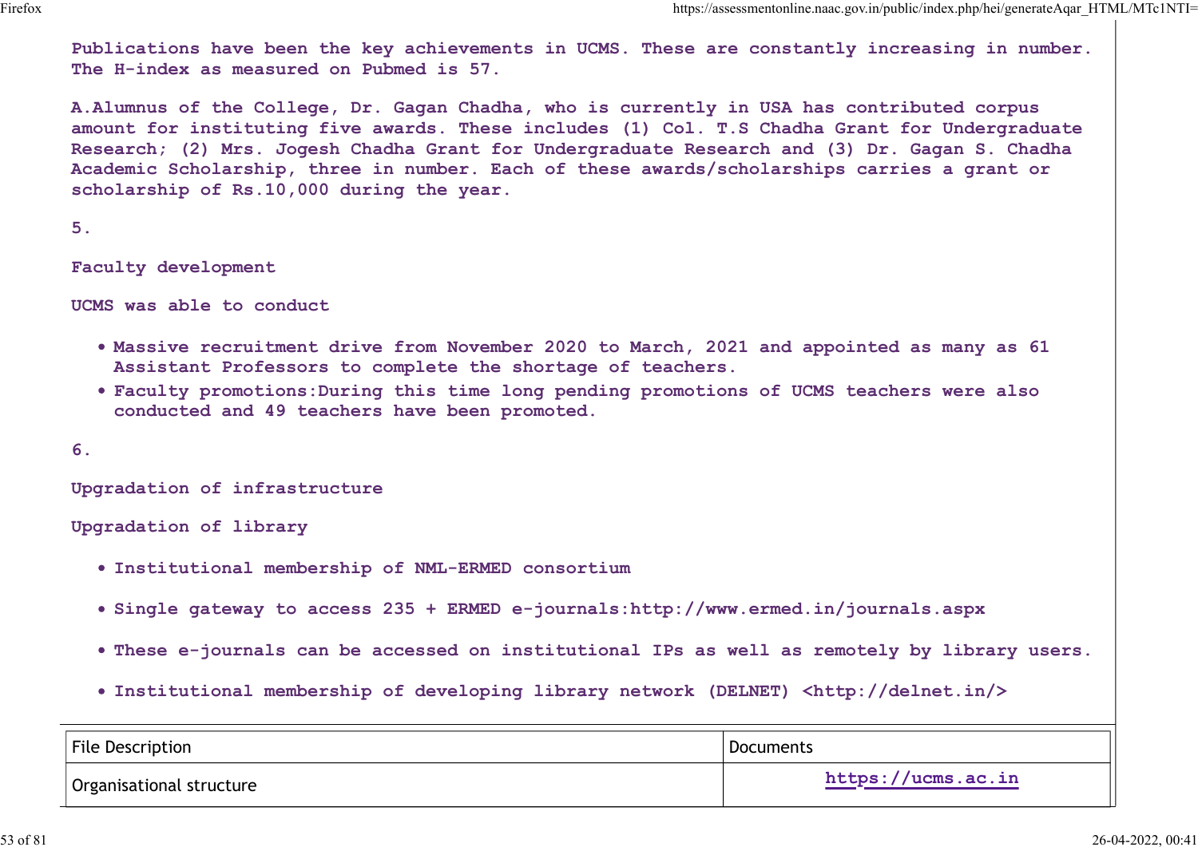Publications have been the key achievements in UCMS. These are constantly increasing in number. The H-index as measured on Pubmed is 57.

A.Alumnus of the College, Dr. Gagan Chadha, who is currently in USA has contributed corpus amount for instituting five awards. These includes (1) Col. T.S Chadha Grant for Undergraduate Research; (2) Mrs. Jogesh Chadha Grant for Undergraduate Research and (3) Dr. Gagan S. Chadha Academic Scholarship, three in number. Each of these awards/scholarships carries a grant or scholarship of Rs.10,000 during the year.

5.

Faculty development

UCMS was able to conduct

- Massive recruitment drive from November 2020 to March, 2021 and appointed as many as 61 Assistant Professors to complete the shortage of teachers.
- Faculty promotions:During this time long pending promotions of UCMS teachers were also conducted and 49 teachers have been promoted.

6.

Upgradation of infrastructure

Upgradation of library

- Institutional membership of NML-ERMED consortium
- Single gateway to access 235 + ERMED e-journals:http://www.ermed.in/journals.aspx
- These e-journals can be accessed on institutional IPs as well as remotely by library users.
- Institutional membership of developing library network (DELNET) <http://delnet.in/>

| File Description | Documents |
| --- | --- |
| Organisational structure | https://ucms.ac.in |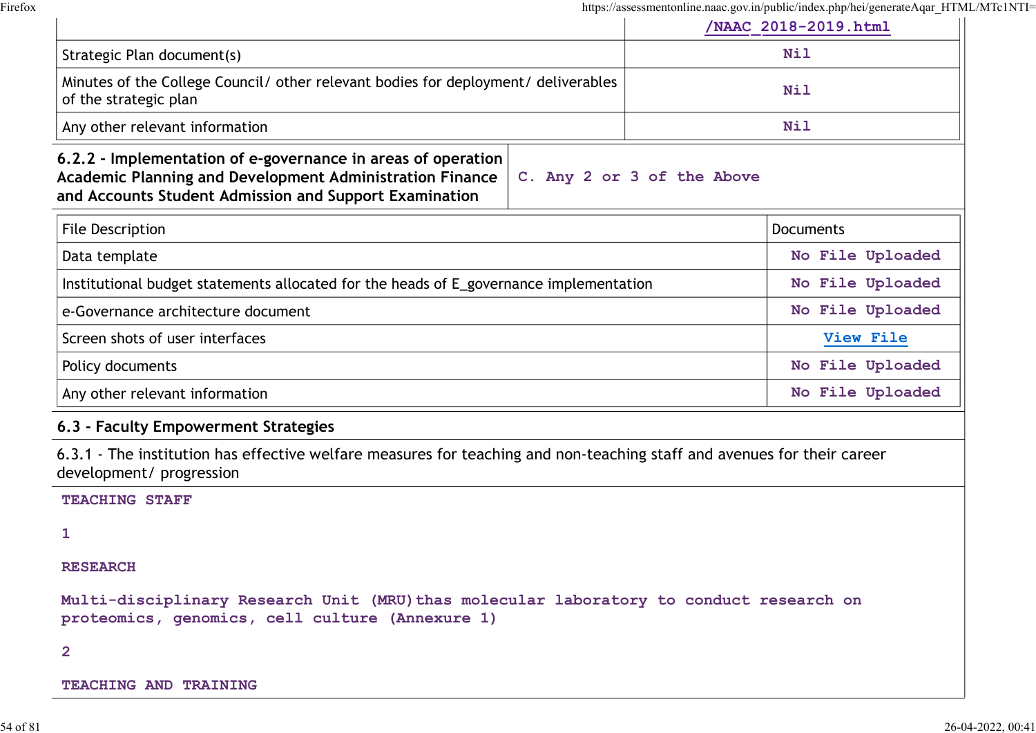| | /NAAC_2018-2019.html |
|---|---|
| Strategic Plan document(s) | Nil |
| Minutes of the College Council/ other relevant bodies for deployment/ deliverables of the strategic plan | Nil |
| Any other relevant information | Nil |

| 6.2.2 - Implementation of e-governance in areas of operation Academic Planning and Development Administration Finance and Accounts Student Admission and Support Examination | C. Any 2 or 3 of the Above |
|---|---|

| File Description | Documents |
|---|---|
| Data template | No File Uploaded |
| Institutional budget statements allocated for the heads of E_governance implementation | No File Uploaded |
| e-Governance architecture document | No File Uploaded |
| Screen shots of user interfaces | View File |
| Policy documents | No File Uploaded |
| Any other relevant information | No File Uploaded |

## 6.3 - Faculty Empowerment Strategies

6.3.1 - The institution has effective welfare measures for teaching and non-teaching staff and avenues for their career development/ progression

TEACHING STAFF

1

RESEARCH

Multi-disciplinary Research Unit (MRU)thas molecular laboratory to conduct research on proteomics, genomics, cell culture (Annexure 1)

2

TEACHING AND TRAINING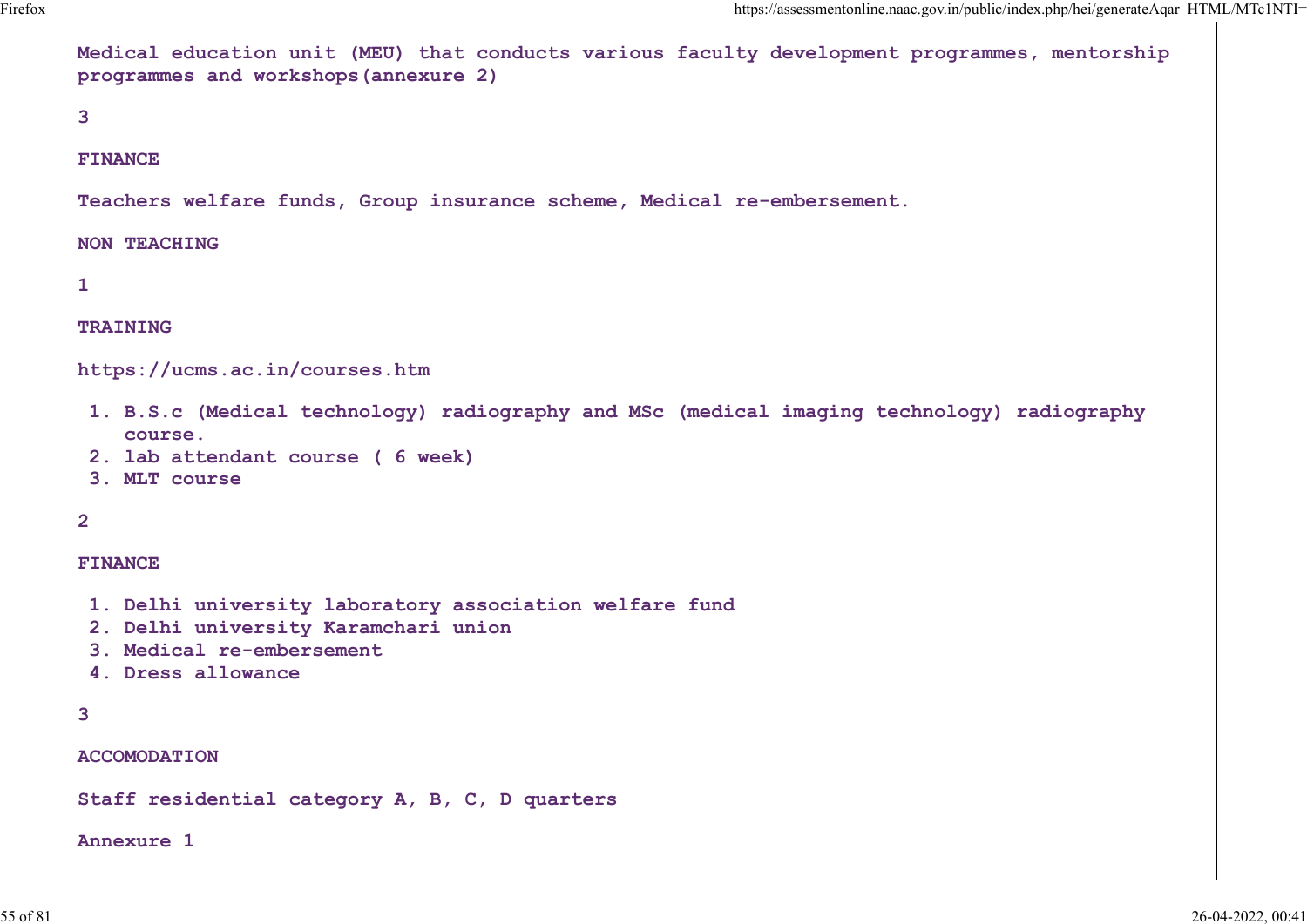Medical education unit (MEU) that conducts various faculty development programmes, mentorship programmes and workshops(annexure 2)

3

FINANCE

Teachers welfare funds, Group insurance scheme, Medical re-embersement.

NON TEACHING

1

TRAINING

https://ucms.ac.in/courses.htm

1. B.S.c (Medical technology) radiography and MSc (medical imaging technology) radiography course.
2. lab attendant course ( 6 week)
3. MLT course

2

FINANCE

1. Delhi university laboratory association welfare fund
2. Delhi university Karamchari union
3. Medical re-embersement
4. Dress allowance

3

ACCOMODATION

Staff residential category A, B, C, D quarters

Annexure 1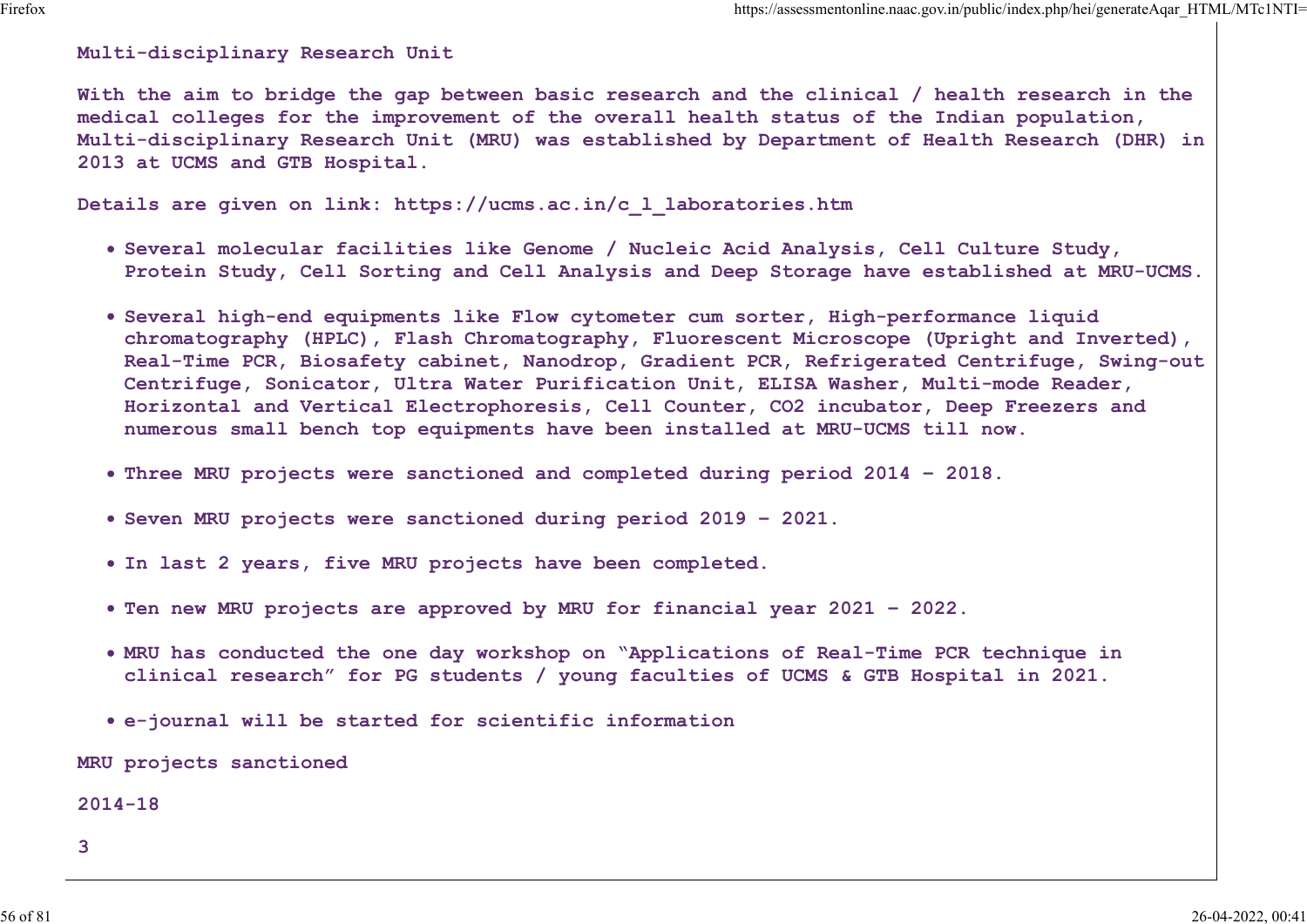Multi-disciplinary Research Unit

With the aim to bridge the gap between basic research and the clinical / health research in the medical colleges for the improvement of the overall health status of the Indian population, Multi-disciplinary Research Unit (MRU) was established by Department of Health Research (DHR) in 2013 at UCMS and GTB Hospital.

Details are given on link: https://ucms.ac.in/c_l_laboratories.htm

- Several molecular facilities like Genome / Nucleic Acid Analysis, Cell Culture Study, Protein Study, Cell Sorting and Cell Analysis and Deep Storage have established at MRU-UCMS.
- Several high-end equipments like Flow cytometer cum sorter, High-performance liquid chromatography (HPLC), Flash Chromatography, Fluorescent Microscope (Upright and Inverted), Real-Time PCR, Biosafety cabinet, Nanodrop, Gradient PCR, Refrigerated Centrifuge, Swing-out Centrifuge, Sonicator, Ultra Water Purification Unit, ELISA Washer, Multi-mode Reader, Horizontal and Vertical Electrophoresis, Cell Counter, $CO_2$ incubator, Deep Freezers and numerous small bench top equipments have been installed at MRU-UCMS till now.
- Three MRU projects were sanctioned and completed during period 2014 – 2018.
- Seven MRU projects were sanctioned during period 2019 – 2021.
- In last 2 years, five MRU projects have been completed.
- Ten new MRU projects are approved by MRU for financial year 2021 – 2022.
- MRU has conducted the one day workshop on “Applications of Real-Time PCR technique in clinical research” for PG students / young faculties of UCMS & GTB Hospital in 2021.
- e-journal will be started for scientific information

MRU projects sanctioned

2014-18

3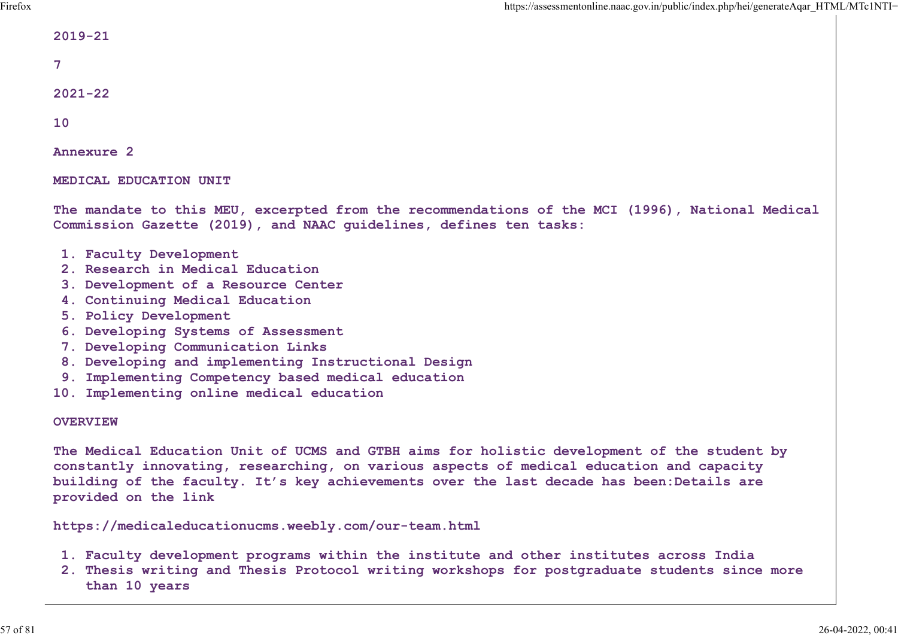2019-21

7

2021-22

10

Annexure 2

MEDICAL EDUCATION UNIT

The mandate to this MEU, excerpted from the recommendations of the MCI (1996), National Medical Commission Gazette (2019), and NAAC guidelines, defines ten tasks:

1. Faculty Development
2. Research in Medical Education
3. Development of a Resource Center
4. Continuing Medical Education
5. Policy Development
6. Developing Systems of Assessment
7. Developing Communication Links
8. Developing and implementing Instructional Design
9. Implementing Competency based medical education
10. Implementing online medical education

OVERVIEW

The Medical Education Unit of UCMS and GTBH aims for holistic development of the student by constantly innovating, researching, on various aspects of medical education and capacity building of the faculty. It's key achievements over the last decade has been:Details are provided on the link

https://medicaleducationucms.weebly.com/our-team.html

1. Faculty development programs within the institute and other institutes across India
2. Thesis writing and Thesis Protocol writing workshops for postgraduate students since more than 10 years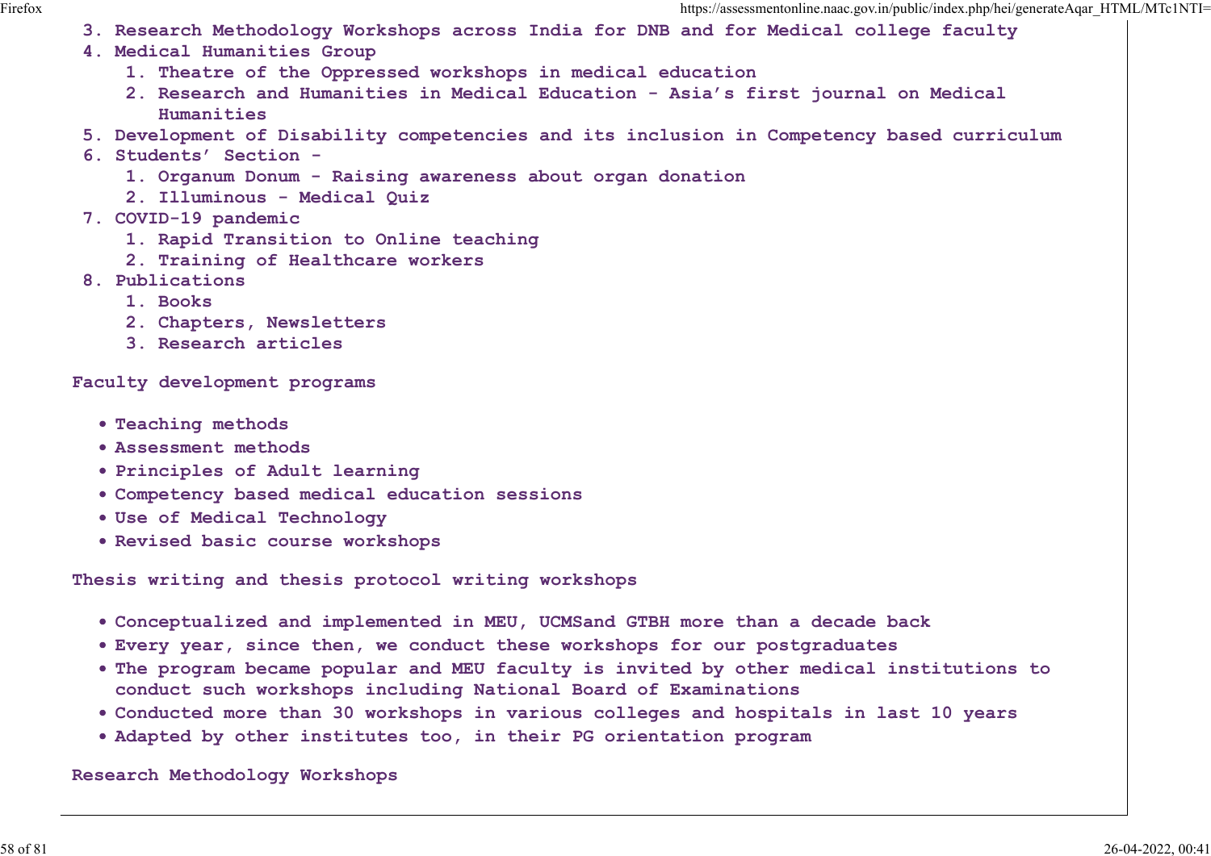3. Research Methodology Workshops across India for DNB and for Medical college faculty
4. Medical Humanities Group
    1. Theatre of the Oppressed workshops in medical education
    2. Research and Humanities in Medical Education - Asia's first journal on Medical Humanities
5. Development of Disability competencies and its inclusion in Competency based curriculum
6. Students' Section -
    1. Organum Donum - Raising awareness about organ donation
    2. Illuminous - Medical Quiz
7. COVID-19 pandemic
    1. Rapid Transition to Online teaching
    2. Training of Healthcare workers
8. Publications
    1. Books
    2. Chapters, Newsletters
    3. Research articles

**Faculty development programs**

- Teaching methods
- Assessment methods
- Principles of Adult learning
- Competency based medical education sessions
- Use of Medical Technology
- Revised basic course workshops

**Thesis writing and thesis protocol writing workshops**

- Conceptualized and implemented in MEU, UCMSand GTBH more than a decade back
- Every year, since then, we conduct these workshops for our postgraduates
- The program became popular and MEU faculty is invited by other medical institutions to conduct such workshops including National Board of Examinations
- Conducted more than 30 workshops in various colleges and hospitals in last 10 years
- Adapted by other institutes too, in their PG orientation program

**Research Methodology Workshops**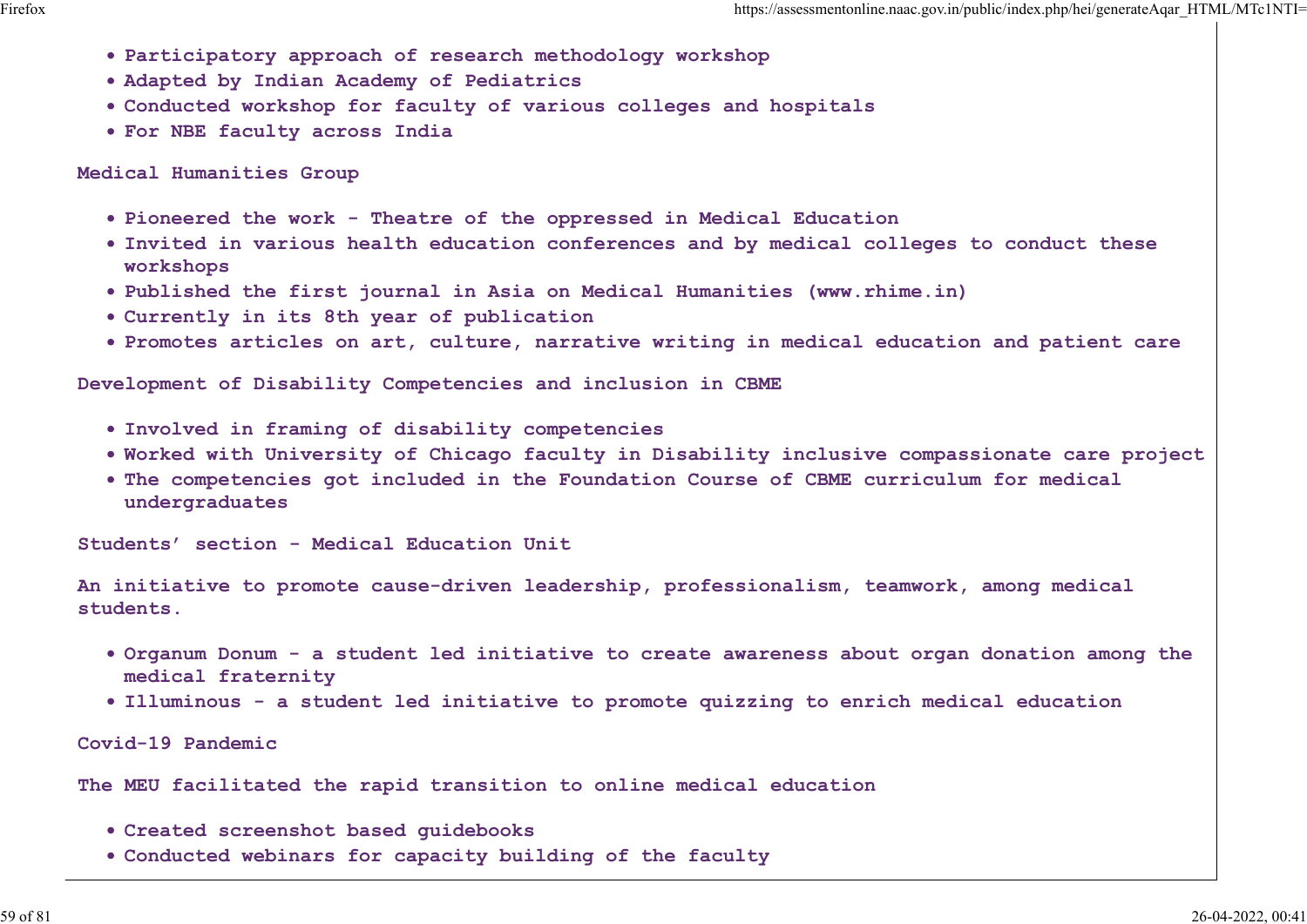- Participatory approach of research methodology workshop
- Adapted by Indian Academy of Pediatrics
- Conducted workshop for faculty of various colleges and hospitals
- For NBE faculty across India

Medical Humanities Group

- Pioneered the work - Theatre of the oppressed in Medical Education
- Invited in various health education conferences and by medical colleges to conduct these workshops
- Published the first journal in Asia on Medical Humanities (www.rhime.in)
- Currently in its 8th year of publication
- Promotes articles on art, culture, narrative writing in medical education and patient care

Development of Disability Competencies and inclusion in CBME

- Involved in framing of disability competencies
- Worked with University of Chicago faculty in Disability inclusive compassionate care project
- The competencies got included in the Foundation Course of CBME curriculum for medical undergraduates

Students' section - Medical Education Unit

An initiative to promote cause-driven leadership, professionalism, teamwork, among medical students.

- Organum Donum - a student led initiative to create awareness about organ donation among the medical fraternity
- Illuminous - a student led initiative to promote quizzing to enrich medical education

Covid-19 Pandemic

The MEU facilitated the rapid transition to online medical education

- Created screenshot based guidebooks
- Conducted webinars for capacity building of the faculty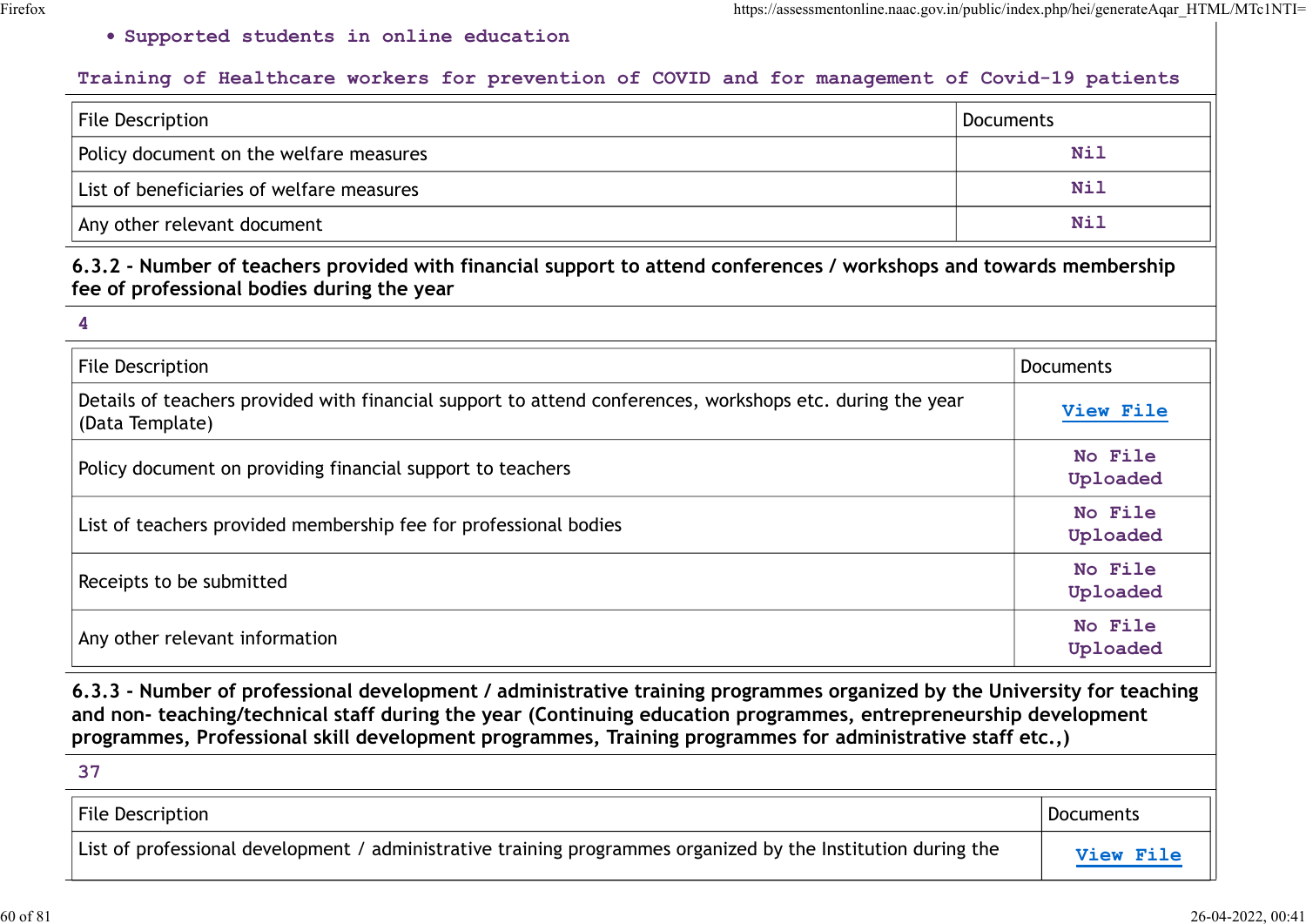- Supported students in online education

Training of Healthcare workers for prevention of COVID and for management of Covid-19 patients

| File Description | Documents |
|---|---|
| Policy document on the welfare measures | Nil |
| List of beneficiaries of welfare measures | Nil |
| Any other relevant document | Nil |

**6.3.2 - Number of teachers provided with financial support to attend conferences / workshops and towards membership fee of professional bodies during the year**

4

| File Description | Documents |
|---|---|
| Details of teachers provided with financial support to attend conferences, workshops etc. during the year (Data Template) | View File |
| Policy document on providing financial support to teachers | No File Uploaded |
| List of teachers provided membership fee for professional bodies | No File Uploaded |
| Receipts to be submitted | No File Uploaded |
| Any other relevant information | No File Uploaded |

**6.3.3 - Number of professional development / administrative training programmes organized by the University for teaching and non- teaching/technical staff during the year (Continuing education programmes, entrepreneurship development programmes, Professional skill development programmes, Training programmes for administrative staff etc.,)**

37

| File Description | Documents |
|---|---|
| List of professional development / administrative training programmes organized by the Institution during the | View File |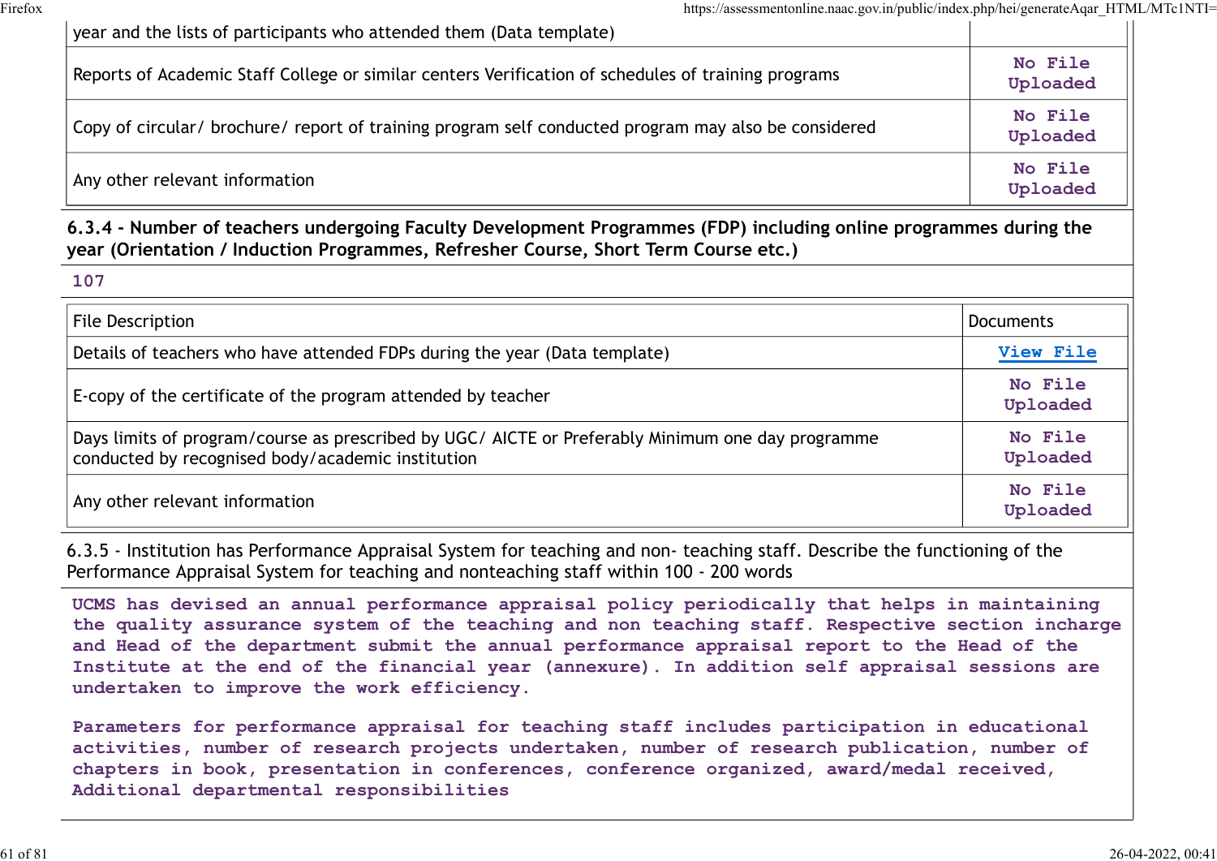| | |
|---|---|
| year and the lists of participants who attended them (Data template) | |
| Reports of Academic Staff College or similar centers Verification of schedules of training programs | No File Uploaded |
| Copy of circular/ brochure/ report of training program self conducted program may also be considered | No File Uploaded |
| Any other relevant information | No File Uploaded |

**6.3.4 - Number of teachers undergoing Faculty Development Programmes (FDP) including online programmes during the year (Orientation / Induction Programmes, Refresher Course, Short Term Course etc.)**

107

| File Description | Documents |
|---|---|
| Details of teachers who have attended FDPs during the year (Data template) | View File |
| E-copy of the certificate of the program attended by teacher | No File Uploaded |
| Days limits of program/course as prescribed by UGC/ AICTE or Preferably Minimum one day programme conducted by recognised body/academic institution | No File Uploaded |
| Any other relevant information | No File Uploaded |

6.3.5 - Institution has Performance Appraisal System for teaching and non- teaching staff. Describe the functioning of the Performance Appraisal System for teaching and nonteaching staff within 100 - 200 words

UCMS has devised an annual performance appraisal policy periodically that helps in maintaining the quality assurance system of the teaching and non teaching staff. Respective section incharge and Head of the department submit the annual performance appraisal report to the Head of the Institute at the end of the financial year (annexure). In addition self appraisal sessions are undertaken to improve the work efficiency.

Parameters for performance appraisal for teaching staff includes participation in educational activities, number of research projects undertaken, number of research publication, number of chapters in book, presentation in conferences, conference organized, award/medal received, Additional departmental responsibilities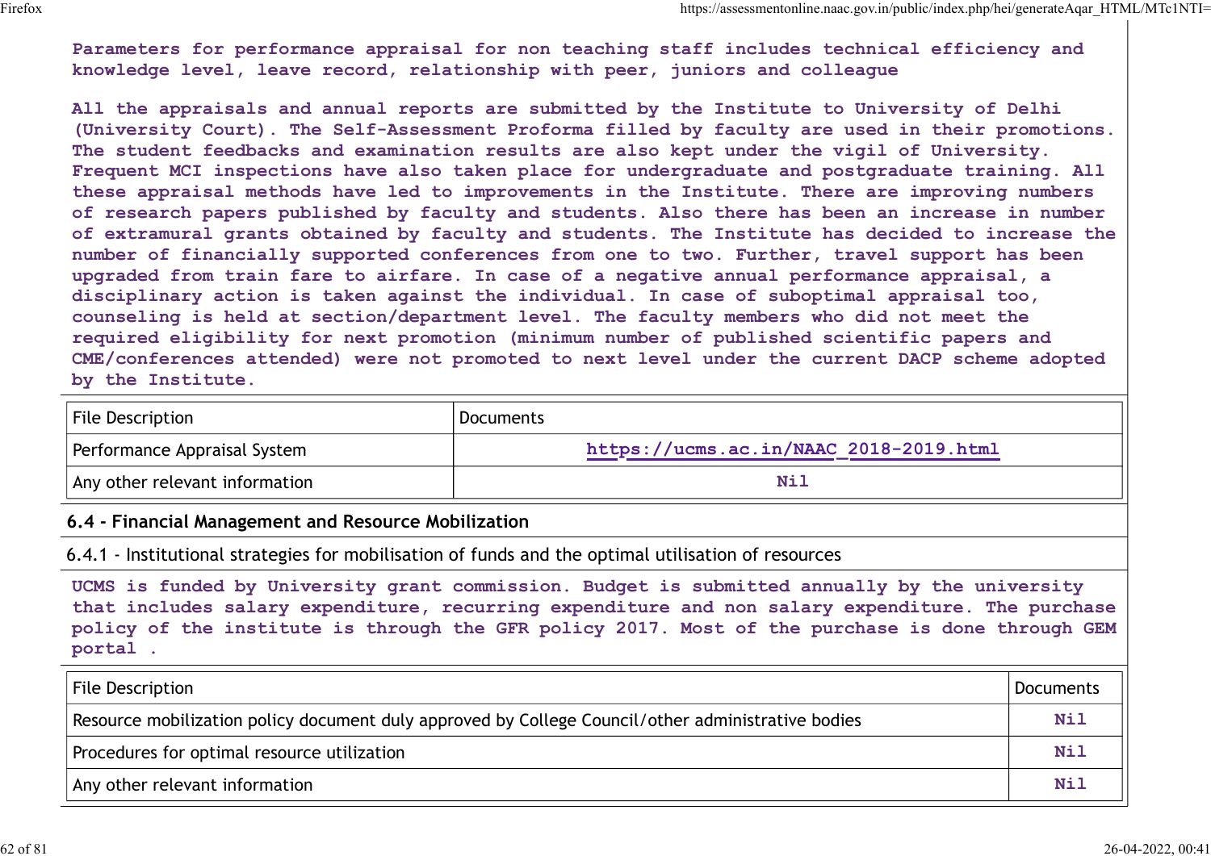Parameters for performance appraisal for non teaching staff includes technical efficiency and knowledge level, leave record, relationship with peer, juniors and colleague

All the appraisals and annual reports are submitted by the Institute to University of Delhi (University Court). The Self-Assessment Proforma filled by faculty are used in their promotions. The student feedbacks and examination results are also kept under the vigil of University. Frequent MCI inspections have also taken place for undergraduate and postgraduate training. All these appraisal methods have led to improvements in the Institute. There are improving numbers of research papers published by faculty and students. Also there has been an increase in number of extramural grants obtained by faculty and students. The Institute has decided to increase the number of financially supported conferences from one to two. Further, travel support has been upgraded from train fare to airfare. In case of a negative annual performance appraisal, a disciplinary action is taken against the individual. In case of suboptimal appraisal too, counseling is held at section/department level. The faculty members who did not meet the required eligibility for next promotion (minimum number of published scientific papers and CME/conferences attended) were not promoted to next level under the current DACP scheme adopted by the Institute.

| File Description | Documents |
|---|---|
| Performance Appraisal System | https://ucms.ac.in/NAAC_2018-2019.html |
| Any other relevant information | Nil |

## 6.4 - Financial Management and Resource Mobilization

6.4.1 - Institutional strategies for mobilisation of funds and the optimal utilisation of resources

UCMS is funded by University grant commission. Budget is submitted annually by the university that includes salary expenditure, recurring expenditure and non salary expenditure. The purchase policy of the institute is through the GFR policy 2017. Most of the purchase is done through GEM portal .

| File Description | Documents |
|---|---|
| Resource mobilization policy document duly approved by College Council/other administrative bodies | Nil |
| Procedures for optimal resource utilization | Nil |
| Any other relevant information | Nil |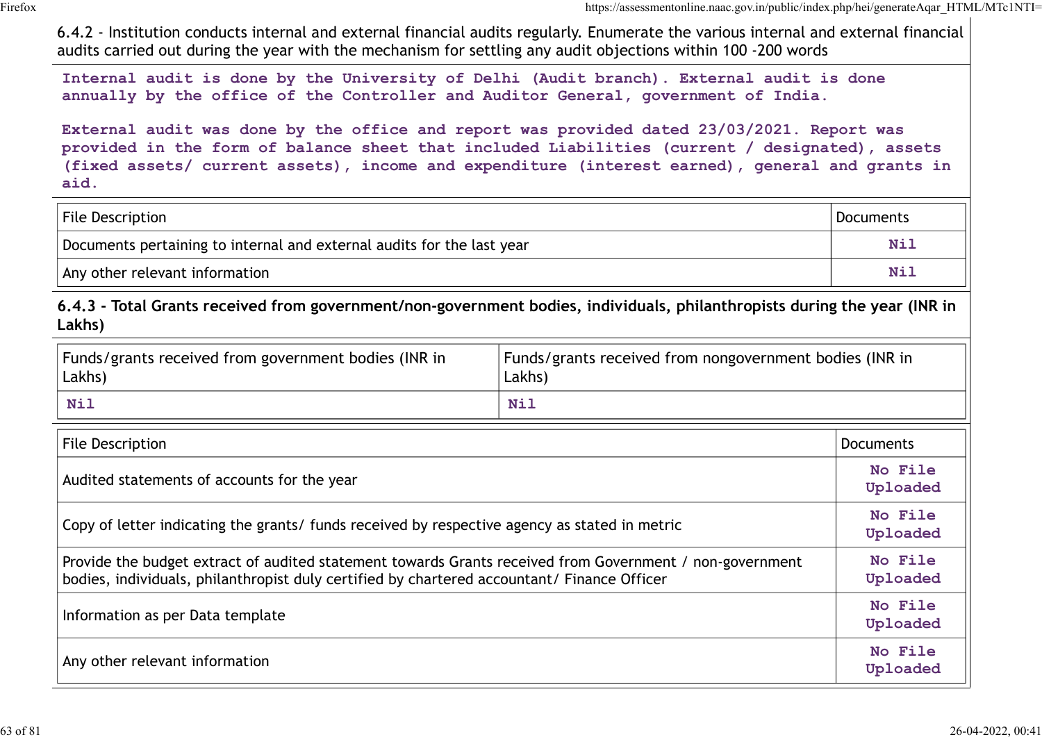6.4.2 - Institution conducts internal and external financial audits regularly. Enumerate the various internal and external financial audits carried out during the year with the mechanism for settling any audit objections within 100 -200 words

Internal audit is done by the University of Delhi (Audit branch). External audit is done annually by the office of the Controller and Auditor General, government of India.

External audit was done by the office and report was provided dated 23/03/2021. Report was provided in the form of balance sheet that included Liabilities (current / designated), assets (fixed assets/ current assets), income and expenditure (interest earned), general and grants in aid.

| File Description | Documents |
|---|---|
| Documents pertaining to internal and external audits for the last year | Nil |
| Any other relevant information | Nil |

**6.4.3 - Total Grants received from government/non-government bodies, individuals, philanthropists during the year (INR in Lakhs)**

| Funds/grants received from government bodies (INR in Lakhs) | Funds/grants received from nongovernment bodies (INR in Lakhs) |
|---|---|
| Nil | Nil |

| File Description | Documents |
|---|---|
| Audited statements of accounts for the year | No File Uploaded |
| Copy of letter indicating the grants/ funds received by respective agency as stated in metric | No File Uploaded |
| Provide the budget extract of audited statement towards Grants received from Government / non-government bodies, individuals, philanthropist duly certified by chartered accountant/ Finance Officer | No File Uploaded |
| Information as per Data template | No File Uploaded |
| Any other relevant information | No File Uploaded |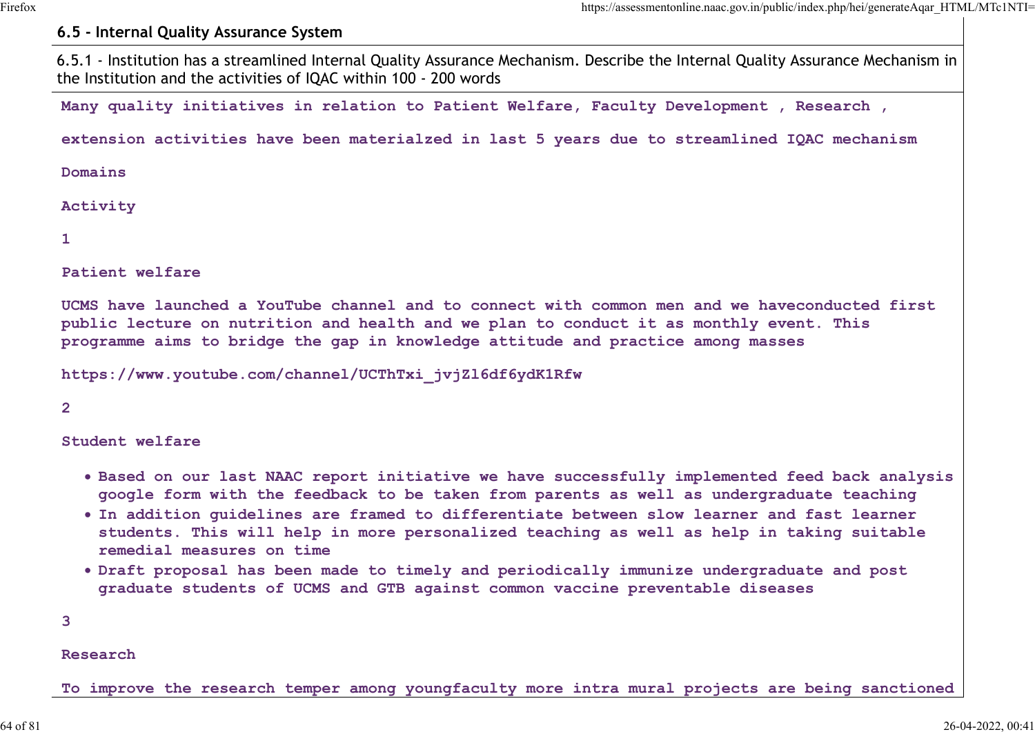## 6.5 - Internal Quality Assurance System

6.5.1 - Institution has a streamlined Internal Quality Assurance Mechanism. Describe the Internal Quality Assurance Mechanism in the Institution and the activities of IQAC within 100 - 200 words

Many quality initiatives in relation to Patient Welfare, Faculty Development , Research ,

extension activities have been materialzed in last 5 years due to streamlined IQAC mechanism

Domains

Activity

1

Patient welfare

UCMS have launched a YouTube channel and to connect with common men and we haveconducted first public lecture on nutrition and health and we plan to conduct it as monthly event. This programme aims to bridge the gap in knowledge attitude and practice among masses

https://www.youtube.com/channel/UCThTxi_jvjZl6df6ydK1Rfw

2

Student welfare

- Based on our last NAAC report initiative we have successfully implemented feed back analysis google form with the feedback to be taken from parents as well as undergraduate teaching
- In addition guidelines are framed to differentiate between slow learner and fast learner students. This will help in more personalized teaching as well as help in taking suitable remedial measures on time
- Draft proposal has been made to timely and periodically immunize undergraduate and post graduate students of UCMS and GTB against common vaccine preventable diseases

3

Research

To improve the research temper among youngfaculty more intra mural projects are being sanctioned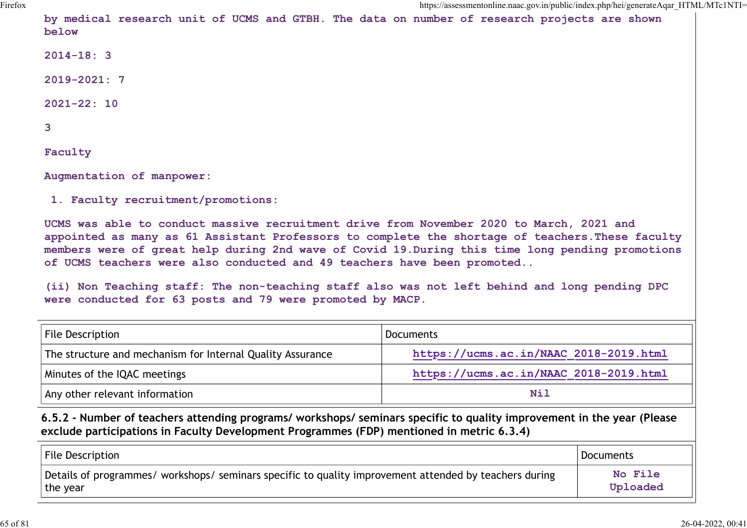by medical research unit of UCMS and GTBH. The data on number of research projects are shown below

2014-18: 3

2019-2021: 7

2021-22: 10

3

Faculty

Augmentation of manpower:

1. Faculty recruitment/promotions:

UCMS was able to conduct massive recruitment drive from November 2020 to March, 2021 and appointed as many as 61 Assistant Professors to complete the shortage of teachers.These faculty members were of great help during 2nd wave of Covid 19.During this time long pending promotions of UCMS teachers were also conducted and 49 teachers have been promoted..

(ii) Non Teaching staff: The non-teaching staff also was not left behind and long pending DPC were conducted for 63 posts and 79 were promoted by MACP.

| File Description | Documents |
|---|---|
| The structure and mechanism for Internal Quality Assurance | https://ucms.ac.in/NAAC_2018-2019.html |
| Minutes of the IQAC meetings | https://ucms.ac.in/NAAC_2018-2019.html |
| Any other relevant information | Nil |

**6.5.2 - Number of teachers attending programs/ workshops/ seminars specific to quality improvement in the year (Please exclude participations in Faculty Development Programmes (FDP) mentioned in metric 6.3.4)**

| File Description | Documents |
|---|---|
| Details of programmes/ workshops/ seminars specific to quality improvement attended by teachers during the year | No File Uploaded |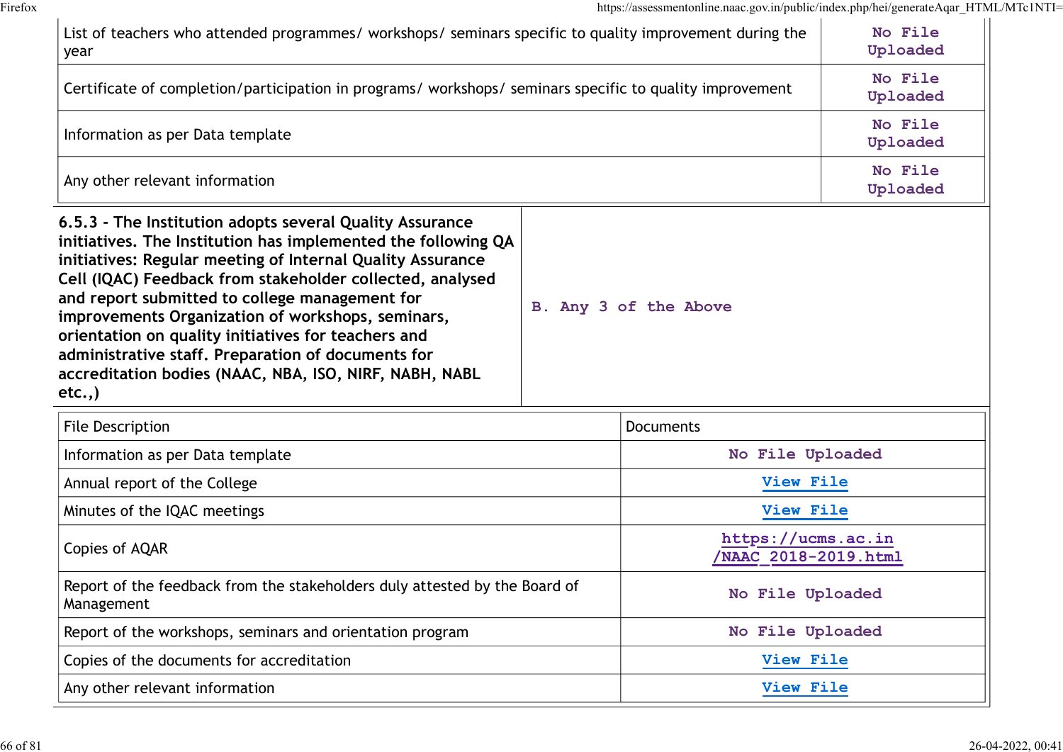| | |
|---|---|
| List of teachers who attended programmes/ workshops/ seminars specific to quality improvement during the year | No File Uploaded |
| Certificate of completion/participation in programs/ workshops/ seminars specific to quality improvement | No File Uploaded |
| Information as per Data template | No File Uploaded |
| Any other relevant information | No File Uploaded |

| | |
|---|---|
| **6.5.3 - The Institution adopts several Quality Assurance initiatives. The Institution has implemented the following QA initiatives: Regular meeting of Internal Quality Assurance Cell (IQAC) Feedback from stakeholder collected, analysed and report submitted to college management for improvements Organization of workshops, seminars, orientation on quality initiatives for teachers and administrative staff. Preparation of documents for accreditation bodies (NAAC, NBA, ISO, NIRF, NABH, NABL etc.,)** | B. Any 3 of the Above |

| File Description | Documents |
|---|---|
| Information as per Data template | No File Uploaded |
| Annual report of the College | View File |
| Minutes of the IQAC meetings | View File |
| Copies of AQAR | https://ucms.ac.in/NAAC_2018-2019.html |
| Report of the feedback from the stakeholders duly attested by the Board of Management | No File Uploaded |
| Report of the workshops, seminars and orientation program | No File Uploaded |
| Copies of the documents for accreditation | View File |
| Any other relevant information | View File |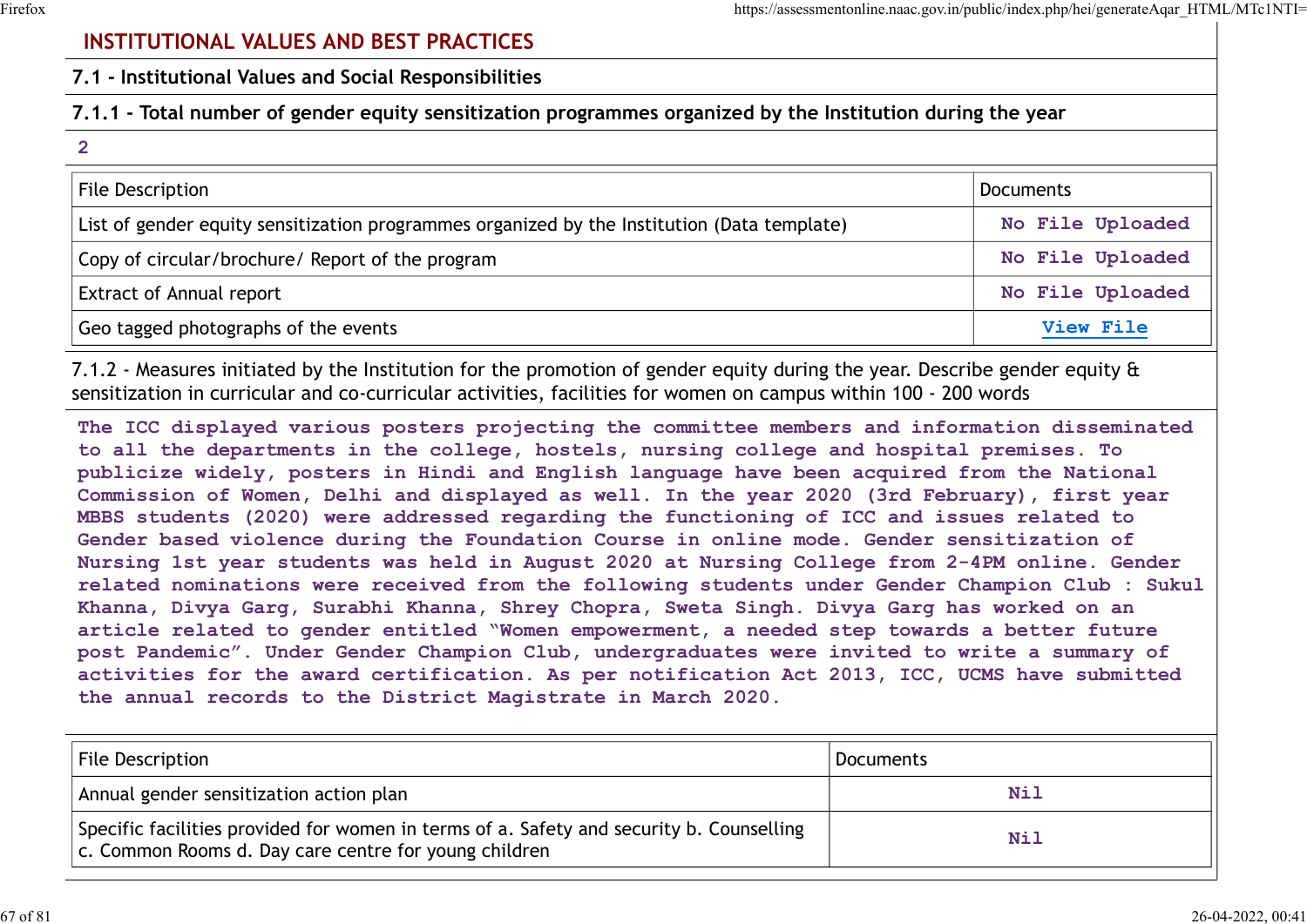## INSTITUTIONAL VALUES AND BEST PRACTICES

### 7.1 - Institutional Values and Social Responsibilities

**7.1.1 - Total number of gender equity sensitization programmes organized by the Institution during the year**

2

| File Description | Documents |
|---|---|
| List of gender equity sensitization programmes organized by the Institution (Data template) | No File Uploaded |
| Copy of circular/brochure/ Report of the program | No File Uploaded |
| Extract of Annual report | No File Uploaded |
| Geo tagged photographs of the events | View File |

7.1.2 - Measures initiated by the Institution for the promotion of gender equity during the year. Describe gender equity & sensitization in curricular and co-curricular activities, facilities for women on campus within 100 - 200 words

The ICC displayed various posters projecting the committee members and information disseminated to all the departments in the college, hostels, nursing college and hospital premises. To publicize widely, posters in Hindi and English language have been acquired from the National Commission of Women, Delhi and displayed as well. In the year 2020 (3rd February), first year MBBS students (2020) were addressed regarding the functioning of ICC and issues related to Gender based violence during the Foundation Course in online mode. Gender sensitization of Nursing 1st year students was held in August 2020 at Nursing College from 2-4PM online. Gender related nominations were received from the following students under Gender Champion Club : Sukul Khanna, Divya Garg, Surabhi Khanna, Shrey Chopra, Sweta Singh. Divya Garg has worked on an article related to gender entitled "Women empowerment, a needed step towards a better future post Pandemic". Under Gender Champion Club, undergraduates were invited to write a summary of activities for the award certification. As per notification Act 2013, ICC, UCMS have submitted the annual records to the District Magistrate in March 2020.

| File Description | Documents |
|---|---|
| Annual gender sensitization action plan | Nil |
| Specific facilities provided for women in terms of a. Safety and security b. Counselling c. Common Rooms d. Day care centre for young children | Nil |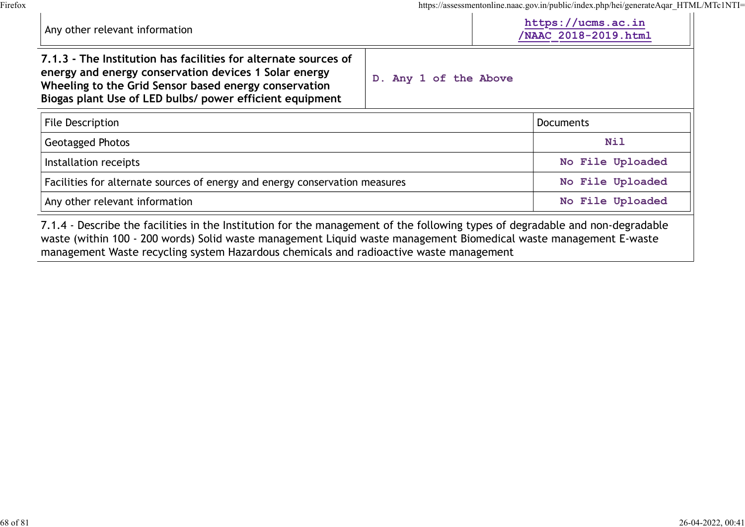| | |
|---|---|
| Any other relevant information | https://ucms.ac.in/NAAC_2018-2019.html |

| | |
|---|---|
| **7.1.3 - The Institution has facilities for alternate sources of energy and energy conservation devices 1 Solar energy Wheeling to the Grid Sensor based energy conservation Biogas plant Use of LED bulbs/ power efficient equipment** | D. Any 1 of the Above |

| File Description | Documents |
|---|---|
| Geotagged Photos | Nil |
| Installation receipts | No File Uploaded |
| Facilities for alternate sources of energy and energy conservation measures | No File Uploaded |
| Any other relevant information | No File Uploaded |

7.1.4 - Describe the facilities in the Institution for the management of the following types of degradable and non-degradable waste (within 100 - 200 words) Solid waste management Liquid waste management Biomedical waste management E-waste management Waste recycling system Hazardous chemicals and radioactive waste management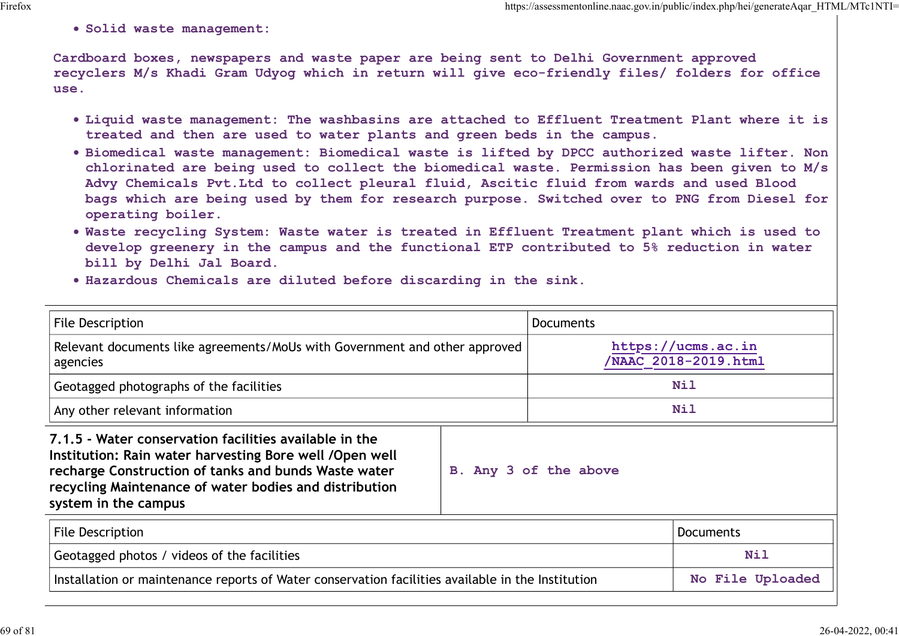- Solid waste management:

Cardboard boxes, newspapers and waste paper are being sent to Delhi Government approved recyclers M/s Khadi Gram Udyog which in return will give eco-friendly files/ folders for office use.

- Liquid waste management: The washbasins are attached to Effluent Treatment Plant where it is treated and then are used to water plants and green beds in the campus.
- Biomedical waste management: Biomedical waste is lifted by DPCC authorized waste lifter. Non chlorinated are being used to collect the biomedical waste. Permission has been given to M/s Advy Chemicals Pvt.Ltd to collect pleural fluid, Ascitic fluid from wards and used Blood bags which are being used by them for research purpose. Switched over to PNG from Diesel for operating boiler.
- Waste recycling System: Waste water is treated in Effluent Treatment plant which is used to develop greenery in the campus and the functional ETP contributed to 5% reduction in water bill by Delhi Jal Board.
- Hazardous Chemicals are diluted before discarding in the sink.

| File Description | Documents |
|---|---|
| Relevant documents like agreements/MoUs with Government and other approved agencies | https://ucms.ac.in/NAAC_2018-2019.html |
| Geotagged photographs of the facilities | Nil |
| Any other relevant information | Nil |

| 7.1.5 - Water conservation facilities available in the Institution: Rain water harvesting Bore well /Open well recharge Construction of tanks and bunds Waste water recycling Maintenance of water bodies and distribution system in the campus | B. Any 3 of the above |
|---|---|

| File Description | Documents |
|---|---|
| Geotagged photos / videos of the facilities | Nil |
| Installation or maintenance reports of Water conservation facilities available in the Institution | No File Uploaded |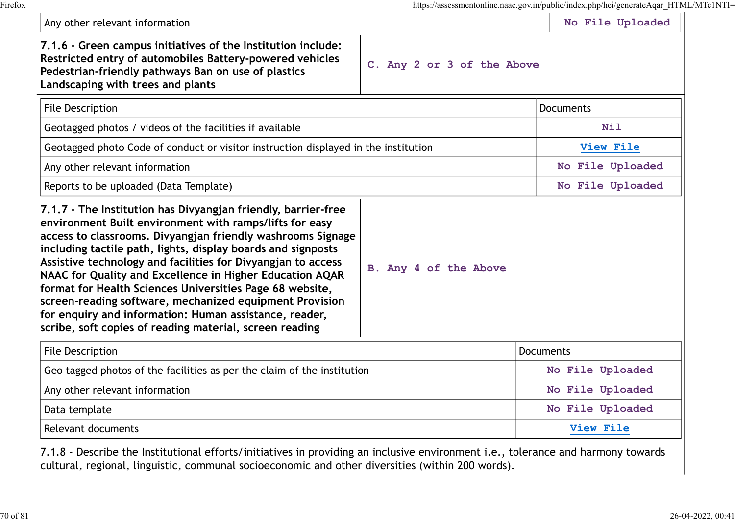| Any other relevant information | No File Uploaded |
|---|---|

| 7.1.6 - Green campus initiatives of the Institution include: Restricted entry of automobiles Battery-powered vehicles Pedestrian-friendly pathways Ban on use of plastics Landscaping with trees and plants | C. Any 2 or 3 of the Above |
|---|---|

| File Description | Documents |
|---|---|
| Geotagged photos / videos of the facilities if available | Nil |
| Geotagged photo Code of conduct or visitor instruction displayed in the institution | View File |
| Any other relevant information | No File Uploaded |
| Reports to be uploaded (Data Template) | No File Uploaded |

| 7.1.7 - The Institution has Divyangjan friendly, barrier-free environment Built environment with ramps/lifts for easy access to classrooms. Divyangjan friendly washrooms Signage including tactile path, lights, display boards and signposts Assistive technology and facilities for Divyangjan to access NAAC for Quality and Excellence in Higher Education AQAR format for Health Sciences Universities Page 68 website, screen-reading software, mechanized equipment Provision for enquiry and information: Human assistance, reader, scribe, soft copies of reading material, screen reading | B. Any 4 of the Above |
|---|---|

| File Description | Documents |
|---|---|
| Geo tagged photos of the facilities as per the claim of the institution | No File Uploaded |
| Any other relevant information | No File Uploaded |
| Data template | No File Uploaded |
| Relevant documents | View File |

7.1.8 - Describe the Institutional efforts/initiatives in providing an inclusive environment i.e., tolerance and harmony towards cultural, regional, linguistic, communal socioeconomic and other diversities (within 200 words).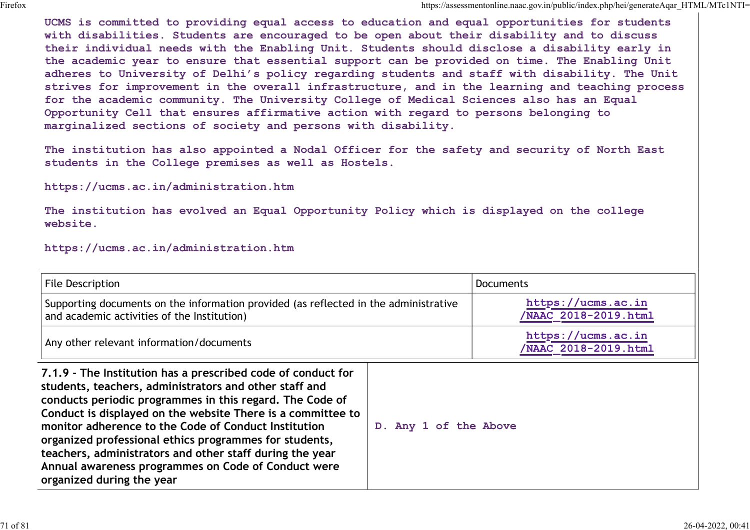UCMS is committed to providing equal access to education and equal opportunities for students with disabilities. Students are encouraged to be open about their disability and to discuss their individual needs with the Enabling Unit. Students should disclose a disability early in the academic year to ensure that essential support can be provided on time. The Enabling Unit adheres to University of Delhi's policy regarding students and staff with disability. The Unit strives for improvement in the overall infrastructure, and in the learning and teaching process for the academic community. The University College of Medical Sciences also has an Equal Opportunity Cell that ensures affirmative action with regard to persons belonging to marginalized sections of society and persons with disability.

The institution has also appointed a Nodal Officer for the safety and security of North East students in the College premises as well as Hostels.

https://ucms.ac.in/administration.htm

The institution has evolved an Equal Opportunity Policy which is displayed on the college website.

https://ucms.ac.in/administration.htm

| File Description | Documents |
|---|---|
| Supporting documents on the information provided (as reflected in the administrative and academic activities of the Institution) | https://ucms.ac.in/NAAC_2018-2019.html |
| Any other relevant information/documents | https://ucms.ac.in/NAAC_2018-2019.html |

| | |
|---|---|
| **7.1.9 - The Institution has a prescribed code of conduct for students, teachers, administrators and other staff and conducts periodic programmes in this regard. The Code of Conduct is displayed on the website There is a committee to monitor adherence to the Code of Conduct Institution organized professional ethics programmes for students, teachers, administrators and other staff during the year Annual awareness programmes on Code of Conduct were organized during the year** | D. Any 1 of the Above |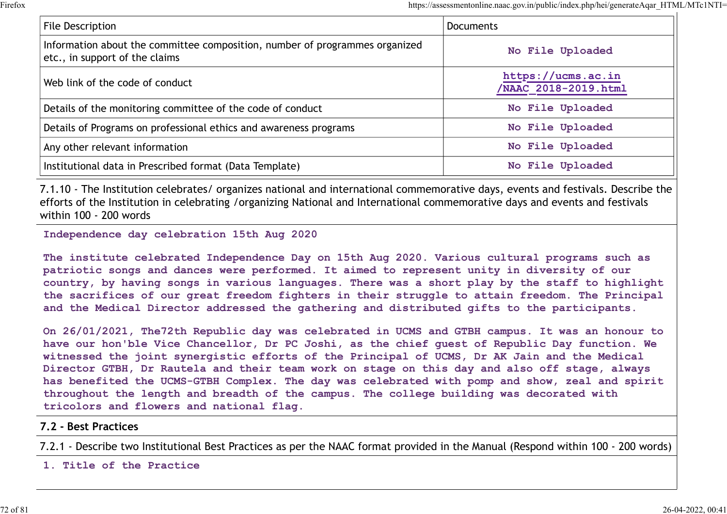| File Description | Documents |
|---|---|
| Information about the committee composition, number of programmes organized etc., in support of the claims | No File Uploaded |
| Web link of the code of conduct | https://ucms.ac.in/NAAC_2018-2019.html |
| Details of the monitoring committee of the code of conduct | No File Uploaded |
| Details of Programs on professional ethics and awareness programs | No File Uploaded |
| Any other relevant information | No File Uploaded |
| Institutional data in Prescribed format (Data Template) | No File Uploaded |

7.1.10 - The Institution celebrates/ organizes national and international commemorative days, events and festivals. Describe the efforts of the Institution in celebrating /organizing National and International commemorative days and events and festivals within 100 - 200 words

Independence day celebration 15th Aug 2020

The institute celebrated Independence Day on 15th Aug 2020. Various cultural programs such as patriotic songs and dances were performed. It aimed to represent unity in diversity of our country, by having songs in various languages. There was a short play by the staff to highlight the sacrifices of our great freedom fighters in their struggle to attain freedom. The Principal and the Medical Director addressed the gathering and distributed gifts to the participants.

On 26/01/2021, The72th Republic day was celebrated in UCMS and GTBH campus. It was an honour to have our hon'ble Vice Chancellor, Dr PC Joshi, as the chief guest of Republic Day function. We witnessed the joint synergistic efforts of the Principal of UCMS, Dr AK Jain and the Medical Director GTBH, Dr Rautela and their team work on stage on this day and also off stage, always has benefited the UCMS-GTBH Complex. The day was celebrated with pomp and show, zeal and spirit throughout the length and breadth of the campus. The college building was decorated with tricolors and flowers and national flag.

## 7.2 - Best Practices

7.2.1 - Describe two Institutional Best Practices as per the NAAC format provided in the Manual (Respond within 100 - 200 words)

1. Title of the Practice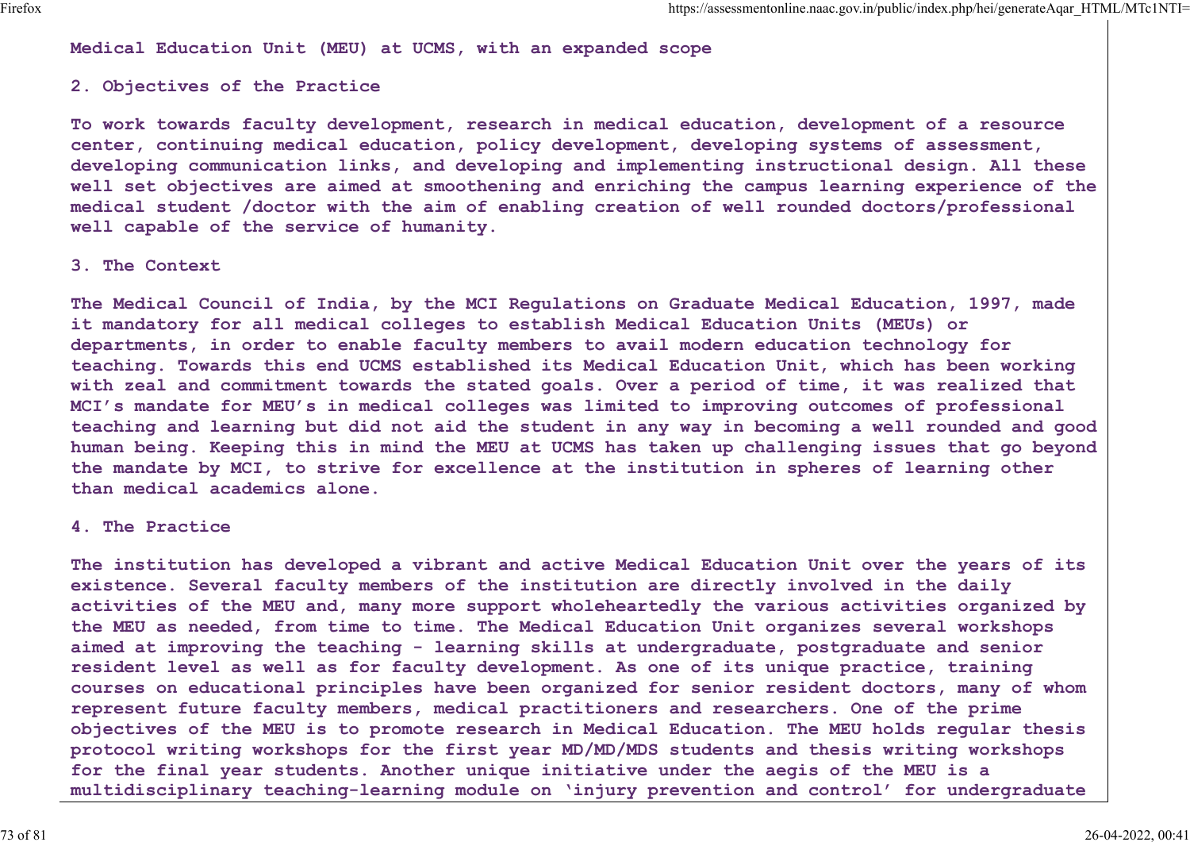Medical Education Unit (MEU) at UCMS, with an expanded scope

**2. Objectives of the Practice**

To work towards faculty development, research in medical education, development of a resource center, continuing medical education, policy development, developing systems of assessment, developing communication links, and developing and implementing instructional design. All these well set objectives are aimed at smoothening and enriching the campus learning experience of the medical student /doctor with the aim of enabling creation of well rounded doctors/professional well capable of the service of humanity.

**3. The Context**

The Medical Council of India, by the MCI Regulations on Graduate Medical Education, 1997, made it mandatory for all medical colleges to establish Medical Education Units (MEUs) or departments, in order to enable faculty members to avail modern education technology for teaching. Towards this end UCMS established its Medical Education Unit, which has been working with zeal and commitment towards the stated goals. Over a period of time, it was realized that MCI's mandate for MEU's in medical colleges was limited to improving outcomes of professional teaching and learning but did not aid the student in any way in becoming a well rounded and good human being. Keeping this in mind the MEU at UCMS has taken up challenging issues that go beyond the mandate by MCI, to strive for excellence at the institution in spheres of learning other than medical academics alone.

**4. The Practice**

The institution has developed a vibrant and active Medical Education Unit over the years of its existence. Several faculty members of the institution are directly involved in the daily activities of the MEU and, many more support wholeheartedly the various activities organized by the MEU as needed, from time to time. The Medical Education Unit organizes several workshops aimed at improving the teaching - learning skills at undergraduate, postgraduate and senior resident level as well as for faculty development. As one of its unique practice, training courses on educational principles have been organized for senior resident doctors, many of whom represent future faculty members, medical practitioners and researchers. One of the prime objectives of the MEU is to promote research in Medical Education. The MEU holds regular thesis protocol writing workshops for the first year MD/MD/MDS students and thesis writing workshops for the final year students. Another unique initiative under the aegis of the MEU is a multidisciplinary teaching-learning module on 'injury prevention and control' for undergraduate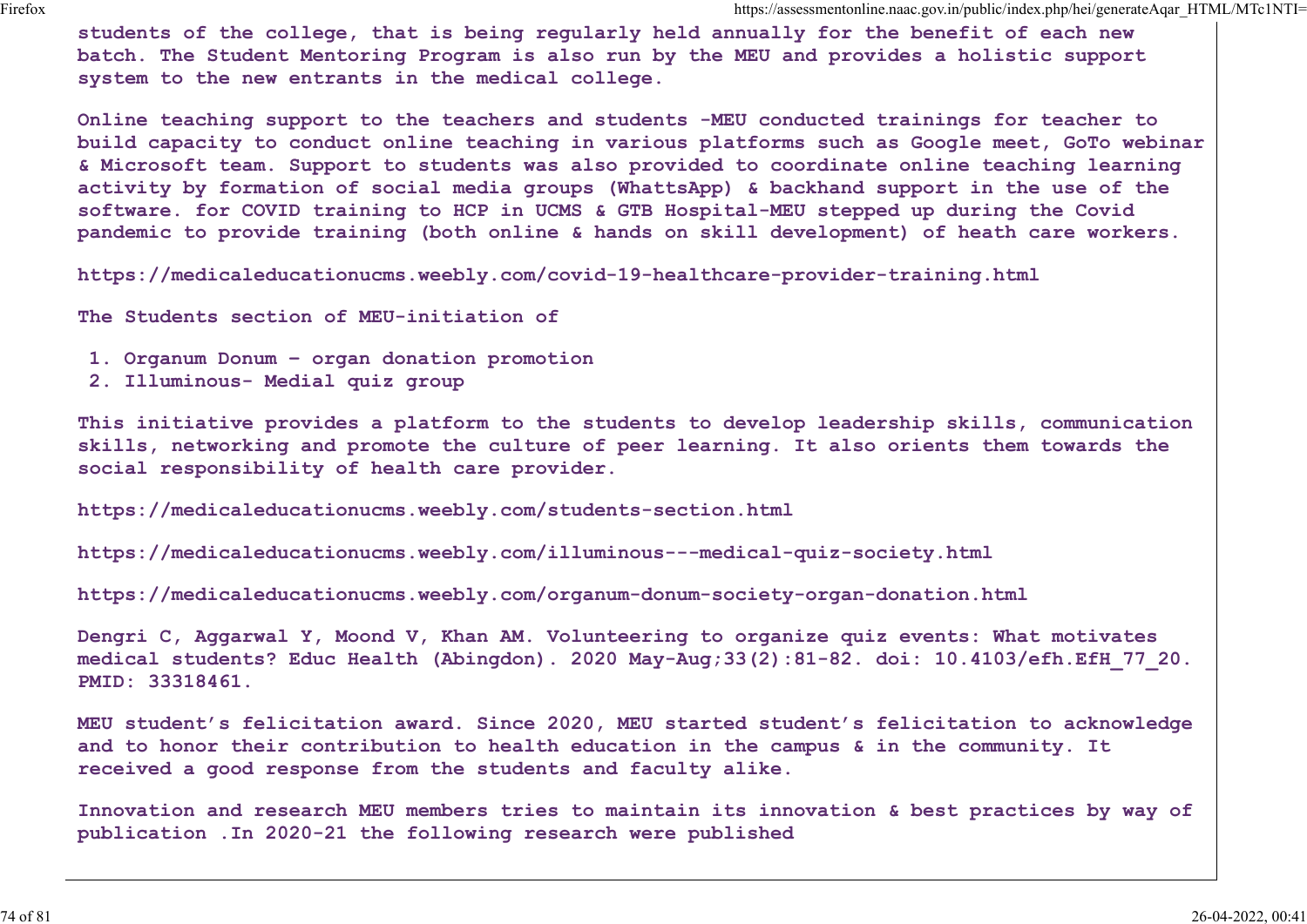students of the college, that is being regularly held annually for the benefit of each new batch. The Student Mentoring Program is also run by the MEU and provides a holistic support system to the new entrants in the medical college.

Online teaching support to the teachers and students -MEU conducted trainings for teacher to build capacity to conduct online teaching in various platforms such as Google meet, GoTo webinar & Microsoft team. Support to students was also provided to coordinate online teaching learning activity by formation of social media groups (WhattsApp) & backhand support in the use of the software. for COVID training to HCP in UCMS & GTB Hospital-MEU stepped up during the Covid pandemic to provide training (both online & hands on skill development) of heath care workers.

https://medicaleducationucms.weebly.com/covid-19-healthcare-provider-training.html

The Students section of MEU-initiation of

1. Organum Donum - organ donation promotion
2. Illuminous- Medial quiz group

This initiative provides a platform to the students to develop leadership skills, communication skills, networking and promote the culture of peer learning. It also orients them towards the social responsibility of health care provider.

https://medicaleducationucms.weebly.com/students-section.html

https://medicaleducationucms.weebly.com/illuminous---medical-quiz-society.html

https://medicaleducationucms.weebly.com/organum-donum-society-organ-donation.html

Dengri C, Aggarwal Y, Moond V, Khan AM. Volunteering to organize quiz events: What motivates medical students? Educ Health (Abingdon). 2020 May-Aug;33(2):81-82. doi: 10.4103/efh.EfH_77_20. PMID: 33318461.

MEU student's felicitation award. Since 2020, MEU started student's felicitation to acknowledge and to honor their contribution to health education in the campus & in the community. It received a good response from the students and faculty alike.

Innovation and research MEU members tries to maintain its innovation & best practices by way of publication .In 2020-21 the following research were published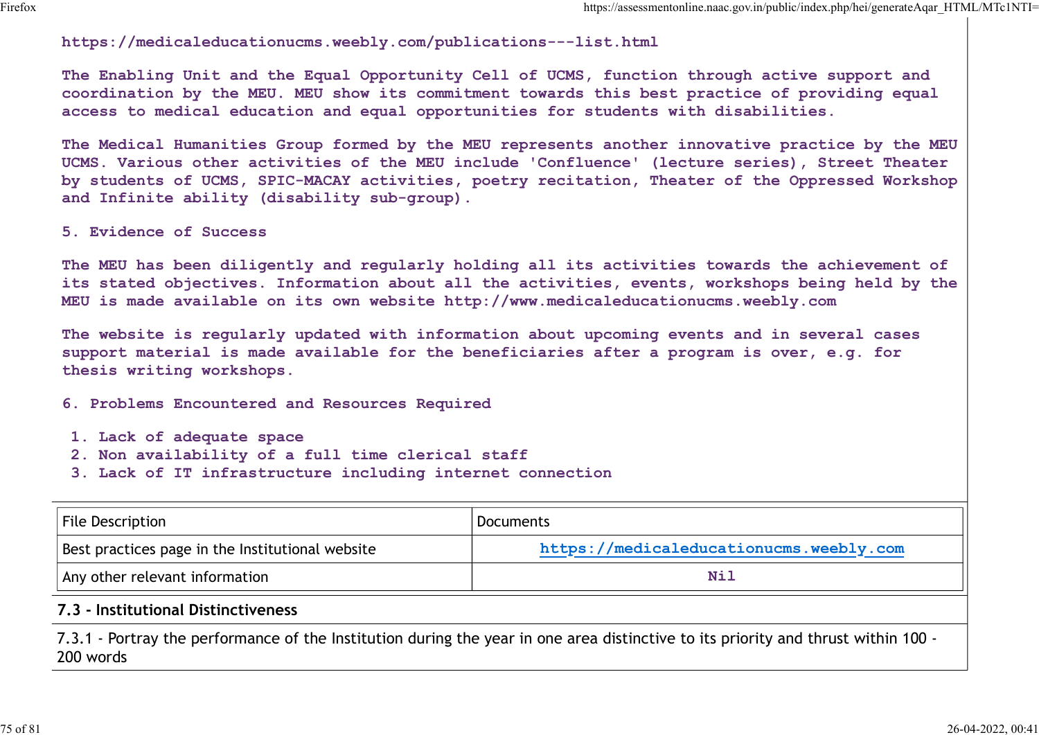https://medicaleducationucms.weebly.com/publications---list.html

The Enabling Unit and the Equal Opportunity Cell of UCMS, function through active support and coordination by the MEU. MEU show its commitment towards this best practice of providing equal access to medical education and equal opportunities for students with disabilities.

The Medical Humanities Group formed by the MEU represents another innovative practice by the MEU UCMS. Various other activities of the MEU include 'Confluence' (lecture series), Street Theater by students of UCMS, SPIC-MACAY activities, poetry recitation, Theater of the Oppressed Workshop and Infinite ability (disability sub-group).

5. Evidence of Success

The MEU has been diligently and regularly holding all its activities towards the achievement of its stated objectives. Information about all the activities, events, workshops being held by the MEU is made available on its own website http://www.medicaleducationucms.weebly.com

The website is regularly updated with information about upcoming events and in several cases support material is made available for the beneficiaries after a program is over, e.g. for thesis writing workshops.

6. Problems Encountered and Resources Required

1. Lack of adequate space
2. Non availability of a full time clerical staff
3. Lack of IT infrastructure including internet connection

| File Description | Documents |
|---|---|
| Best practices page in the Institutional website | https://medicaleducationucms.weebly.com |
| Any other relevant information | Nil |

## 7.3 - Institutional Distinctiveness

7.3.1 - Portray the performance of the Institution during the year in one area distinctive to its priority and thrust within 100 - 200 words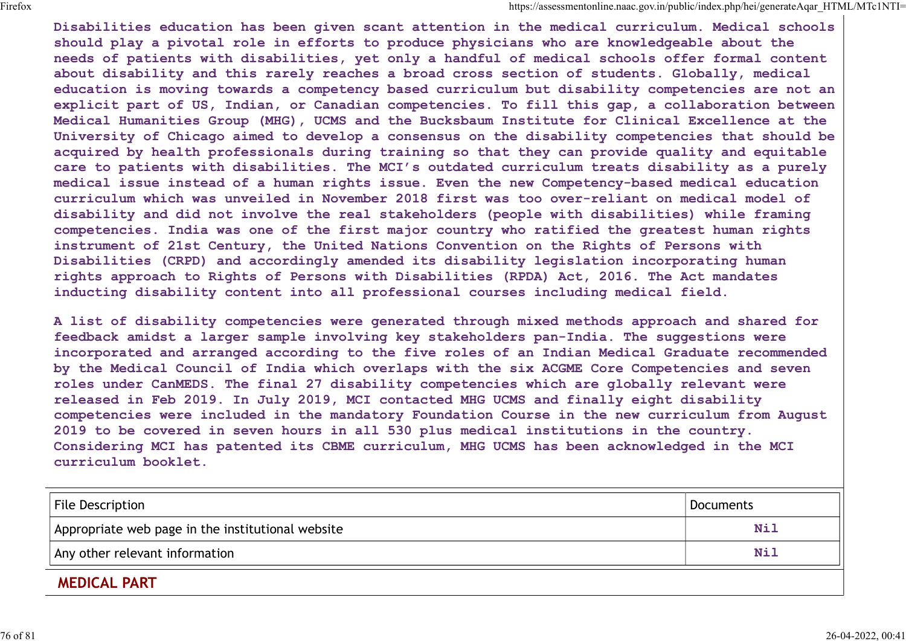Disabilities education has been given scant attention in the medical curriculum. Medical schools should play a pivotal role in efforts to produce physicians who are knowledgeable about the needs of patients with disabilities, yet only a handful of medical schools offer formal content about disability and this rarely reaches a broad cross section of students. Globally, medical education is moving towards a competency based curriculum but disability competencies are not an explicit part of US, Indian, or Canadian competencies. To fill this gap, a collaboration between Medical Humanities Group (MHG), UCMS and the Bucksbaum Institute for Clinical Excellence at the University of Chicago aimed to develop a consensus on the disability competencies that should be acquired by health professionals during training so that they can provide quality and equitable care to patients with disabilities. The MCI's outdated curriculum treats disability as a purely medical issue instead of a human rights issue. Even the new Competency-based medical education curriculum which was unveiled in November 2018 first was too over-reliant on medical model of disability and did not involve the real stakeholders (people with disabilities) while framing competencies. India was one of the first major country who ratified the greatest human rights instrument of 21st Century, the United Nations Convention on the Rights of Persons with Disabilities (CRPD) and accordingly amended its disability legislation incorporating human rights approach to Rights of Persons with Disabilities (RPDA) Act, 2016. The Act mandates inducting disability content into all professional courses including medical field.

A list of disability competencies were generated through mixed methods approach and shared for feedback amidst a larger sample involving key stakeholders pan-India. The suggestions were incorporated and arranged according to the five roles of an Indian Medical Graduate recommended by the Medical Council of India which overlaps with the six ACGME Core Competencies and seven roles under CanMEDS. The final 27 disability competencies which are globally relevant were released in Feb 2019. In July 2019, MCI contacted MHG UCMS and finally eight disability competencies were included in the mandatory Foundation Course in the new curriculum from August 2019 to be covered in seven hours in all 530 plus medical institutions in the country. Considering MCI has patented its CBME curriculum, MHG UCMS has been acknowledged in the MCI curriculum booklet.

| File Description | Documents |
|---|---|
| Appropriate web page in the institutional website | Nil |
| Any other relevant information | Nil |

## MEDICAL PART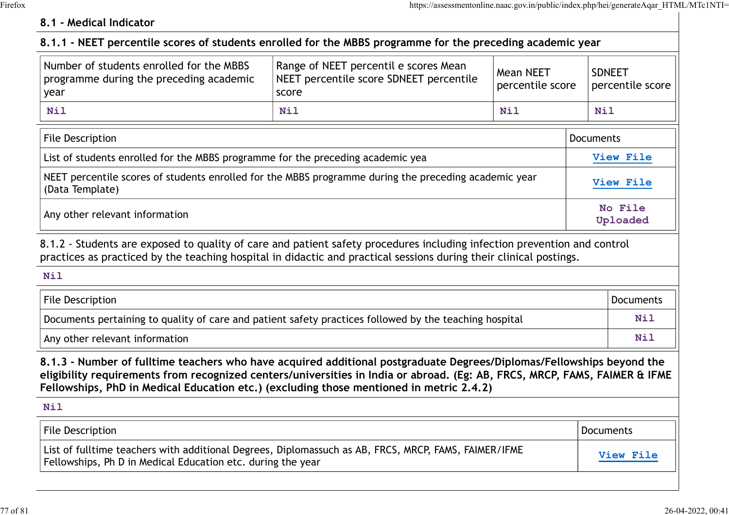## 8.1 - Medical Indicator

### 8.1.1 - NEET percentile scores of students enrolled for the MBBS programme for the preceding academic year

| Number of students enrolled for the MBBS programme during the preceding academic year | Range of NEET percentil e scores Mean NEET percentile score SDNEET percentile score | Mean NEET percentile score | SDNEET percentile score |
|---|---|---|---|
| Nil | Nil | Nil | Nil |

| File Description | Documents |
|---|---|
| List of students enrolled for the MBBS programme for the preceding academic yea | View File |
| NEET percentile scores of students enrolled for the MBBS programme during the preceding academic year (Data Template) | View File |
| Any other relevant information | No File Uploaded |

8.1.2 - Students are exposed to quality of care and patient safety procedures including infection prevention and control practices as practiced by the teaching hospital in didactic and practical sessions during their clinical postings.

Nil

| File Description | Documents |
|---|---|
| Documents pertaining to quality of care and patient safety practices followed by the teaching hospital | Nil |
| Any other relevant information | Nil |

**8.1.3 - Number of fulltime teachers who have acquired additional postgraduate Degrees/Diplomas/Fellowships beyond the eligibility requirements from recognized centers/universities in India or abroad. (Eg: AB, FRCS, MRCP, FAMS, FAIMER & IFME Fellowships, PhD in Medical Education etc.) (excluding those mentioned in metric 2.4.2)**

Nil

| File Description | Documents |
|---|---|
| List of fulltime teachers with additional Degrees, Diplomassuch as AB, FRCS, MRCP, FAMS, FAIMER/IFME Fellowships, Ph D in Medical Education etc. during the year | View File |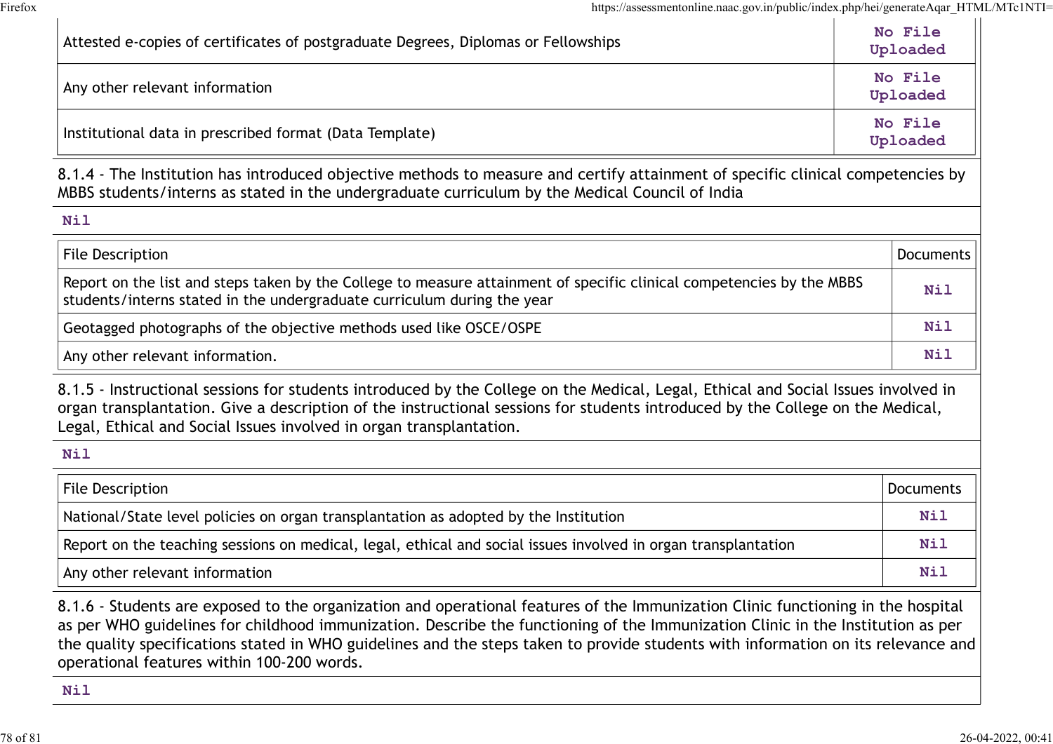| | |
|---|---|
| Attested e-copies of certificates of postgraduate Degrees, Diplomas or Fellowships | No File Uploaded |
| Any other relevant information | No File Uploaded |
| Institutional data in prescribed format (Data Template) | No File Uploaded |

8.1.4 - The Institution has introduced objective methods to measure and certify attainment of specific clinical competencies by MBBS students/interns as stated in the undergraduate curriculum by the Medical Council of India

**Nil**

| File Description | Documents |
|---|---|
| Report on the list and steps taken by the College to measure attainment of specific clinical competencies by the MBBS students/interns stated in the undergraduate curriculum during the year | Nil |
| Geotagged photographs of the objective methods used like OSCE/OSPE | Nil |
| Any other relevant information. | Nil |

8.1.5 - Instructional sessions for students introduced by the College on the Medical, Legal, Ethical and Social Issues involved in organ transplantation. Give a description of the instructional sessions for students introduced by the College on the Medical, Legal, Ethical and Social Issues involved in organ transplantation.

**Nil**

| File Description | Documents |
|---|---|
| National/State level policies on organ transplantation as adopted by the Institution | Nil |
| Report on the teaching sessions on medical, legal, ethical and social issues involved in organ transplantation | Nil |
| Any other relevant information | Nil |

8.1.6 - Students are exposed to the organization and operational features of the Immunization Clinic functioning in the hospital as per WHO guidelines for childhood immunization. Describe the functioning of the Immunization Clinic in the Institution as per the quality specifications stated in WHO guidelines and the steps taken to provide students with information on its relevance and operational features within 100-200 words.

**Nil**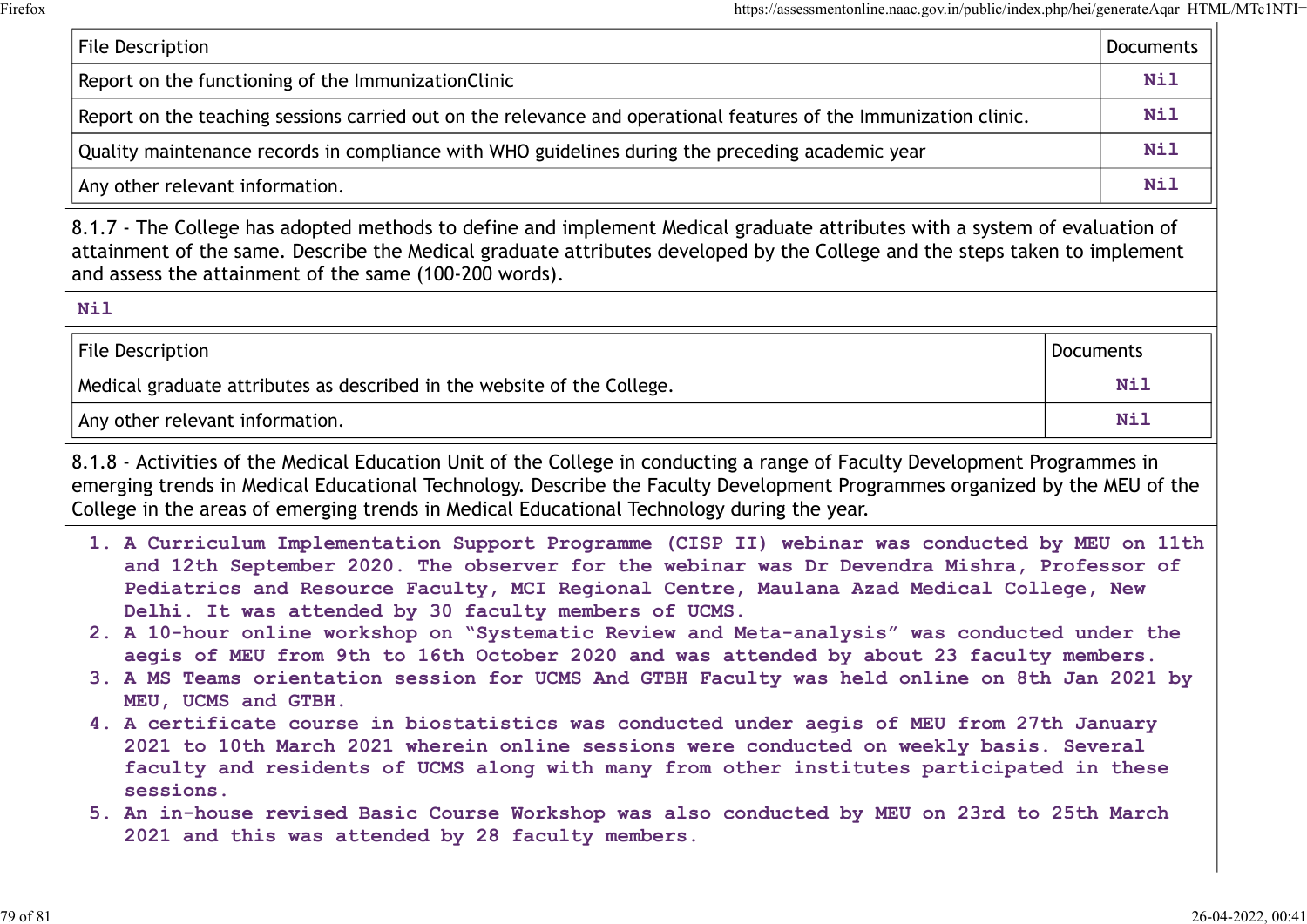| File Description | Documents |
|---|---|
| Report on the functioning of the ImmunizationClinic | Nil |
| Report on the teaching sessions carried out on the relevance and operational features of the Immunization clinic. | Nil |
| Quality maintenance records in compliance with WHO guidelines during the preceding academic year | Nil |
| Any other relevant information. | Nil |

8.1.7 - The College has adopted methods to define and implement Medical graduate attributes with a system of evaluation of attainment of the same. Describe the Medical graduate attributes developed by the College and the steps taken to implement and assess the attainment of the same (100-200 words).

Nil

| File Description | Documents |
|---|---|
| Medical graduate attributes as described in the website of the College. | Nil |
| Any other relevant information. | Nil |

8.1.8 - Activities of the Medical Education Unit of the College in conducting a range of Faculty Development Programmes in emerging trends in Medical Educational Technology. Describe the Faculty Development Programmes organized by the MEU of the College in the areas of emerging trends in Medical Educational Technology during the year.

1. A Curriculum Implementation Support Programme (CISP II) webinar was conducted by MEU on 11th and 12th September 2020. The observer for the webinar was Dr Devendra Mishra, Professor of Pediatrics and Resource Faculty, MCI Regional Centre, Maulana Azad Medical College, New Delhi. It was attended by 30 faculty members of UCMS.
2. A 10-hour online workshop on "Systematic Review and Meta-analysis" was conducted under the aegis of MEU from 9th to 16th October 2020 and was attended by about 23 faculty members.
3. A MS Teams orientation session for UCMS And GTBH Faculty was held online on 8th Jan 2021 by MEU, UCMS and GTBH.
4. A certificate course in biostatistics was conducted under aegis of MEU from 27th January 2021 to 10th March 2021 wherein online sessions were conducted on weekly basis. Several faculty and residents of UCMS along with many from other institutes participated in these sessions.
5. An in-house revised Basic Course Workshop was also conducted by MEU on 23rd to 25th March 2021 and this was attended by 28 faculty members.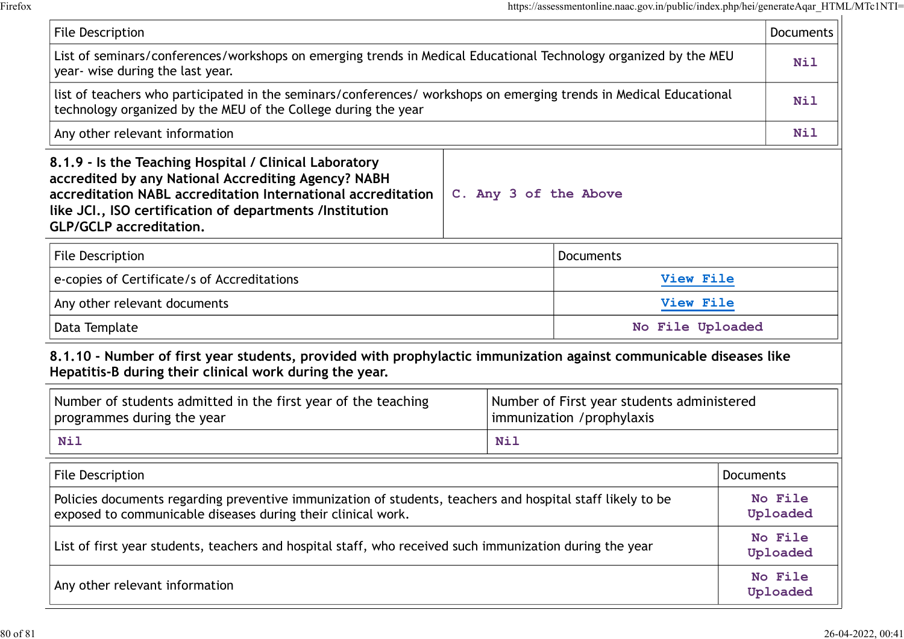| File Description | Documents |
| --- | --- |
| List of seminars/conferences/workshops on emerging trends in Medical Educational Technology organized by the MEU year- wise during the last year. | Nil |
| list of teachers who participated in the seminars/conferences/ workshops on emerging trends in Medical Educational technology organized by the MEU of the College during the year | Nil |
| Any other relevant information | Nil |

| **8.1.9 - Is the Teaching Hospital / Clinical Laboratory accredited by any National Accrediting Agency? NABH accreditation NABL accreditation International accreditation like JCI., ISO certification of departments /Institution GLP/GCLP accreditation.** | C. Any 3 of the Above |
| --- | --- |

| File Description | Documents |
| --- | --- |
| e-copies of Certificate/s of Accreditations | View File |
| Any other relevant documents | View File |
| Data Template | No File Uploaded |

**8.1.10 - Number of first year students, provided with prophylactic immunization against communicable diseases like Hepatitis-B during their clinical work during the year.**

| Number of students admitted in the first year of the teaching programmes during the year | Number of First year students administered immunization /prophylaxis |
| --- | --- |
| Nil | Nil |

| File Description | Documents |
| --- | --- |
| Policies documents regarding preventive immunization of students, teachers and hospital staff likely to be exposed to communicable diseases during their clinical work. | No File Uploaded |
| List of first year students, teachers and hospital staff, who received such immunization during the year | No File Uploaded |
| Any other relevant information | No File Uploaded |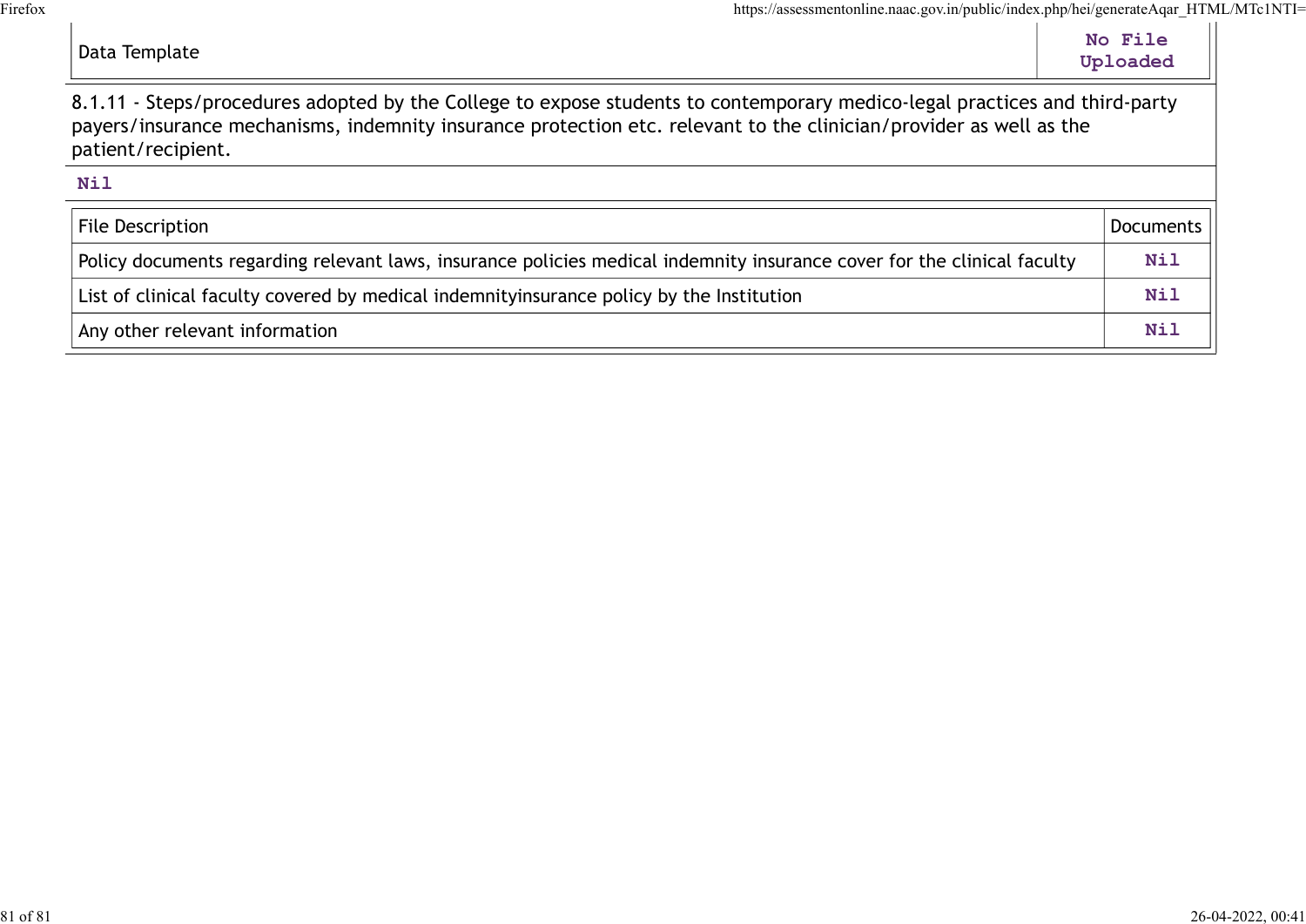| | |
|---|---|
| Data Template | No File Uploaded |

8.1.11 - Steps/procedures adopted by the College to expose students to contemporary medico-legal practices and third-party payers/insurance mechanisms, indemnity insurance protection etc. relevant to the clinician/provider as well as the patient/recipient.

Nil

| File Description | Documents |
|---|---|
| Policy documents regarding relevant laws, insurance policies medical indemnity insurance cover for the clinical faculty | Nil |
| List of clinical faculty covered by medical indemnityinsurance policy by the Institution | Nil |
| Any other relevant information | Nil |